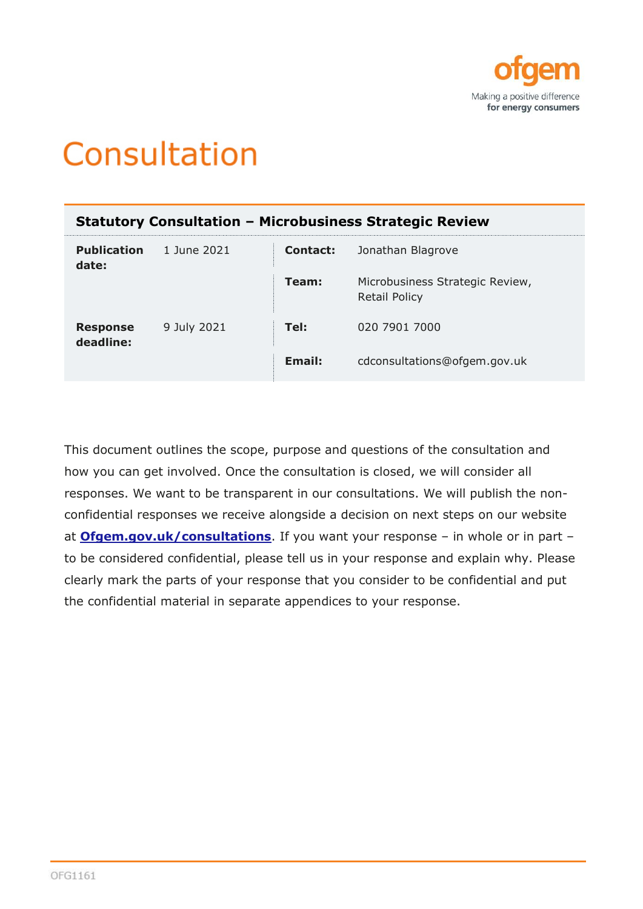# Consultation

## Statutory Consultation – Microbusiness Strategic Review

| | | | |
|---|---|---|---|
| **Publication date:** | 1 June 2021 | **Contact:** | Jonathan Blagrove |
| | | **Team:** | Microbusiness Strategic Review, Retail Policy |
| **Response deadline:** | 9 July 2021 | **Tel:** | 020 7901 7000 |
| | | **Email:** | cdconsultations@ofgem.gov.uk |

This document outlines the scope, purpose and questions of the consultation and how you can get involved. Once the consultation is closed, we will consider all responses. We want to be transparent in our consultations. We will publish the non-confidential responses we receive alongside a decision on next steps on our website at **Ofgem.gov.uk/consultations**. If you want your response – in whole or in part – to be considered confidential, please tell us in your response and explain why. Please clearly mark the parts of your response that you consider to be confidential and put the confidential material in separate appendices to your response.

OFG1161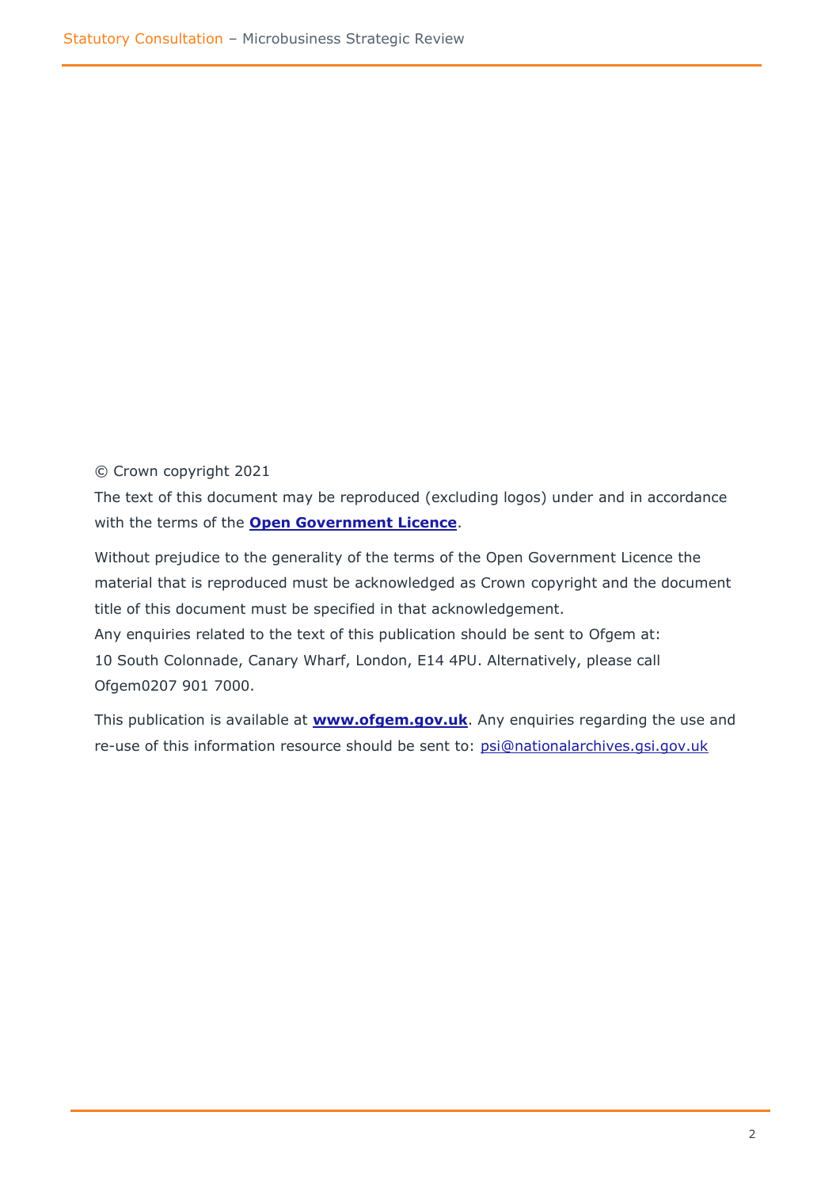© Crown copyright 2021

The text of this document may be reproduced (excluding logos) under and in accordance with the terms of the **Open Government Licence**.

Without prejudice to the generality of the terms of the Open Government Licence the material that is reproduced must be acknowledged as Crown copyright and the document title of this document must be specified in that acknowledgement.

Any enquiries related to the text of this publication should be sent to Ofgem at: 10 South Colonnade, Canary Wharf, London, E14 4PU. Alternatively, please call Ofgem0207 901 7000.

This publication is available at **www.ofgem.gov.uk**. Any enquiries regarding the use and re-use of this information resource should be sent to: psi@nationalarchives.gsi.gov.uk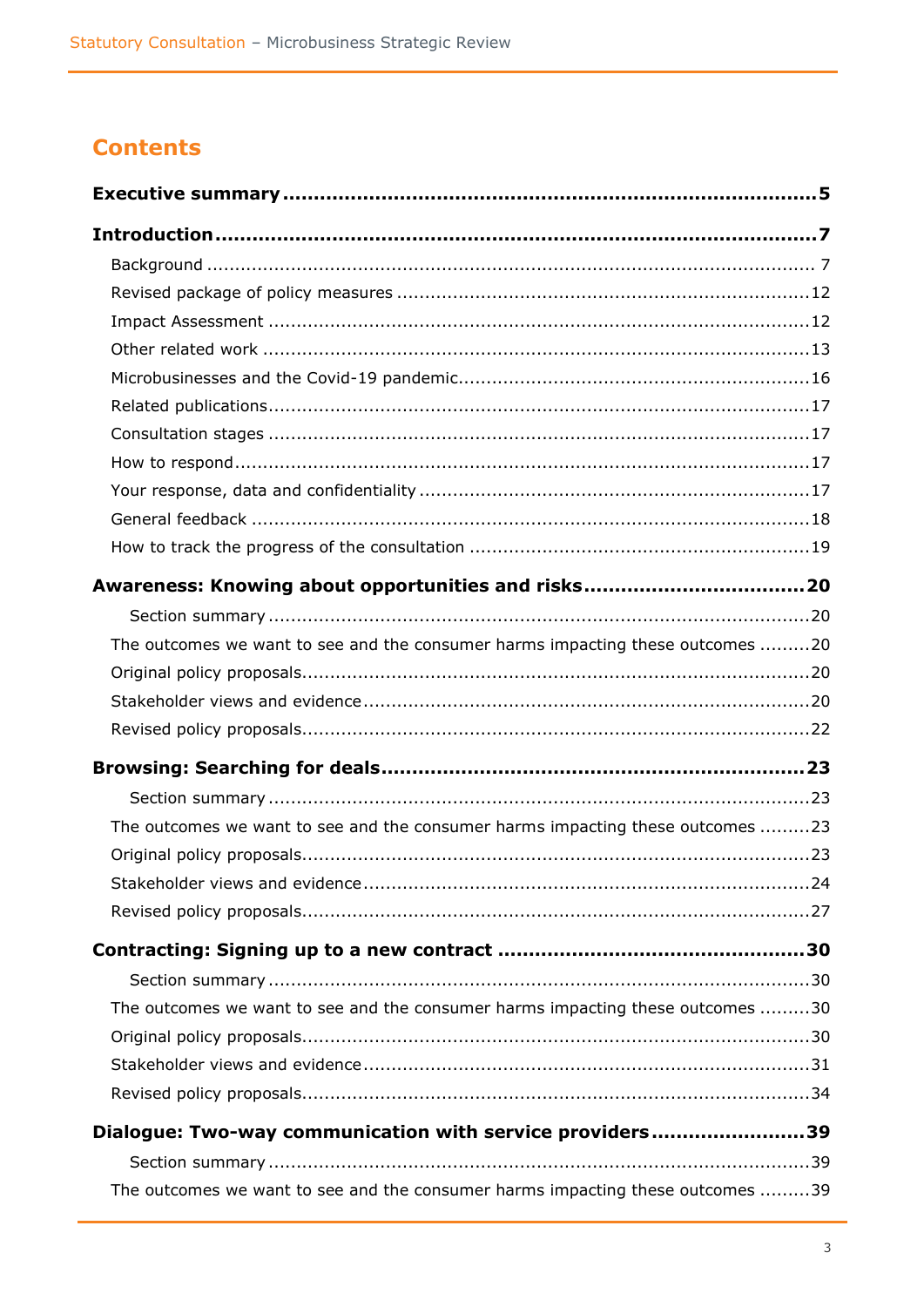# Contents

**Executive summary** ..... 5

**Introduction** ..... 7

- Background ..... 7
- Revised package of policy measures ..... 12
- Impact Assessment ..... 12
- Other related work ..... 13
- Microbusinesses and the Covid-19 pandemic ..... 16
- Related publications ..... 17
- Consultation stages ..... 17
- How to respond ..... 17
- Your response, data and confidentiality ..... 17
- General feedback ..... 18
- How to track the progress of the consultation ..... 19

**Awareness: Knowing about opportunities and risks** ..... 20

- Section summary ..... 20
- The outcomes we want to see and the consumer harms impacting these outcomes ..... 20
- Original policy proposals ..... 20
- Stakeholder views and evidence ..... 20
- Revised policy proposals ..... 22

**Browsing: Searching for deals** ..... 23

- Section summary ..... 23
- The outcomes we want to see and the consumer harms impacting these outcomes ..... 23
- Original policy proposals ..... 23
- Stakeholder views and evidence ..... 24
- Revised policy proposals ..... 27

**Contracting: Signing up to a new contract** ..... 30

- Section summary ..... 30
- The outcomes we want to see and the consumer harms impacting these outcomes ..... 30
- Original policy proposals ..... 30
- Stakeholder views and evidence ..... 31
- Revised policy proposals ..... 34

**Dialogue: Two-way communication with service providers** ..... 39

- Section summary ..... 39
- The outcomes we want to see and the consumer harms impacting these outcomes ..... 39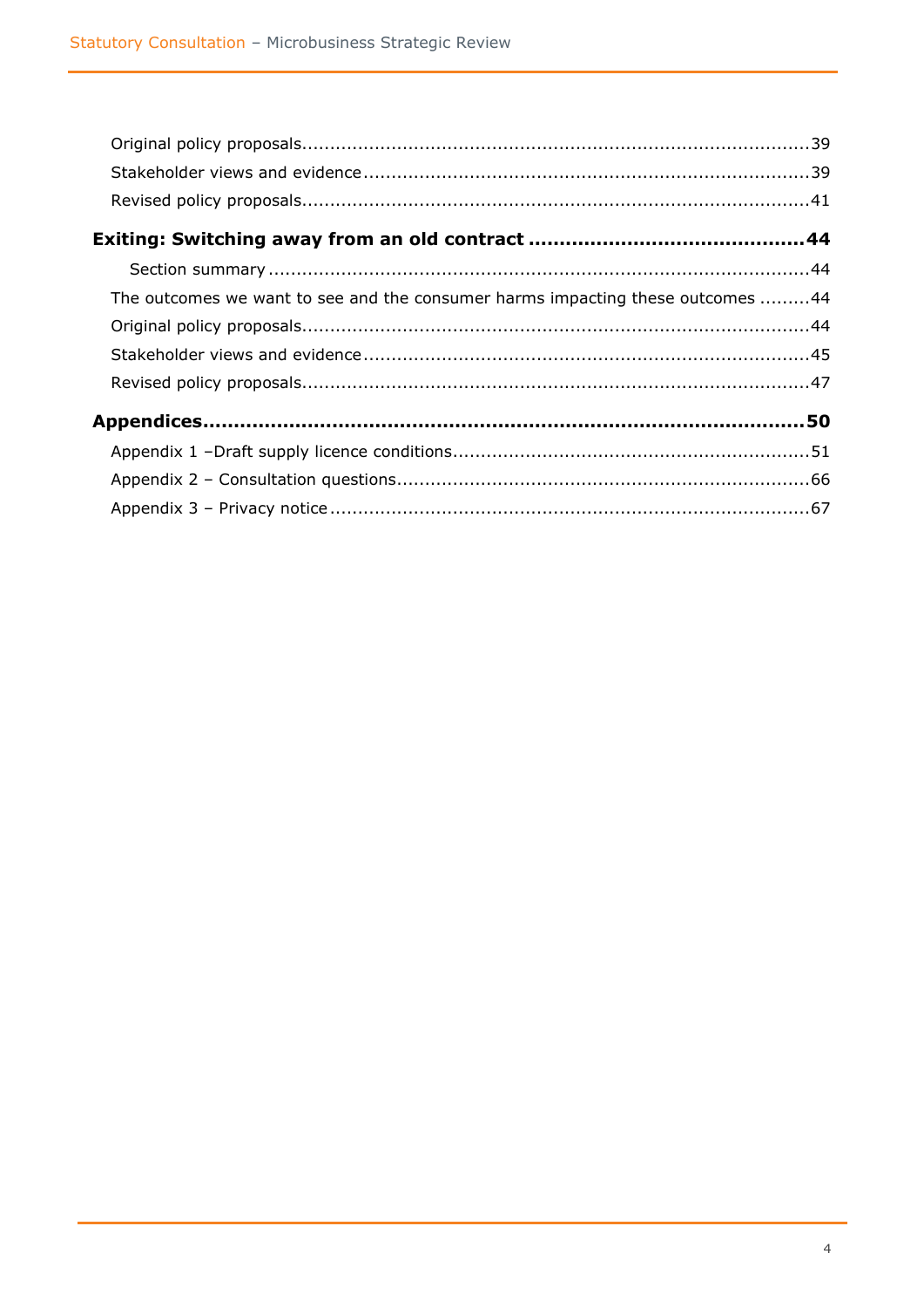Original policy proposals.......................................................................................39

Stakeholder views and evidence...........................................................................39

Revised policy proposals........................................................................................41

**Exiting: Switching away from an old contract ............................................44**

Section summary ...............................................................................................44

The outcomes we want to see and the consumer harms impacting these outcomes .........44

Original policy proposals.......................................................................................44

Stakeholder views and evidence...........................................................................45

Revised policy proposals........................................................................................47

**Appendices.......................................................................................................50**

Appendix 1 –Draft supply licence conditions...............................................................51

Appendix 2 – Consultation questions.........................................................................66

Appendix 3 – Privacy notice.....................................................................................67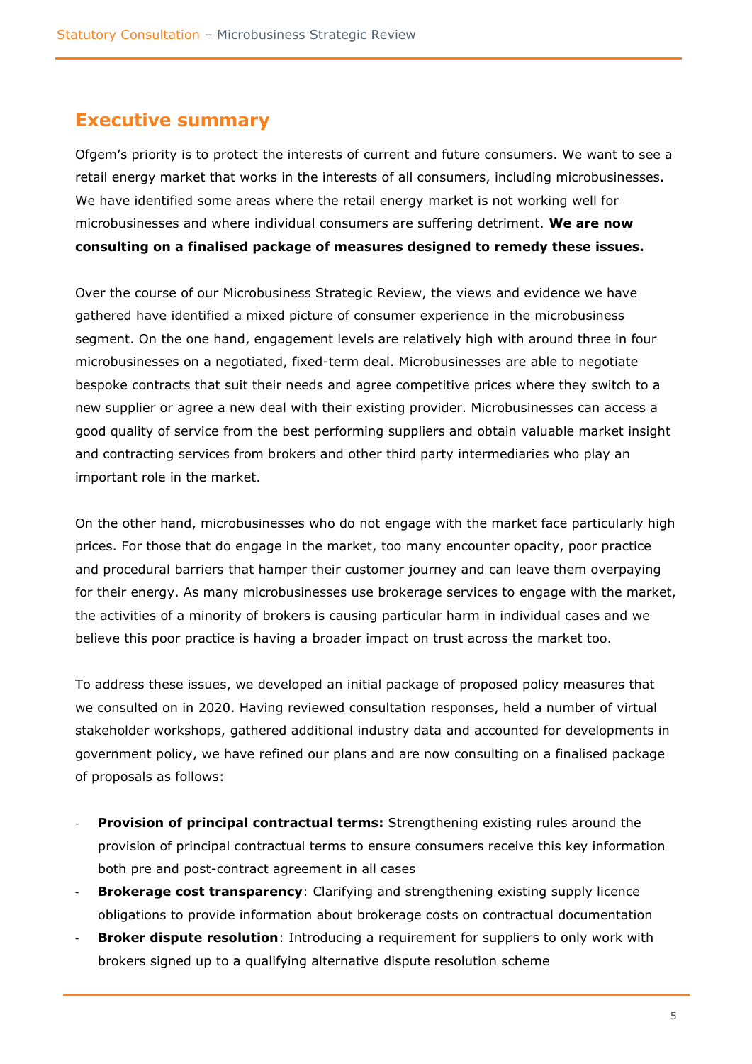## Executive summary

Ofgem's priority is to protect the interests of current and future consumers. We want to see a retail energy market that works in the interests of all consumers, including microbusinesses. We have identified some areas where the retail energy market is not working well for microbusinesses and where individual consumers are suffering detriment. **We are now consulting on a finalised package of measures designed to remedy these issues.**

Over the course of our Microbusiness Strategic Review, the views and evidence we have gathered have identified a mixed picture of consumer experience in the microbusiness segment. On the one hand, engagement levels are relatively high with around three in four microbusinesses on a negotiated, fixed-term deal. Microbusinesses are able to negotiate bespoke contracts that suit their needs and agree competitive prices where they switch to a new supplier or agree a new deal with their existing provider. Microbusinesses can access a good quality of service from the best performing suppliers and obtain valuable market insight and contracting services from brokers and other third party intermediaries who play an important role in the market.

On the other hand, microbusinesses who do not engage with the market face particularly high prices. For those that do engage in the market, too many encounter opacity, poor practice and procedural barriers that hamper their customer journey and can leave them overpaying for their energy. As many microbusinesses use brokerage services to engage with the market, the activities of a minority of brokers is causing particular harm in individual cases and we believe this poor practice is having a broader impact on trust across the market too.

To address these issues, we developed an initial package of proposed policy measures that we consulted on in 2020. Having reviewed consultation responses, held a number of virtual stakeholder workshops, gathered additional industry data and accounted for developments in government policy, we have refined our plans and are now consulting on a finalised package of proposals as follows:

- **Provision of principal contractual terms:** Strengthening existing rules around the provision of principal contractual terms to ensure consumers receive this key information both pre and post-contract agreement in all cases
- **Brokerage cost transparency**: Clarifying and strengthening existing supply licence obligations to provide information about brokerage costs on contractual documentation
- **Broker dispute resolution**: Introducing a requirement for suppliers to only work with brokers signed up to a qualifying alternative dispute resolution scheme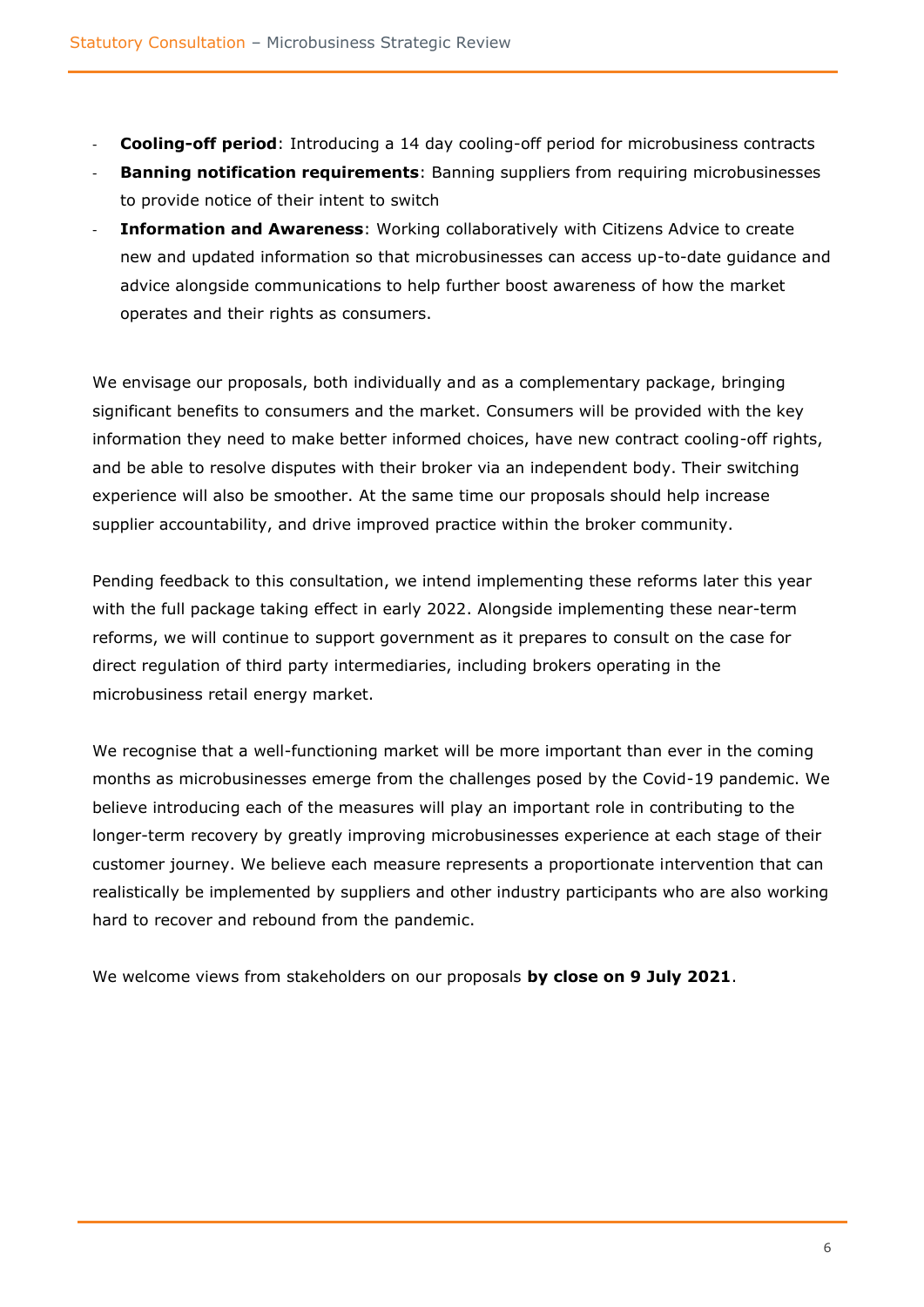- **Cooling-off period**: Introducing a 14 day cooling-off period for microbusiness contracts
- **Banning notification requirements**: Banning suppliers from requiring microbusinesses to provide notice of their intent to switch
- **Information and Awareness**: Working collaboratively with Citizens Advice to create new and updated information so that microbusinesses can access up-to-date guidance and advice alongside communications to help further boost awareness of how the market operates and their rights as consumers.

We envisage our proposals, both individually and as a complementary package, bringing significant benefits to consumers and the market. Consumers will be provided with the key information they need to make better informed choices, have new contract cooling-off rights, and be able to resolve disputes with their broker via an independent body. Their switching experience will also be smoother. At the same time our proposals should help increase supplier accountability, and drive improved practice within the broker community.

Pending feedback to this consultation, we intend implementing these reforms later this year with the full package taking effect in early 2022. Alongside implementing these near-term reforms, we will continue to support government as it prepares to consult on the case for direct regulation of third party intermediaries, including brokers operating in the microbusiness retail energy market.

We recognise that a well-functioning market will be more important than ever in the coming months as microbusinesses emerge from the challenges posed by the Covid-19 pandemic. We believe introducing each of the measures will play an important role in contributing to the longer-term recovery by greatly improving microbusinesses experience at each stage of their customer journey. We believe each measure represents a proportionate intervention that can realistically be implemented by suppliers and other industry participants who are also working hard to recover and rebound from the pandemic.

We welcome views from stakeholders on our proposals **by close on 9 July 2021**.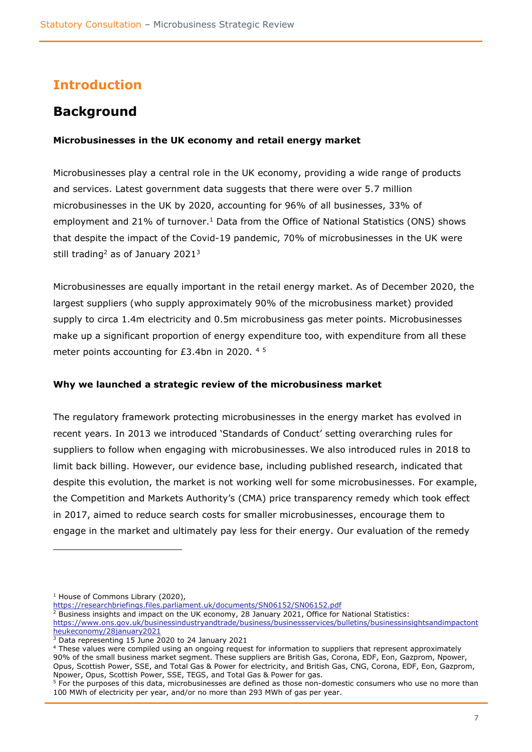# Introduction

## Background

**Microbusinesses in the UK economy and retail energy market**

Microbusinesses play a central role in the UK economy, providing a wide range of products and services. Latest government data suggests that there were over 5.7 million microbusinesses in the UK by 2020, accounting for 96% of all businesses, 33% of employment and 21% of turnover.[1] Data from the Office of National Statistics (ONS) shows that despite the impact of the Covid-19 pandemic, 70% of microbusinesses in the UK were still trading[2] as of January 2021[3]

Microbusinesses are equally important in the retail energy market. As of December 2020, the largest suppliers (who supply approximately 90% of the microbusiness market) provided supply to circa 1.4m electricity and 0.5m microbusiness gas meter points. Microbusinesses make up a significant proportion of energy expenditure too, with expenditure from all these meter points accounting for £3.4bn in 2020. [4] [5]

**Why we launched a strategic review of the microbusiness market**

The regulatory framework protecting microbusinesses in the energy market has evolved in recent years. In 2013 we introduced 'Standards of Conduct' setting overarching rules for suppliers to follow when engaging with microbusinesses. We also introduced rules in 2018 to limit back billing. However, our evidence base, including published research, indicated that despite this evolution, the market is not working well for some microbusinesses. For example, the Competition and Markets Authority's (CMA) price transparency remedy which took effect in 2017, aimed to reduce search costs for smaller microbusinesses, encourage them to engage in the market and ultimately pay less for their energy. Our evaluation of the remedy

---

[1] House of Commons Library (2020), https://researchbriefings.files.parliament.uk/documents/SN06152/SN06152.pdf

[2] Business insights and impact on the UK economy, 28 January 2021, Office for National Statistics: https://www.ons.gov.uk/businessindustryandtrade/business/businessservices/bulletins/businessinsightsandimpactontheukeconomy/28january2021

[3] Data representing 15 June 2020 to 24 January 2021

[4] These values were compiled using an ongoing request for information to suppliers that represent approximately 90% of the small business market segment. These suppliers are British Gas, Corona, EDF, Eon, Gazprom, Npower, Opus, Scottish Power, SSE, and Total Gas & Power for electricity, and British Gas, CNG, Corona, EDF, Eon, Gazprom, Npower, Opus, Scottish Power, SSE, TEGS, and Total Gas & Power for gas.

[5] For the purposes of this data, microbusinesses are defined as those non-domestic consumers who use no more than 100 MWh of electricity per year, and/or no more than 293 MWh of gas per year.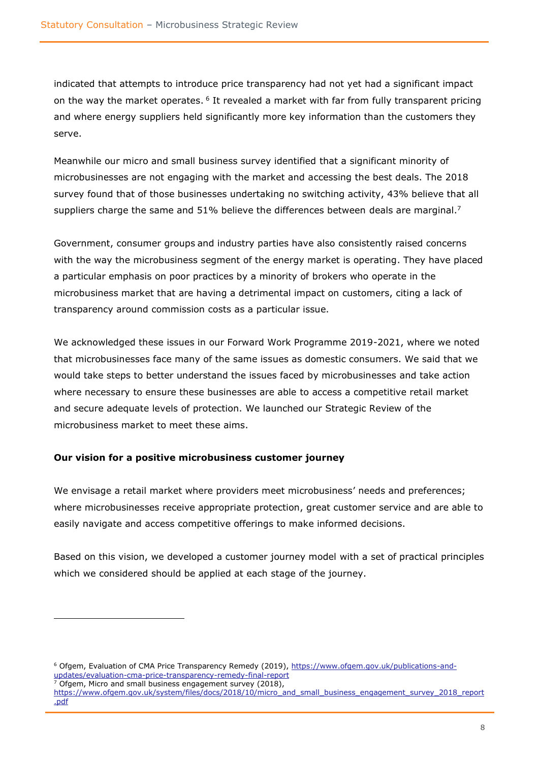indicated that attempts to introduce price transparency had not yet had a significant impact on the way the market operates. [6] It revealed a market with far from fully transparent pricing and where energy suppliers held significantly more key information than the customers they serve.

Meanwhile our micro and small business survey identified that a significant minority of microbusinesses are not engaging with the market and accessing the best deals. The 2018 survey found that of those businesses undertaking no switching activity, 43% believe that all suppliers charge the same and 51% believe the differences between deals are marginal.[7]

Government, consumer groups and industry parties have also consistently raised concerns with the way the microbusiness segment of the energy market is operating. They have placed a particular emphasis on poor practices by a minority of brokers who operate in the microbusiness market that are having a detrimental impact on customers, citing a lack of transparency around commission costs as a particular issue.

We acknowledged these issues in our Forward Work Programme 2019-2021, where we noted that microbusinesses face many of the same issues as domestic consumers. We said that we would take steps to better understand the issues faced by microbusinesses and take action where necessary to ensure these businesses are able to access a competitive retail market and secure adequate levels of protection. We launched our Strategic Review of the microbusiness market to meet these aims.

**Our vision for a positive microbusiness customer journey**

We envisage a retail market where providers meet microbusiness' needs and preferences; where microbusinesses receive appropriate protection, great customer service and are able to easily navigate and access competitive offerings to make informed decisions.

Based on this vision, we developed a customer journey model with a set of practical principles which we considered should be applied at each stage of the journey.

---

[6] Ofgem, Evaluation of CMA Price Transparency Remedy (2019), https://www.ofgem.gov.uk/publications-and-updates/evaluation-cma-price-transparency-remedy-final-report

[7] Ofgem, Micro and small business engagement survey (2018), https://www.ofgem.gov.uk/system/files/docs/2018/10/micro_and_small_business_engagement_survey_2018_report.pdf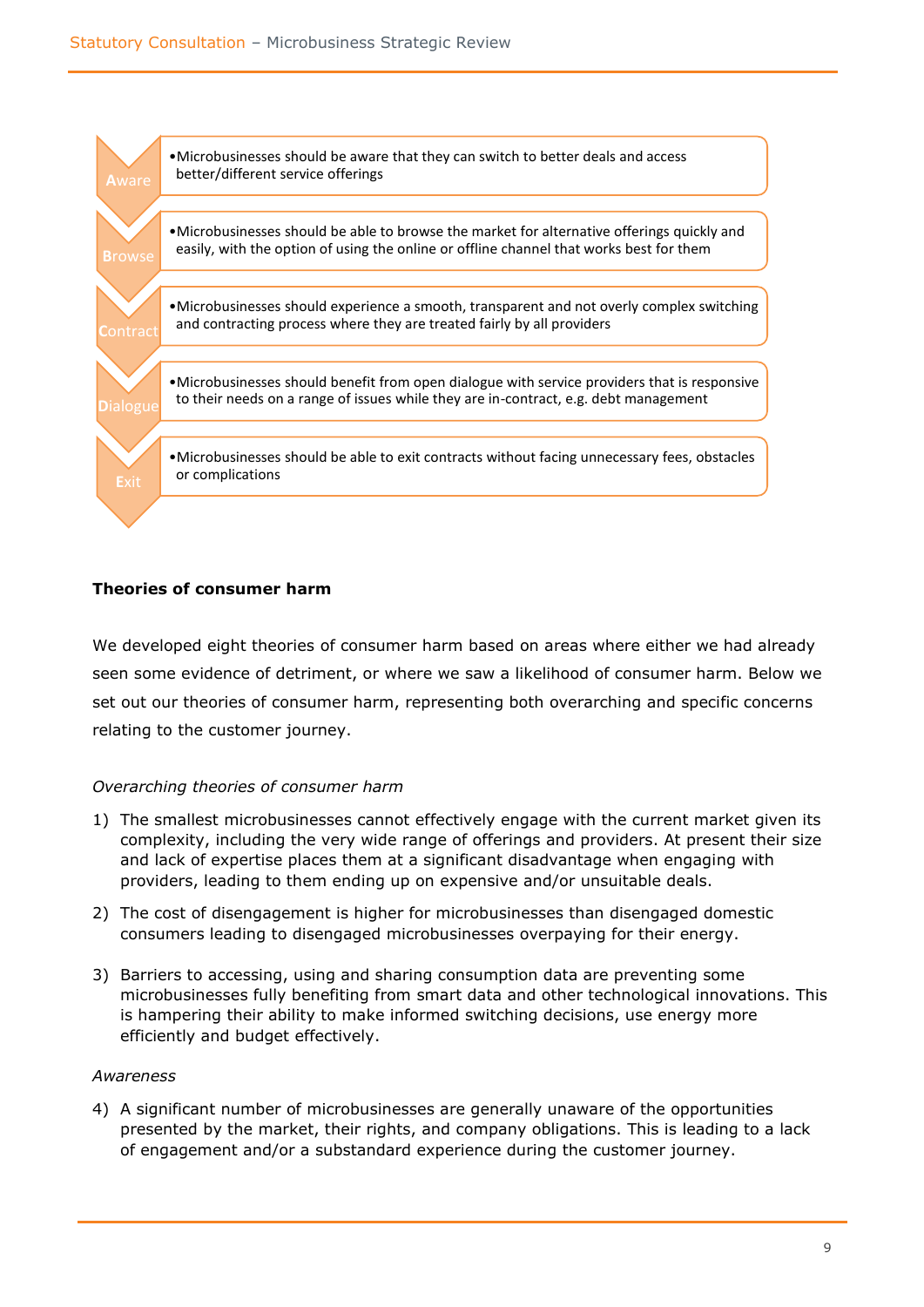- **Aware** — Microbusinesses should be aware that they can switch to better deals and access better/different service offerings
- **Browse** — Microbusinesses should be able to browse the market for alternative offerings quickly and easily, with the option of using the online or offline channel that works best for them
- **Contract** — Microbusinesses should experience a smooth, transparent and not overly complex switching and contracting process where they are treated fairly by all providers
- **Dialogue** — Microbusinesses should benefit from open dialogue with service providers that is responsive to their needs on a range of issues while they are in-contract, e.g. debt management
- **Exit** — Microbusinesses should be able to exit contracts without facing unnecessary fees, obstacles or complications

**Theories of consumer harm**

We developed eight theories of consumer harm based on areas where either we had already seen some evidence of detriment, or where we saw a likelihood of consumer harm. Below we set out our theories of consumer harm, representing both overarching and specific concerns relating to the customer journey.

*Overarching theories of consumer harm*

1) The smallest microbusinesses cannot effectively engage with the current market given its complexity, including the very wide range of offerings and providers. At present their size and lack of expertise places them at a significant disadvantage when engaging with providers, leading to them ending up on expensive and/or unsuitable deals.

2) The cost of disengagement is higher for microbusinesses than disengaged domestic consumers leading to disengaged microbusinesses overpaying for their energy.

3) Barriers to accessing, using and sharing consumption data are preventing some microbusinesses fully benefiting from smart data and other technological innovations. This is hampering their ability to make informed switching decisions, use energy more efficiently and budget effectively.

*Awareness*

4) A significant number of microbusinesses are generally unaware of the opportunities presented by the market, their rights, and company obligations. This is leading to a lack of engagement and/or a substandard experience during the customer journey.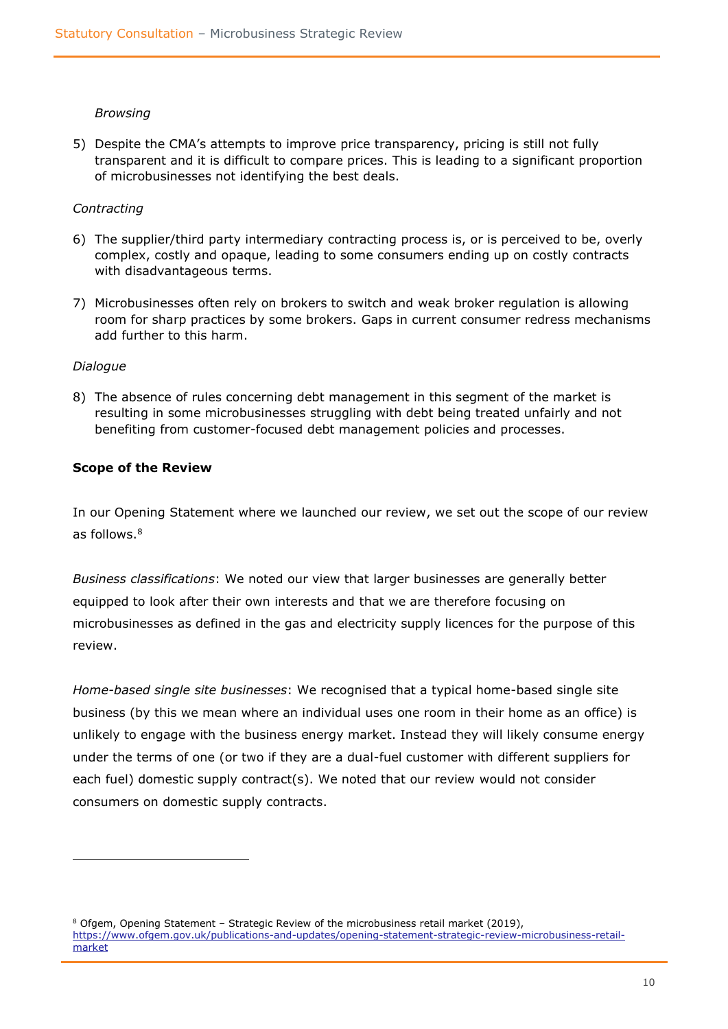*Browsing*

5) Despite the CMA's attempts to improve price transparency, pricing is still not fully transparent and it is difficult to compare prices. This is leading to a significant proportion of microbusinesses not identifying the best deals.

*Contracting*

6) The supplier/third party intermediary contracting process is, or is perceived to be, overly complex, costly and opaque, leading to some consumers ending up on costly contracts with disadvantageous terms.
7) Microbusinesses often rely on brokers to switch and weak broker regulation is allowing room for sharp practices by some brokers. Gaps in current consumer redress mechanisms add further to this harm.

*Dialogue*

8) The absence of rules concerning debt management in this segment of the market is resulting in some microbusinesses struggling with debt being treated unfairly and not benefiting from customer-focused debt management policies and processes.

**Scope of the Review**

In our Opening Statement where we launched our review, we set out the scope of our review as follows.[8]

*Business classifications*: We noted our view that larger businesses are generally better equipped to look after their own interests and that we are therefore focusing on microbusinesses as defined in the gas and electricity supply licences for the purpose of this review.

*Home-based single site businesses*: We recognised that a typical home-based single site business (by this we mean where an individual uses one room in their home as an office) is unlikely to engage with the business energy market. Instead they will likely consume energy under the terms of one (or two if they are a dual-fuel customer with different suppliers for each fuel) domestic supply contract(s). We noted that our review would not consider consumers on domestic supply contracts.

---

[8] Ofgem, Opening Statement – Strategic Review of the microbusiness retail market (2019), https://www.ofgem.gov.uk/publications-and-updates/opening-statement-strategic-review-microbusiness-retail-market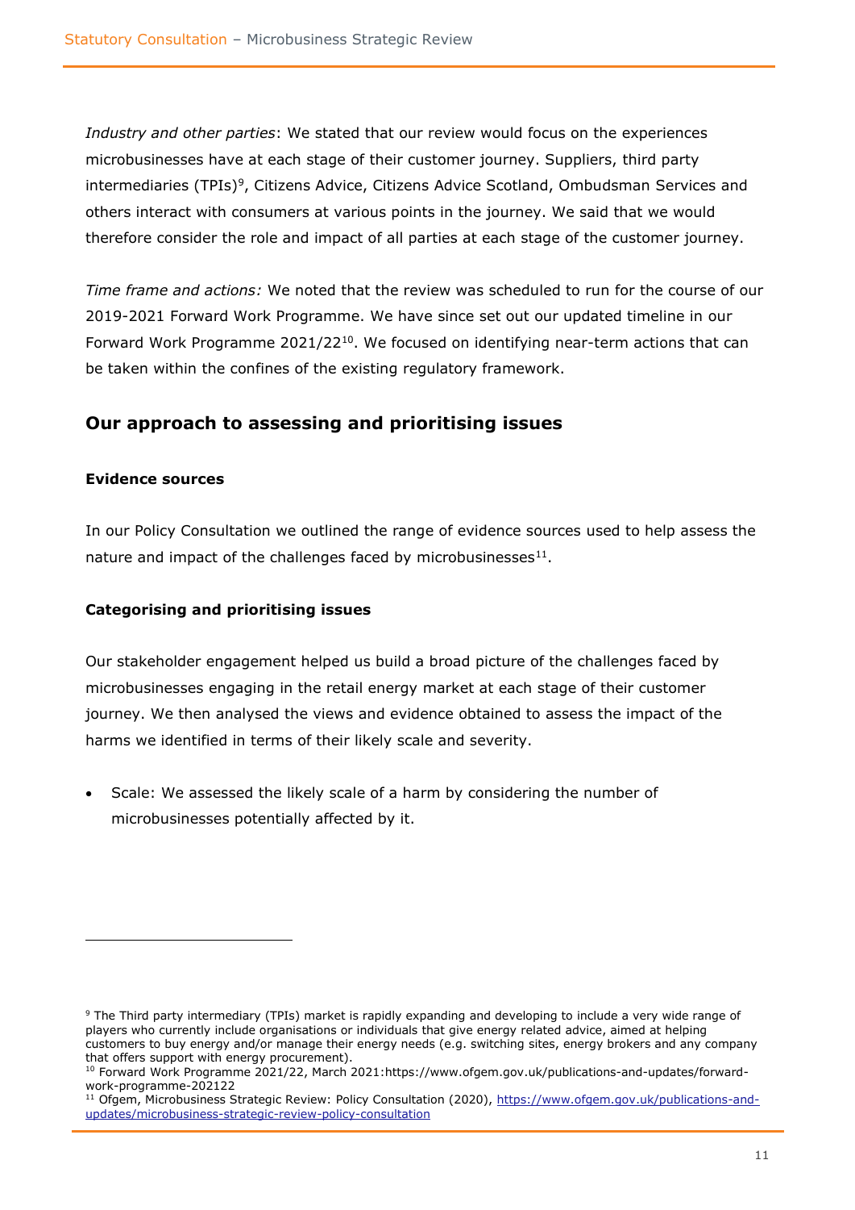*Industry and other parties*: We stated that our review would focus on the experiences microbusinesses have at each stage of their customer journey. Suppliers, third party intermediaries (TPIs)[9], Citizens Advice, Citizens Advice Scotland, Ombudsman Services and others interact with consumers at various points in the journey. We said that we would therefore consider the role and impact of all parties at each stage of the customer journey.

*Time frame and actions:* We noted that the review was scheduled to run for the course of our 2019-2021 Forward Work Programme. We have since set out our updated timeline in our Forward Work Programme 2021/22[10]. We focused on identifying near-term actions that can be taken within the confines of the existing regulatory framework.

## Our approach to assessing and prioritising issues

### Evidence sources

In our Policy Consultation we outlined the range of evidence sources used to help assess the nature and impact of the challenges faced by microbusinesses[11].

### Categorising and prioritising issues

Our stakeholder engagement helped us build a broad picture of the challenges faced by microbusinesses engaging in the retail energy market at each stage of their customer journey. We then analysed the views and evidence obtained to assess the impact of the harms we identified in terms of their likely scale and severity.

- Scale: We assessed the likely scale of a harm by considering the number of microbusinesses potentially affected by it.

---

[9] The Third party intermediary (TPIs) market is rapidly expanding and developing to include a very wide range of players who currently include organisations or individuals that give energy related advice, aimed at helping customers to buy energy and/or manage their energy needs (e.g. switching sites, energy brokers and any company that offers support with energy procurement).

[10] Forward Work Programme 2021/22, March 2021:https://www.ofgem.gov.uk/publications-and-updates/forward-work-programme-202122

[11] Ofgem, Microbusiness Strategic Review: Policy Consultation (2020), https://www.ofgem.gov.uk/publications-and-updates/microbusiness-strategic-review-policy-consultation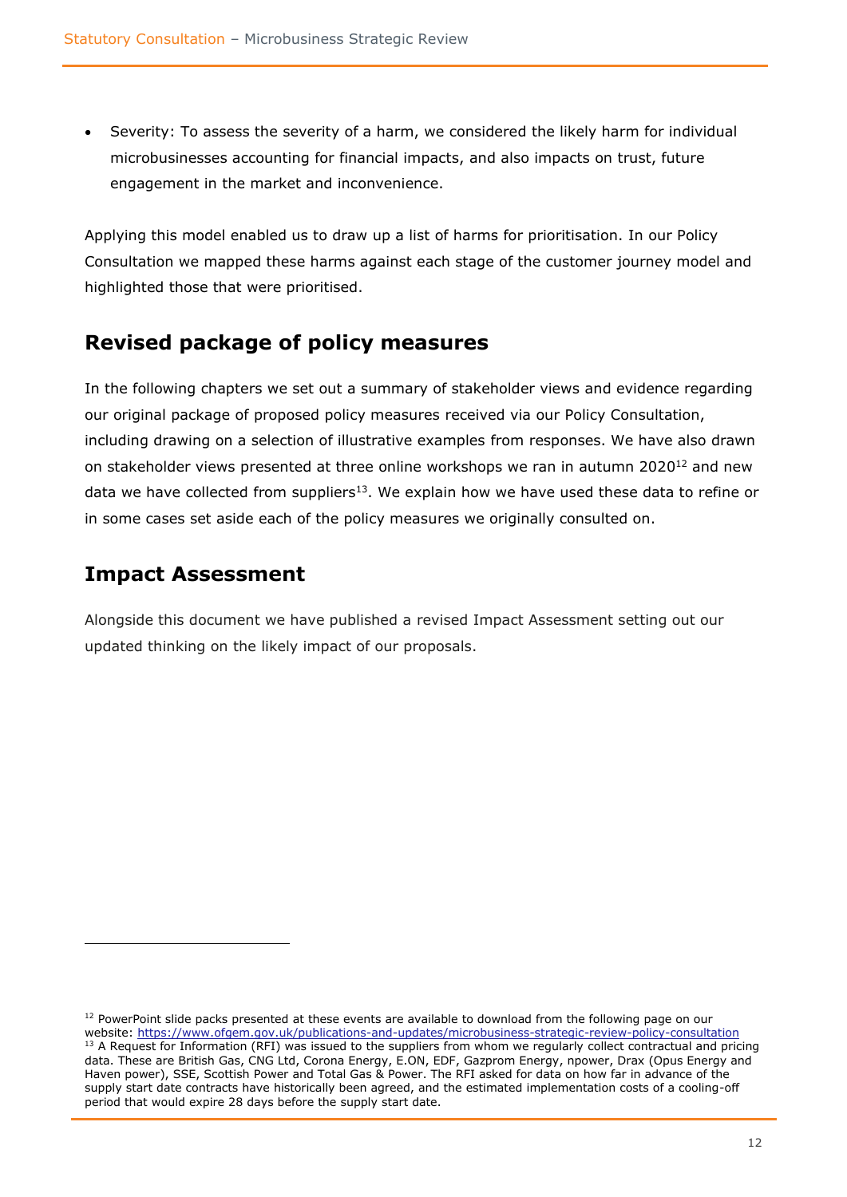- Severity: To assess the severity of a harm, we considered the likely harm for individual microbusinesses accounting for financial impacts, and also impacts on trust, future engagement in the market and inconvenience.

Applying this model enabled us to draw up a list of harms for prioritisation. In our Policy Consultation we mapped these harms against each stage of the customer journey model and highlighted those that were prioritised.

## Revised package of policy measures

In the following chapters we set out a summary of stakeholder views and evidence regarding our original package of proposed policy measures received via our Policy Consultation, including drawing on a selection of illustrative examples from responses. We have also drawn on stakeholder views presented at three online workshops we ran in autumn 2020[12] and new data we have collected from suppliers[13]. We explain how we have used these data to refine or in some cases set aside each of the policy measures we originally consulted on.

## Impact Assessment

Alongside this document we have published a revised Impact Assessment setting out our updated thinking on the likely impact of our proposals.

---

[12] PowerPoint slide packs presented at these events are available to download from the following page on our website: https://www.ofgem.gov.uk/publications-and-updates/microbusiness-strategic-review-policy-consultation

[13] A Request for Information (RFI) was issued to the suppliers from whom we regularly collect contractual and pricing data. These are British Gas, CNG Ltd, Corona Energy, E.ON, EDF, Gazprom Energy, npower, Drax (Opus Energy and Haven power), SSE, Scottish Power and Total Gas & Power. The RFI asked for data on how far in advance of the supply start date contracts have historically been agreed, and the estimated implementation costs of a cooling-off period that would expire 28 days before the supply start date.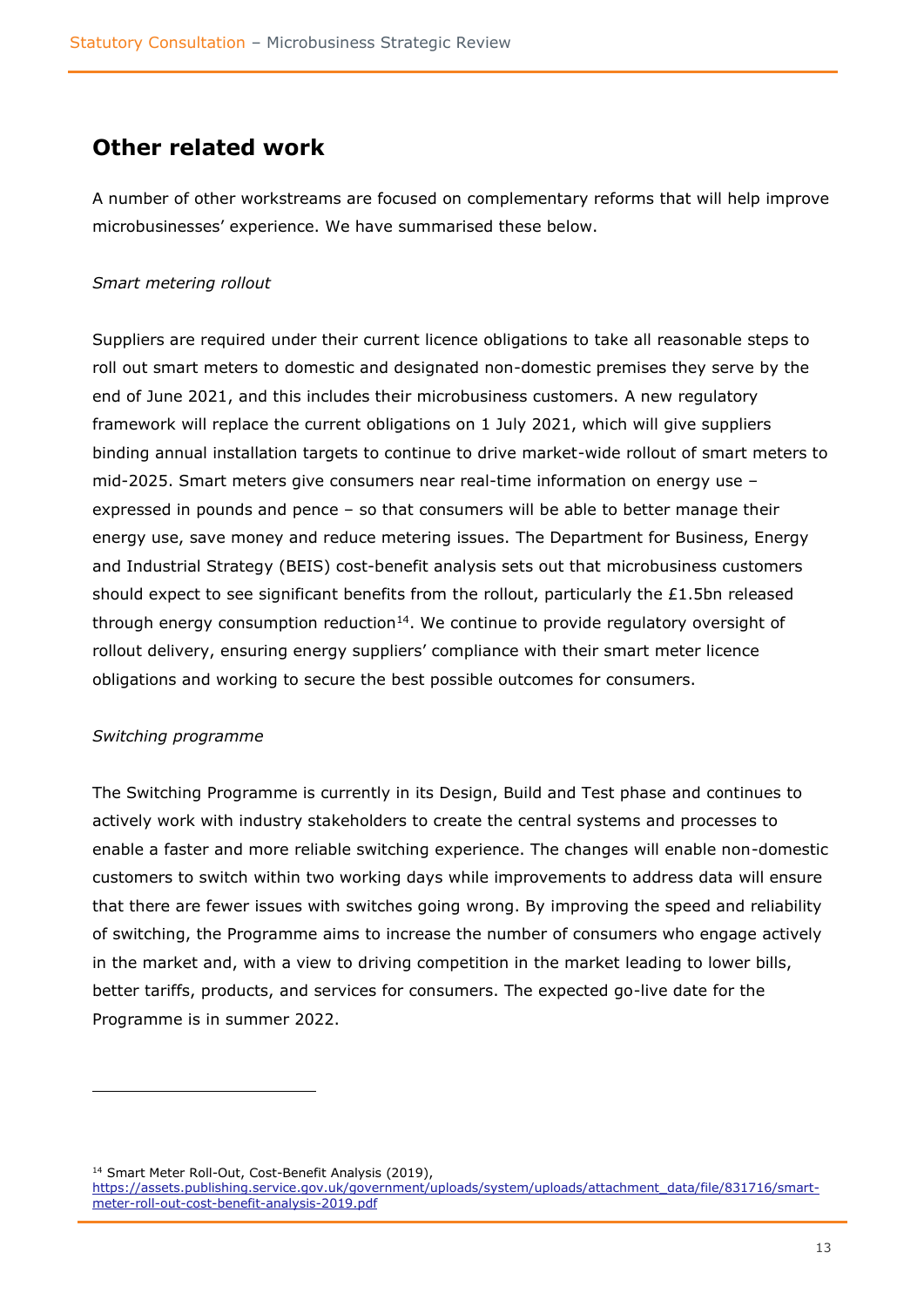## Other related work

A number of other workstreams are focused on complementary reforms that will help improve microbusinesses' experience. We have summarised these below.

*Smart metering rollout*

Suppliers are required under their current licence obligations to take all reasonable steps to roll out smart meters to domestic and designated non-domestic premises they serve by the end of June 2021, and this includes their microbusiness customers. A new regulatory framework will replace the current obligations on 1 July 2021, which will give suppliers binding annual installation targets to continue to drive market-wide rollout of smart meters to mid-2025. Smart meters give consumers near real-time information on energy use – expressed in pounds and pence – so that consumers will be able to better manage their energy use, save money and reduce metering issues. The Department for Business, Energy and Industrial Strategy (BEIS) cost-benefit analysis sets out that microbusiness customers should expect to see significant benefits from the rollout, particularly the £1.5bn released through energy consumption reduction[14]. We continue to provide regulatory oversight of rollout delivery, ensuring energy suppliers' compliance with their smart meter licence obligations and working to secure the best possible outcomes for consumers.

*Switching programme*

The Switching Programme is currently in its Design, Build and Test phase and continues to actively work with industry stakeholders to create the central systems and processes to enable a faster and more reliable switching experience. The changes will enable non-domestic customers to switch within two working days while improvements to address data will ensure that there are fewer issues with switches going wrong. By improving the speed and reliability of switching, the Programme aims to increase the number of consumers who engage actively in the market and, with a view to driving competition in the market leading to lower bills, better tariffs, products, and services for consumers. The expected go-live date for the Programme is in summer 2022.

---

[14] Smart Meter Roll-Out, Cost-Benefit Analysis (2019), https://assets.publishing.service.gov.uk/government/uploads/system/uploads/attachment_data/file/831716/smart-meter-roll-out-cost-benefit-analysis-2019.pdf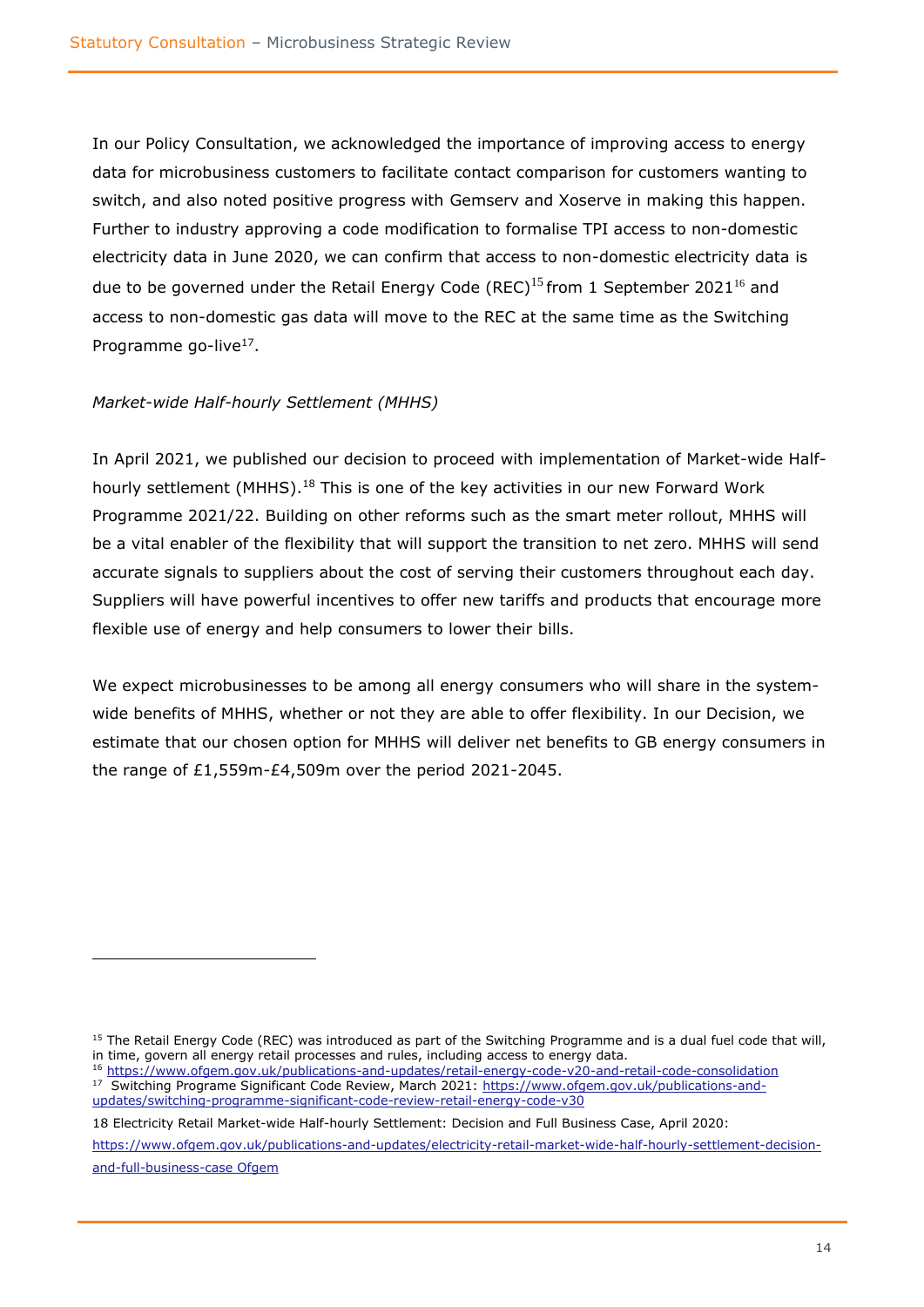In our Policy Consultation, we acknowledged the importance of improving access to energy data for microbusiness customers to facilitate contact comparison for customers wanting to switch, and also noted positive progress with Gemserv and Xoserve in making this happen. Further to industry approving a code modification to formalise TPI access to non-domestic electricity data in June 2020, we can confirm that access to non-domestic electricity data is due to be governed under the Retail Energy Code (REC)[15] from 1 September 2021[16] and access to non-domestic gas data will move to the REC at the same time as the Switching Programme go-live[17].

*Market-wide Half-hourly Settlement (MHHS)*

In April 2021, we published our decision to proceed with implementation of Market-wide Half-hourly settlement (MHHS).[18] This is one of the key activities in our new Forward Work Programme 2021/22. Building on other reforms such as the smart meter rollout, MHHS will be a vital enabler of the flexibility that will support the transition to net zero. MHHS will send accurate signals to suppliers about the cost of serving their customers throughout each day. Suppliers will have powerful incentives to offer new tariffs and products that encourage more flexible use of energy and help consumers to lower their bills.

We expect microbusinesses to be among all energy consumers who will share in the system-wide benefits of MHHS, whether or not they are able to offer flexibility. In our Decision, we estimate that our chosen option for MHHS will deliver net benefits to GB energy consumers in the range of £1,559m-£4,509m over the period 2021-2045.

---

[15] The Retail Energy Code (REC) was introduced as part of the Switching Programme and is a dual fuel code that will, in time, govern all energy retail processes and rules, including access to energy data.

[16] https://www.ofgem.gov.uk/publications-and-updates/retail-energy-code-v20-and-retail-code-consolidation

[17] Switching Programe Significant Code Review, March 2021: https://www.ofgem.gov.uk/publications-and-updates/switching-programme-significant-code-review-retail-energy-code-v30

18 Electricity Retail Market-wide Half-hourly Settlement: Decision and Full Business Case, April 2020: https://www.ofgem.gov.uk/publications-and-updates/electricity-retail-market-wide-half-hourly-settlement-decision-and-full-business-case Ofgem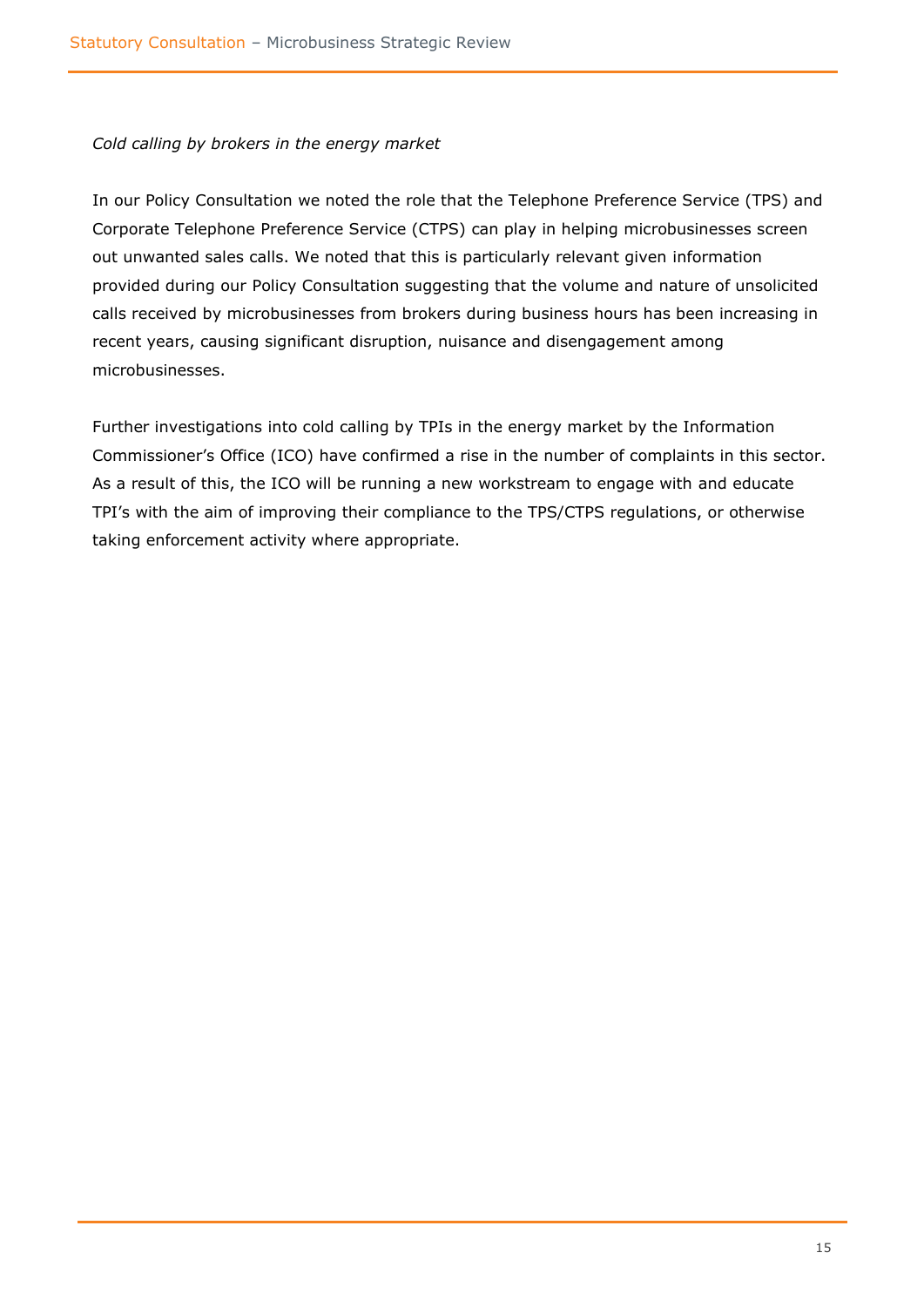*Cold calling by brokers in the energy market*

In our Policy Consultation we noted the role that the Telephone Preference Service (TPS) and Corporate Telephone Preference Service (CTPS) can play in helping microbusinesses screen out unwanted sales calls. We noted that this is particularly relevant given information provided during our Policy Consultation suggesting that the volume and nature of unsolicited calls received by microbusinesses from brokers during business hours has been increasing in recent years, causing significant disruption, nuisance and disengagement among microbusinesses.

Further investigations into cold calling by TPIs in the energy market by the Information Commissioner's Office (ICO) have confirmed a rise in the number of complaints in this sector. As a result of this, the ICO will be running a new workstream to engage with and educate TPI's with the aim of improving their compliance to the TPS/CTPS regulations, or otherwise taking enforcement activity where appropriate.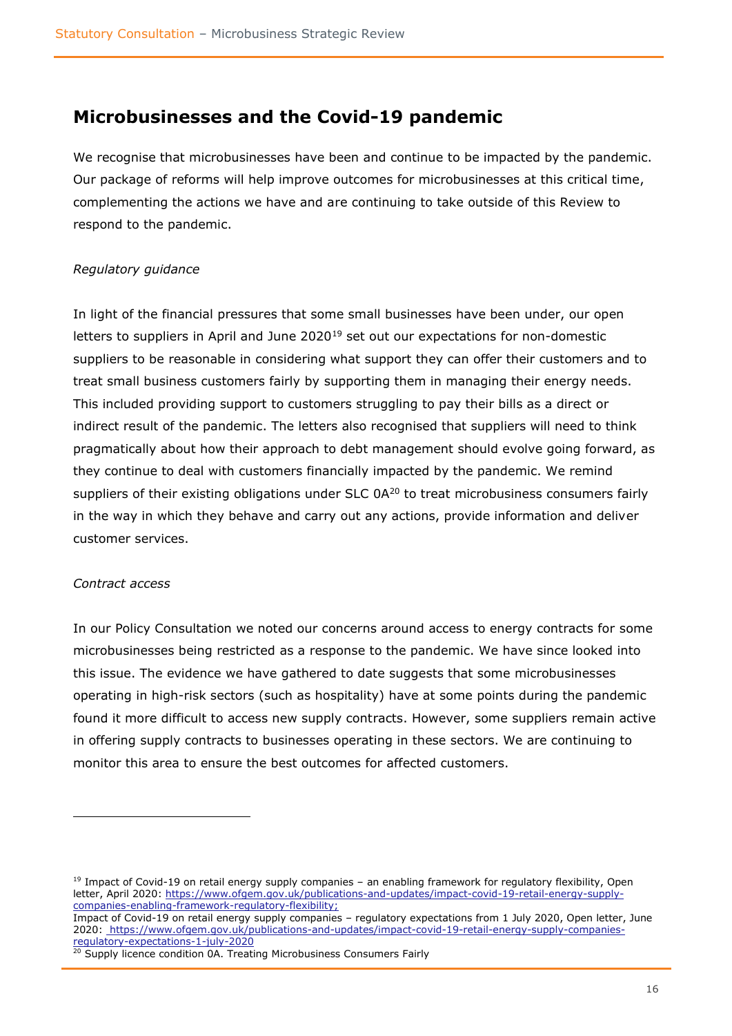## Microbusinesses and the Covid-19 pandemic

We recognise that microbusinesses have been and continue to be impacted by the pandemic. Our package of reforms will help improve outcomes for microbusinesses at this critical time, complementing the actions we have and are continuing to take outside of this Review to respond to the pandemic.

*Regulatory guidance*

In light of the financial pressures that some small businesses have been under, our open letters to suppliers in April and June 2020[19] set out our expectations for non-domestic suppliers to be reasonable in considering what support they can offer their customers and to treat small business customers fairly by supporting them in managing their energy needs. This included providing support to customers struggling to pay their bills as a direct or indirect result of the pandemic. The letters also recognised that suppliers will need to think pragmatically about how their approach to debt management should evolve going forward, as they continue to deal with customers financially impacted by the pandemic. We remind suppliers of their existing obligations under SLC 0A[20] to treat microbusiness consumers fairly in the way in which they behave and carry out any actions, provide information and deliver customer services.

*Contract access*

In our Policy Consultation we noted our concerns around access to energy contracts for some microbusinesses being restricted as a response to the pandemic. We have since looked into this issue. The evidence we have gathered to date suggests that some microbusinesses operating in high-risk sectors (such as hospitality) have at some points during the pandemic found it more difficult to access new supply contracts. However, some suppliers remain active in offering supply contracts to businesses operating in these sectors. We are continuing to monitor this area to ensure the best outcomes for affected customers.

---

[19] Impact of Covid-19 on retail energy supply companies – an enabling framework for regulatory flexibility, Open letter, April 2020: https://www.ofgem.gov.uk/publications-and-updates/impact-covid-19-retail-energy-supply-companies-enabling-framework-regulatory-flexibility;
Impact of Covid-19 on retail energy supply companies – regulatory expectations from 1 July 2020, Open letter, June 2020: https://www.ofgem.gov.uk/publications-and-updates/impact-covid-19-retail-energy-supply-companies-regulatory-expectations-1-july-2020

[20] Supply licence condition 0A. Treating Microbusiness Consumers Fairly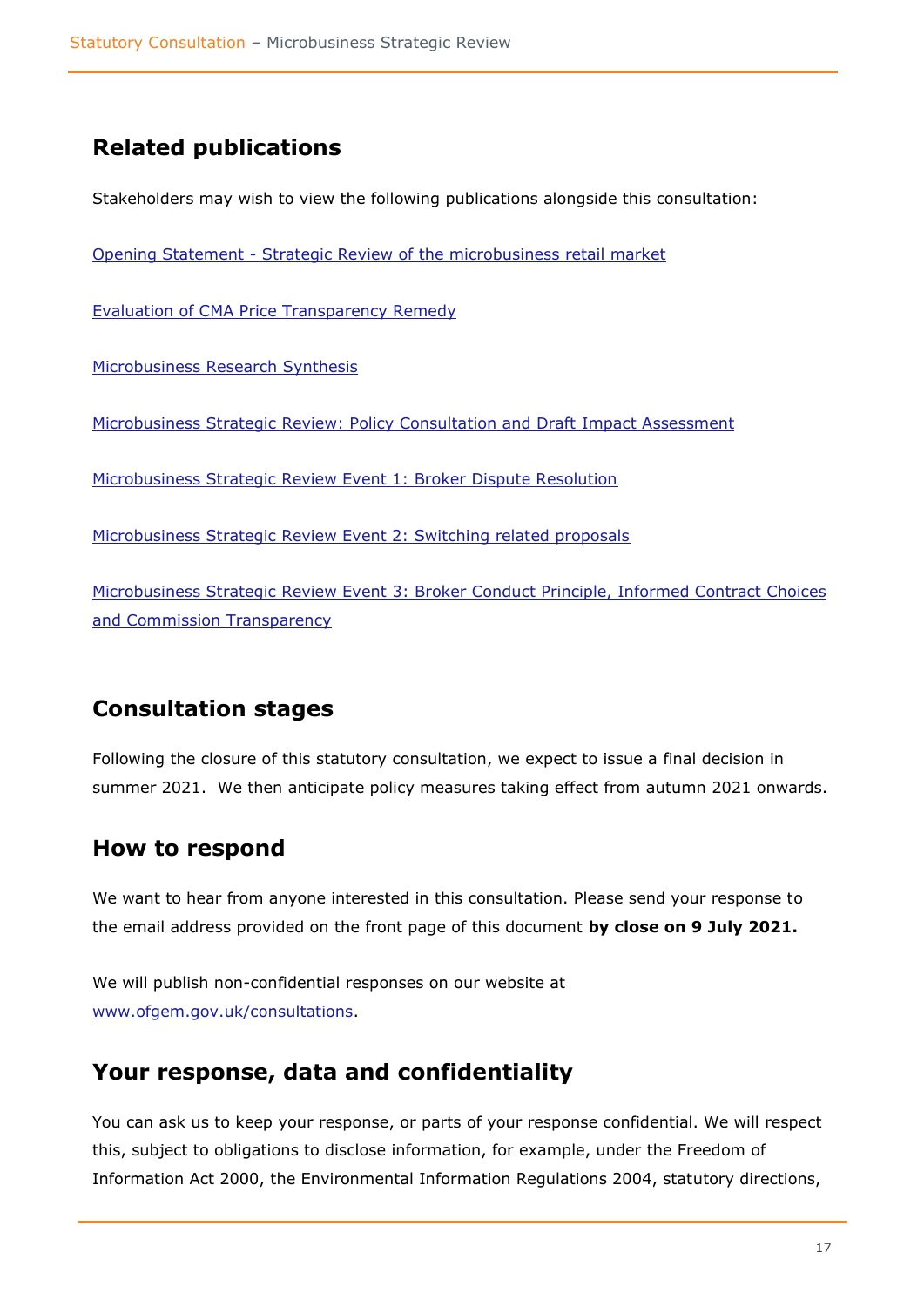## Related publications

Stakeholders may wish to view the following publications alongside this consultation:

Opening Statement - Strategic Review of the microbusiness retail market

Evaluation of CMA Price Transparency Remedy

Microbusiness Research Synthesis

Microbusiness Strategic Review: Policy Consultation and Draft Impact Assessment

Microbusiness Strategic Review Event 1: Broker Dispute Resolution

Microbusiness Strategic Review Event 2: Switching related proposals

Microbusiness Strategic Review Event 3: Broker Conduct Principle, Informed Contract Choices and Commission Transparency

## Consultation stages

Following the closure of this statutory consultation, we expect to issue a final decision in summer 2021. We then anticipate policy measures taking effect from autumn 2021 onwards.

## How to respond

We want to hear from anyone interested in this consultation. Please send your response to the email address provided on the front page of this document **by close on 9 July 2021.**

We will publish non-confidential responses on our website at www.ofgem.gov.uk/consultations.

## Your response, data and confidentiality

You can ask us to keep your response, or parts of your response confidential. We will respect this, subject to obligations to disclose information, for example, under the Freedom of Information Act 2000, the Environmental Information Regulations 2004, statutory directions,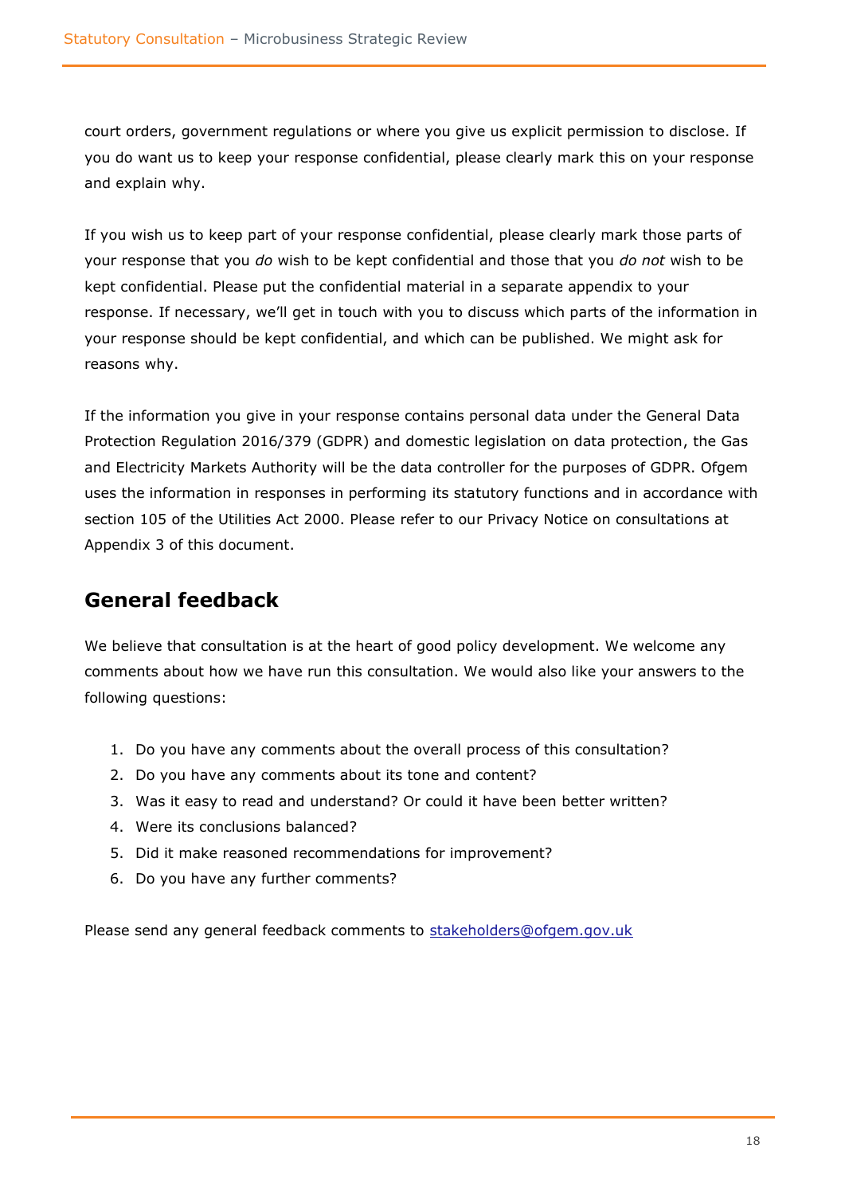court orders, government regulations or where you give us explicit permission to disclose. If you do want us to keep your response confidential, please clearly mark this on your response and explain why.

If you wish us to keep part of your response confidential, please clearly mark those parts of your response that you *do* wish to be kept confidential and those that you *do not* wish to be kept confidential. Please put the confidential material in a separate appendix to your response. If necessary, we'll get in touch with you to discuss which parts of the information in your response should be kept confidential, and which can be published. We might ask for reasons why.

If the information you give in your response contains personal data under the General Data Protection Regulation 2016/379 (GDPR) and domestic legislation on data protection, the Gas and Electricity Markets Authority will be the data controller for the purposes of GDPR. Ofgem uses the information in responses in performing its statutory functions and in accordance with section 105 of the Utilities Act 2000. Please refer to our Privacy Notice on consultations at Appendix 3 of this document.

## General feedback

We believe that consultation is at the heart of good policy development. We welcome any comments about how we have run this consultation. We would also like your answers to the following questions:

1. Do you have any comments about the overall process of this consultation?
2. Do you have any comments about its tone and content?
3. Was it easy to read and understand? Or could it have been better written?
4. Were its conclusions balanced?
5. Did it make reasoned recommendations for improvement?
6. Do you have any further comments?

Please send any general feedback comments to stakeholders@ofgem.gov.uk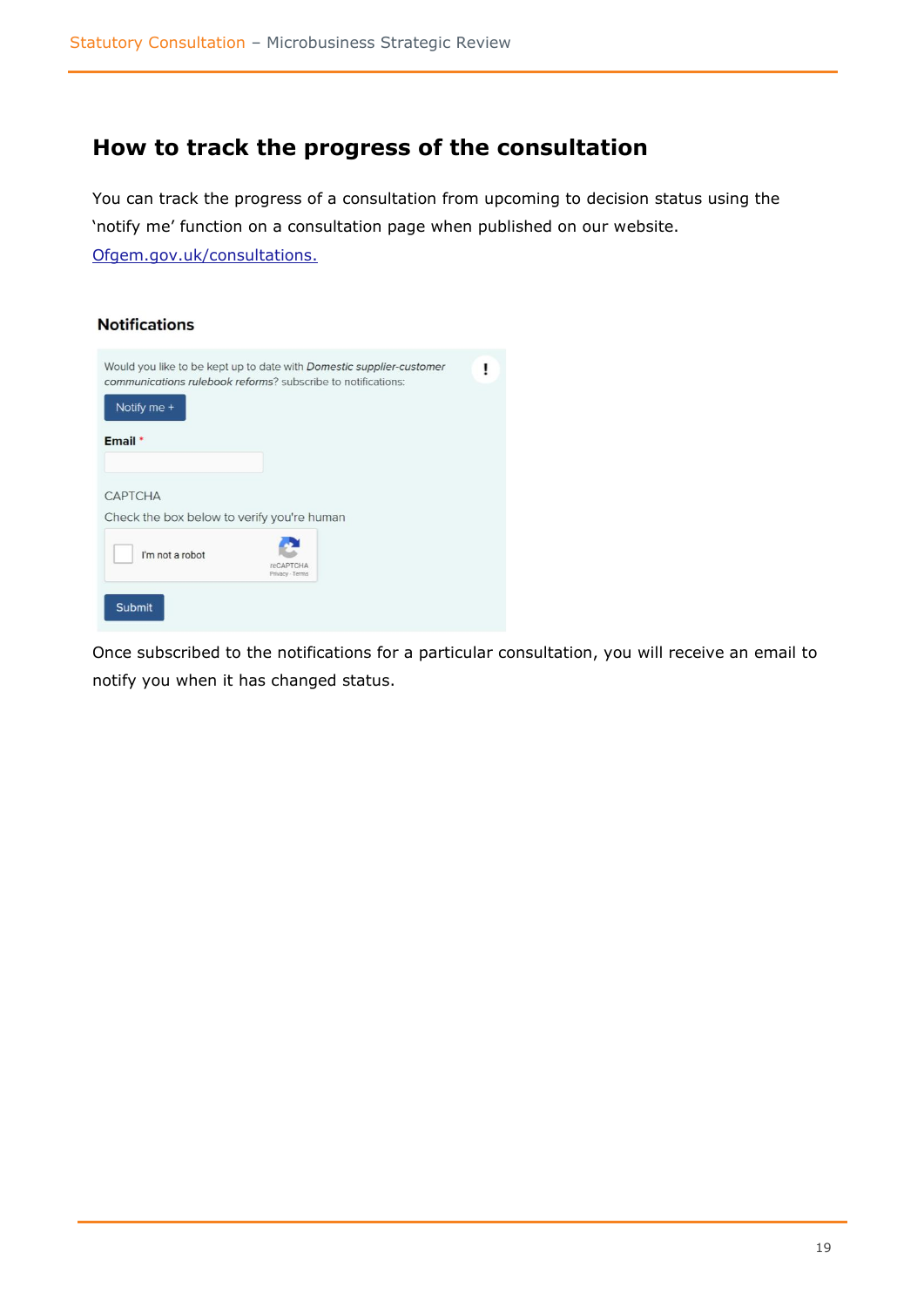## How to track the progress of the consultation

You can track the progress of a consultation from upcoming to decision status using the 'notify me' function on a consultation page when published on our website. [Ofgem.gov.uk/consultations.](https://www.ofgem.gov.uk/consultations)

**Notifications**

Would you like to be kept up to date with *Domestic supplier-customer communications rulebook reforms*? subscribe to notifications:

Notify me +

**Email** *

CAPTCHA

Check the box below to verify you're human

I'm not a robot

Submit

Once subscribed to the notifications for a particular consultation, you will receive an email to notify you when it has changed status.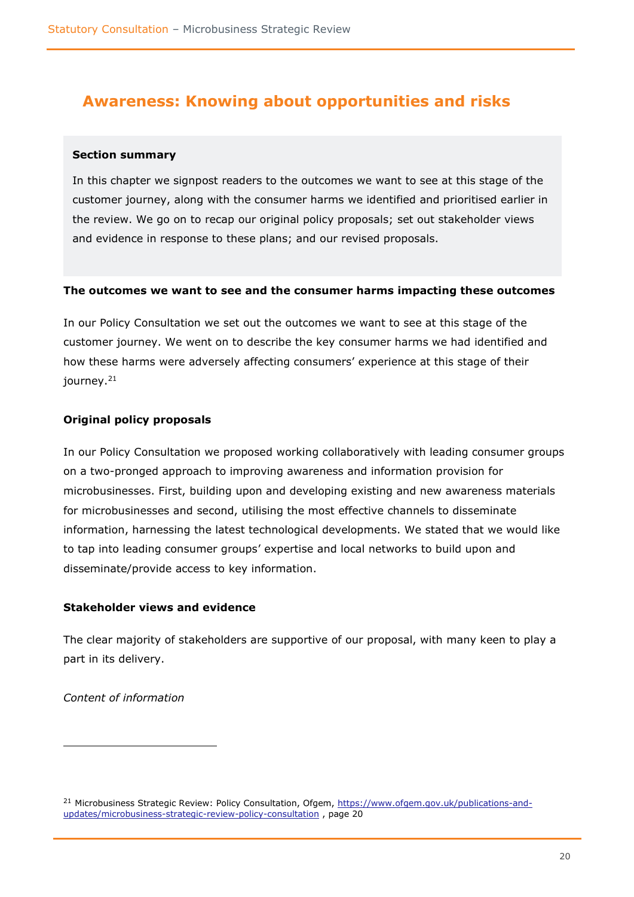## Awareness: Knowing about opportunities and risks

**Section summary**

In this chapter we signpost readers to the outcomes we want to see at this stage of the customer journey, along with the consumer harms we identified and prioritised earlier in the review. We go on to recap our original policy proposals; set out stakeholder views and evidence in response to these plans; and our revised proposals.

**The outcomes we want to see and the consumer harms impacting these outcomes**

In our Policy Consultation we set out the outcomes we want to see at this stage of the customer journey. We went on to describe the key consumer harms we had identified and how these harms were adversely affecting consumers' experience at this stage of their journey.[21]

**Original policy proposals**

In our Policy Consultation we proposed working collaboratively with leading consumer groups on a two-pronged approach to improving awareness and information provision for microbusinesses. First, building upon and developing existing and new awareness materials for microbusinesses and second, utilising the most effective channels to disseminate information, harnessing the latest technological developments. We stated that we would like to tap into leading consumer groups' expertise and local networks to build upon and disseminate/provide access to key information.

**Stakeholder views and evidence**

The clear majority of stakeholders are supportive of our proposal, with many keen to play a part in its delivery.

*Content of information*

[21] Microbusiness Strategic Review: Policy Consultation, Ofgem, https://www.ofgem.gov.uk/publications-and-updates/microbusiness-strategic-review-policy-consultation , page 20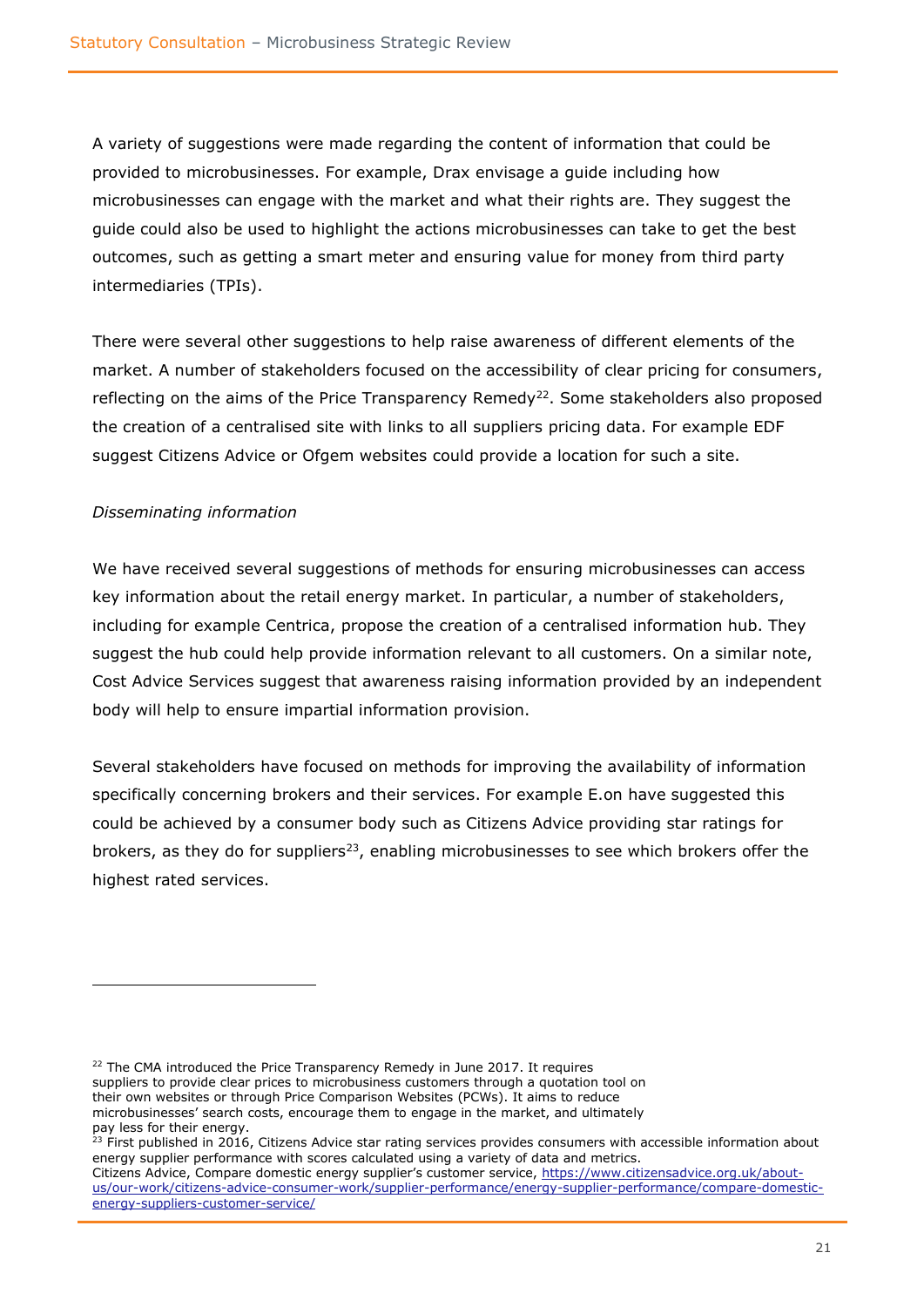A variety of suggestions were made regarding the content of information that could be provided to microbusinesses. For example, Drax envisage a guide including how microbusinesses can engage with the market and what their rights are. They suggest the guide could also be used to highlight the actions microbusinesses can take to get the best outcomes, such as getting a smart meter and ensuring value for money from third party intermediaries (TPIs).

There were several other suggestions to help raise awareness of different elements of the market. A number of stakeholders focused on the accessibility of clear pricing for consumers, reflecting on the aims of the Price Transparency Remedy[22]. Some stakeholders also proposed the creation of a centralised site with links to all suppliers pricing data. For example EDF suggest Citizens Advice or Ofgem websites could provide a location for such a site.

*Disseminating information*

We have received several suggestions of methods for ensuring microbusinesses can access key information about the retail energy market. In particular, a number of stakeholders, including for example Centrica, propose the creation of a centralised information hub. They suggest the hub could help provide information relevant to all customers. On a similar note, Cost Advice Services suggest that awareness raising information provided by an independent body will help to ensure impartial information provision.

Several stakeholders have focused on methods for improving the availability of information specifically concerning brokers and their services. For example E.on have suggested this could be achieved by a consumer body such as Citizens Advice providing star ratings for brokers, as they do for suppliers[23], enabling microbusinesses to see which brokers offer the highest rated services.

---

[22] The CMA introduced the Price Transparency Remedy in June 2017. It requires suppliers to provide clear prices to microbusiness customers through a quotation tool on their own websites or through Price Comparison Websites (PCWs). It aims to reduce microbusinesses' search costs, encourage them to engage in the market, and ultimately pay less for their energy.

[23] First published in 2016, Citizens Advice star rating services provides consumers with accessible information about energy supplier performance with scores calculated using a variety of data and metrics. Citizens Advice, Compare domestic energy supplier's customer service, https://www.citizensadvice.org.uk/about-us/our-work/citizens-advice-consumer-work/supplier-performance/energy-supplier-performance/compare-domestic-energy-suppliers-customer-service/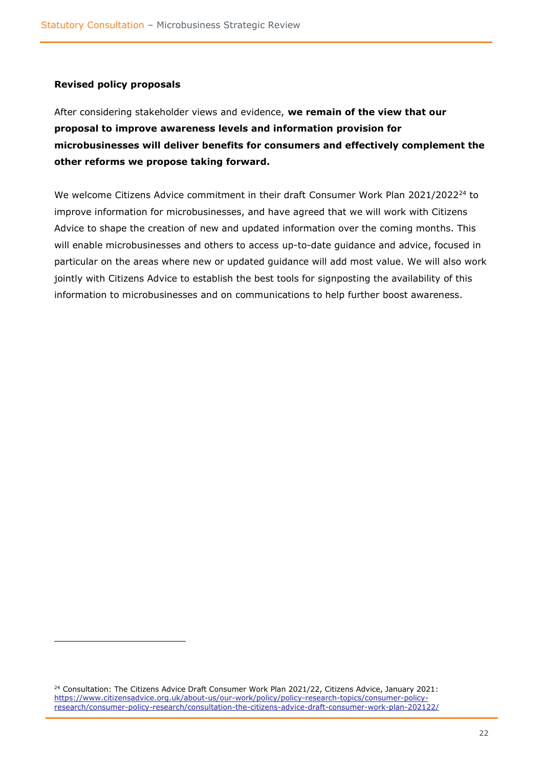**Revised policy proposals**

After considering stakeholder views and evidence, **we remain of the view that our proposal to improve awareness levels and information provision for microbusinesses will deliver benefits for consumers and effectively complement the other reforms we propose taking forward.**

We welcome Citizens Advice commitment in their draft Consumer Work Plan 2021/2022[24] to improve information for microbusinesses, and have agreed that we will work with Citizens Advice to shape the creation of new and updated information over the coming months. This will enable microbusinesses and others to access up-to-date guidance and advice, focused in particular on the areas where new or updated guidance will add most value. We will also work jointly with Citizens Advice to establish the best tools for signposting the availability of this information to microbusinesses and on communications to help further boost awareness.

---

[24] Consultation: The Citizens Advice Draft Consumer Work Plan 2021/22, Citizens Advice, January 2021: https://www.citizensadvice.org.uk/about-us/our-work/policy/policy-research-topics/consumer-policy-research/consumer-policy-research/consultation-the-citizens-advice-draft-consumer-work-plan-202122/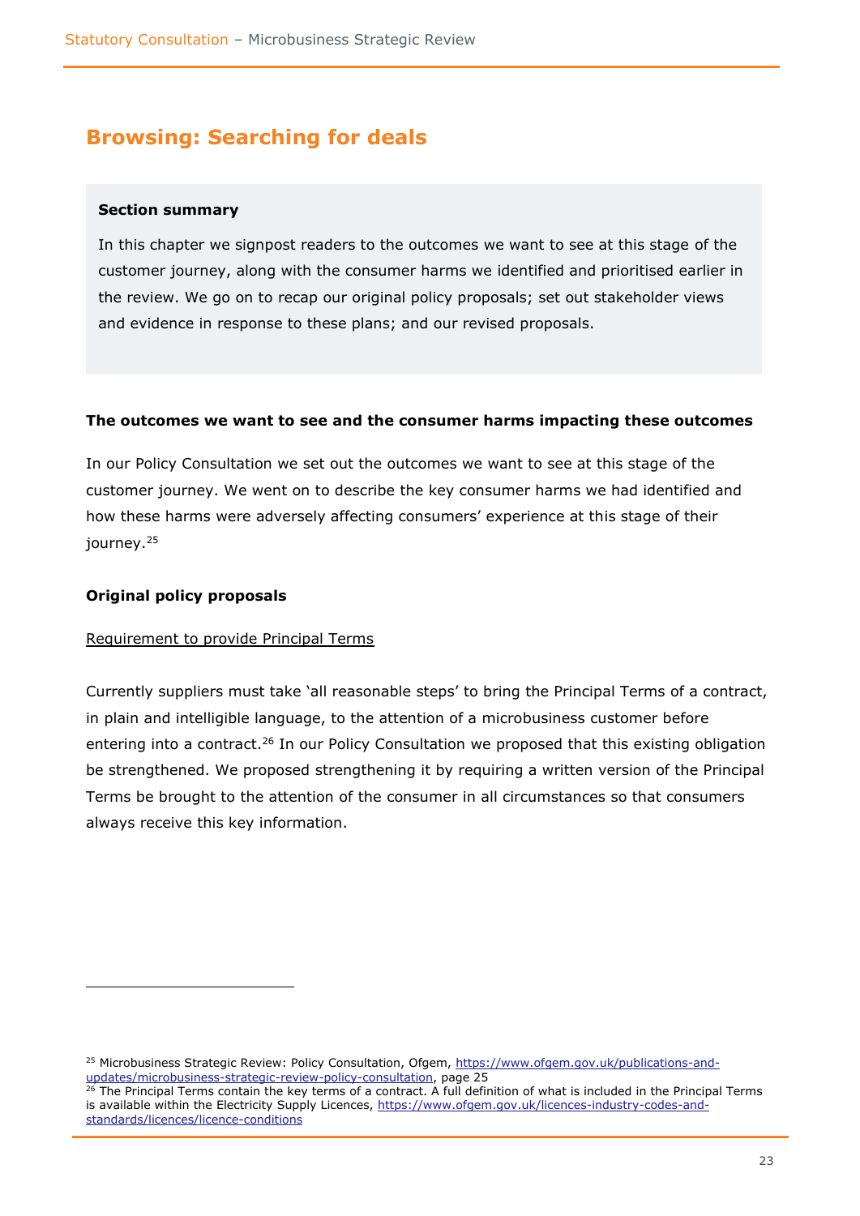## Browsing: Searching for deals

**Section summary**

In this chapter we signpost readers to the outcomes we want to see at this stage of the customer journey, along with the consumer harms we identified and prioritised earlier in the review. We go on to recap our original policy proposals; set out stakeholder views and evidence in response to these plans; and our revised proposals.

**The outcomes we want to see and the consumer harms impacting these outcomes**

In our Policy Consultation we set out the outcomes we want to see at this stage of the customer journey. We went on to describe the key consumer harms we had identified and how these harms were adversely affecting consumers' experience at this stage of their journey.[25]

**Original policy proposals**

Requirement to provide Principal Terms

Currently suppliers must take 'all reasonable steps' to bring the Principal Terms of a contract, in plain and intelligible language, to the attention of a microbusiness customer before entering into a contract.[26] In our Policy Consultation we proposed that this existing obligation be strengthened. We proposed strengthening it by requiring a written version of the Principal Terms be brought to the attention of the consumer in all circumstances so that consumers always receive this key information.

---

[25] Microbusiness Strategic Review: Policy Consultation, Ofgem, https://www.ofgem.gov.uk/publications-and-updates/microbusiness-strategic-review-policy-consultation, page 25

[26] The Principal Terms contain the key terms of a contract. A full definition of what is included in the Principal Terms is available within the Electricity Supply Licences, https://www.ofgem.gov.uk/licences-industry-codes-and-standards/licences/licence-conditions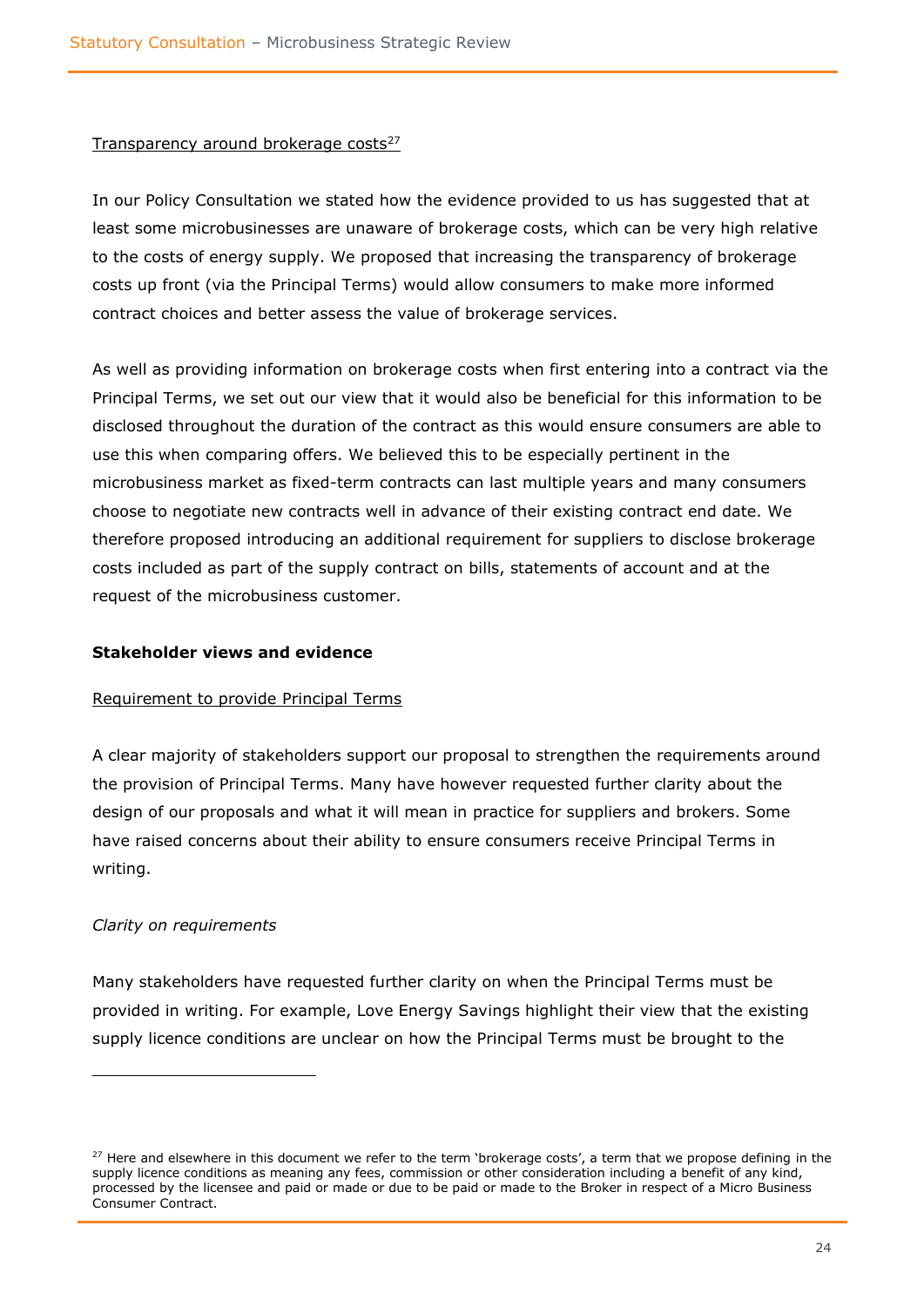Transparency around brokerage costs[27]

In our Policy Consultation we stated how the evidence provided to us has suggested that at least some microbusinesses are unaware of brokerage costs, which can be very high relative to the costs of energy supply. We proposed that increasing the transparency of brokerage costs up front (via the Principal Terms) would allow consumers to make more informed contract choices and better assess the value of brokerage services.

As well as providing information on brokerage costs when first entering into a contract via the Principal Terms, we set out our view that it would also be beneficial for this information to be disclosed throughout the duration of the contract as this would ensure consumers are able to use this when comparing offers. We believed this to be especially pertinent in the microbusiness market as fixed-term contracts can last multiple years and many consumers choose to negotiate new contracts well in advance of their existing contract end date. We therefore proposed introducing an additional requirement for suppliers to disclose brokerage costs included as part of the supply contract on bills, statements of account and at the request of the microbusiness customer.

**Stakeholder views and evidence**

Requirement to provide Principal Terms

A clear majority of stakeholders support our proposal to strengthen the requirements around the provision of Principal Terms. Many have however requested further clarity about the design of our proposals and what it will mean in practice for suppliers and brokers. Some have raised concerns about their ability to ensure consumers receive Principal Terms in writing.

*Clarity on requirements*

Many stakeholders have requested further clarity on when the Principal Terms must be provided in writing. For example, Love Energy Savings highlight their view that the existing supply licence conditions are unclear on how the Principal Terms must be brought to the

---

[27] Here and elsewhere in this document we refer to the term 'brokerage costs', a term that we propose defining in the supply licence conditions as meaning any fees, commission or other consideration including a benefit of any kind, processed by the licensee and paid or made or due to be paid or made to the Broker in respect of a Micro Business Consumer Contract.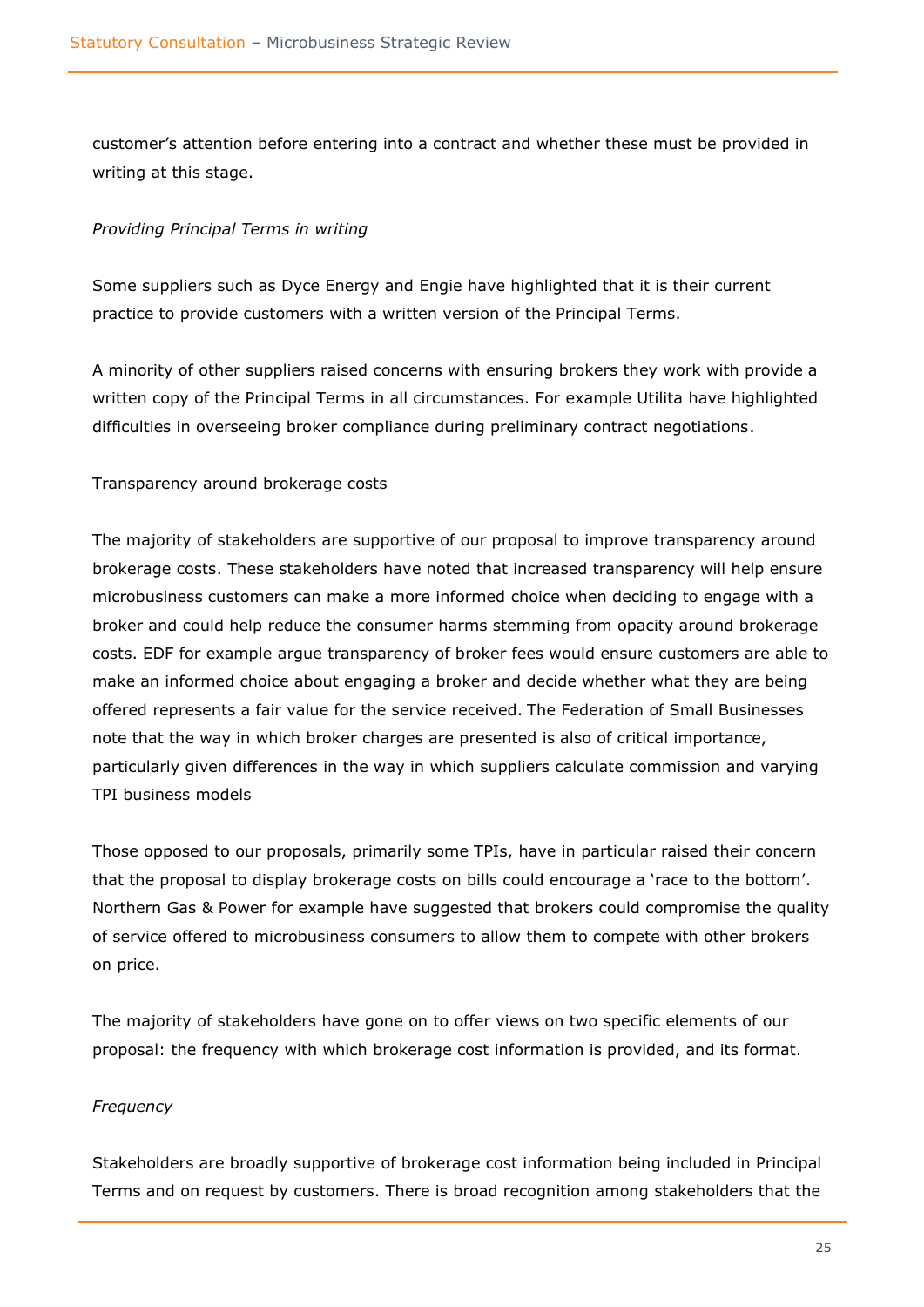customer's attention before entering into a contract and whether these must be provided in writing at this stage.

*Providing Principal Terms in writing*

Some suppliers such as Dyce Energy and Engie have highlighted that it is their current practice to provide customers with a written version of the Principal Terms.

A minority of other suppliers raised concerns with ensuring brokers they work with provide a written copy of the Principal Terms in all circumstances. For example Utilita have highlighted difficulties in overseeing broker compliance during preliminary contract negotiations.

<u>Transparency around brokerage costs</u>

The majority of stakeholders are supportive of our proposal to improve transparency around brokerage costs. These stakeholders have noted that increased transparency will help ensure microbusiness customers can make a more informed choice when deciding to engage with a broker and could help reduce the consumer harms stemming from opacity around brokerage costs. EDF for example argue transparency of broker fees would ensure customers are able to make an informed choice about engaging a broker and decide whether what they are being offered represents a fair value for the service received. The Federation of Small Businesses note that the way in which broker charges are presented is also of critical importance, particularly given differences in the way in which suppliers calculate commission and varying TPI business models

Those opposed to our proposals, primarily some TPIs, have in particular raised their concern that the proposal to display brokerage costs on bills could encourage a 'race to the bottom'. Northern Gas & Power for example have suggested that brokers could compromise the quality of service offered to microbusiness consumers to allow them to compete with other brokers on price.

The majority of stakeholders have gone on to offer views on two specific elements of our proposal: the frequency with which brokerage cost information is provided, and its format.

*Frequency*

Stakeholders are broadly supportive of brokerage cost information being included in Principal Terms and on request by customers. There is broad recognition among stakeholders that the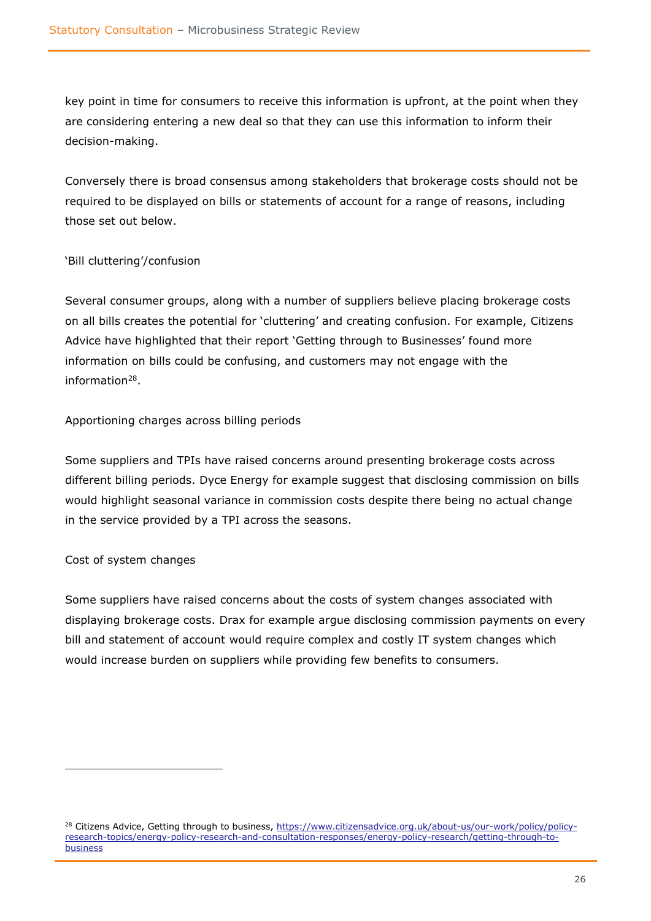key point in time for consumers to receive this information is upfront, at the point when they are considering entering a new deal so that they can use this information to inform their decision-making.

Conversely there is broad consensus among stakeholders that brokerage costs should not be required to be displayed on bills or statements of account for a range of reasons, including those set out below.

'Bill cluttering'/confusion

Several consumer groups, along with a number of suppliers believe placing brokerage costs on all bills creates the potential for 'cluttering' and creating confusion. For example, Citizens Advice have highlighted that their report 'Getting through to Businesses' found more information on bills could be confusing, and customers may not engage with the information[28].

Apportioning charges across billing periods

Some suppliers and TPIs have raised concerns around presenting brokerage costs across different billing periods. Dyce Energy for example suggest that disclosing commission on bills would highlight seasonal variance in commission costs despite there being no actual change in the service provided by a TPI across the seasons.

Cost of system changes

Some suppliers have raised concerns about the costs of system changes associated with displaying brokerage costs. Drax for example argue disclosing commission payments on every bill and statement of account would require complex and costly IT system changes which would increase burden on suppliers while providing few benefits to consumers.

---

[28] Citizens Advice, Getting through to business, https://www.citizensadvice.org.uk/about-us/our-work/policy/policy-research-topics/energy-policy-research-and-consultation-responses/energy-policy-research/getting-through-to-business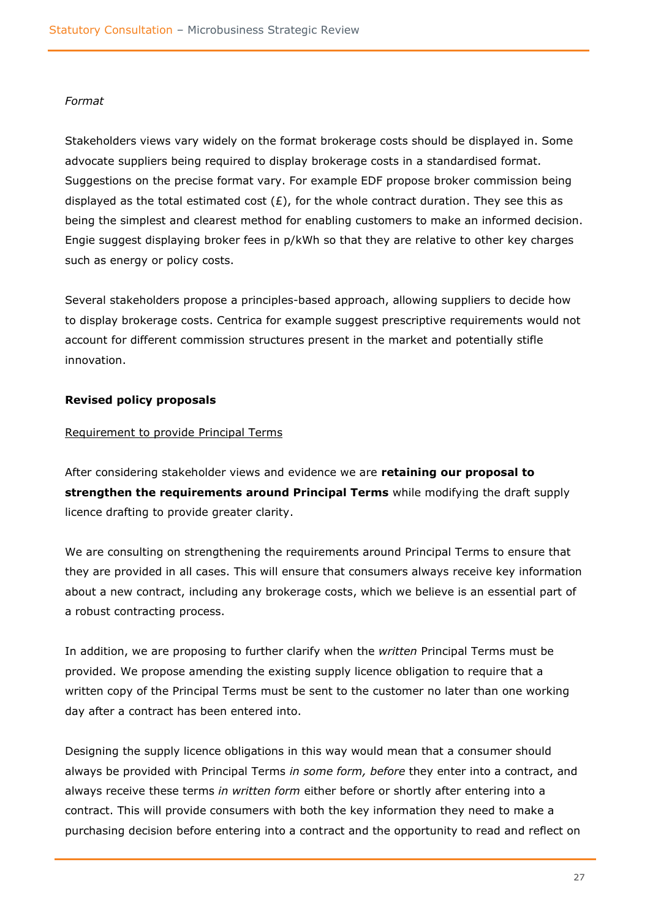*Format*

Stakeholders views vary widely on the format brokerage costs should be displayed in. Some advocate suppliers being required to display brokerage costs in a standardised format. Suggestions on the precise format vary. For example EDF propose broker commission being displayed as the total estimated cost (£), for the whole contract duration. They see this as being the simplest and clearest method for enabling customers to make an informed decision. Engie suggest displaying broker fees in p/kWh so that they are relative to other key charges such as energy or policy costs.

Several stakeholders propose a principles-based approach, allowing suppliers to decide how to display brokerage costs. Centrica for example suggest prescriptive requirements would not account for different commission structures present in the market and potentially stifle innovation.

**Revised policy proposals**

Requirement to provide Principal Terms

After considering stakeholder views and evidence we are **retaining our proposal to strengthen the requirements around Principal Terms** while modifying the draft supply licence drafting to provide greater clarity.

We are consulting on strengthening the requirements around Principal Terms to ensure that they are provided in all cases. This will ensure that consumers always receive key information about a new contract, including any brokerage costs, which we believe is an essential part of a robust contracting process.

In addition, we are proposing to further clarify when the *written* Principal Terms must be provided. We propose amending the existing supply licence obligation to require that a written copy of the Principal Terms must be sent to the customer no later than one working day after a contract has been entered into.

Designing the supply licence obligations in this way would mean that a consumer should always be provided with Principal Terms *in some form, before* they enter into a contract, and always receive these terms *in written form* either before or shortly after entering into a contract. This will provide consumers with both the key information they need to make a purchasing decision before entering into a contract and the opportunity to read and reflect on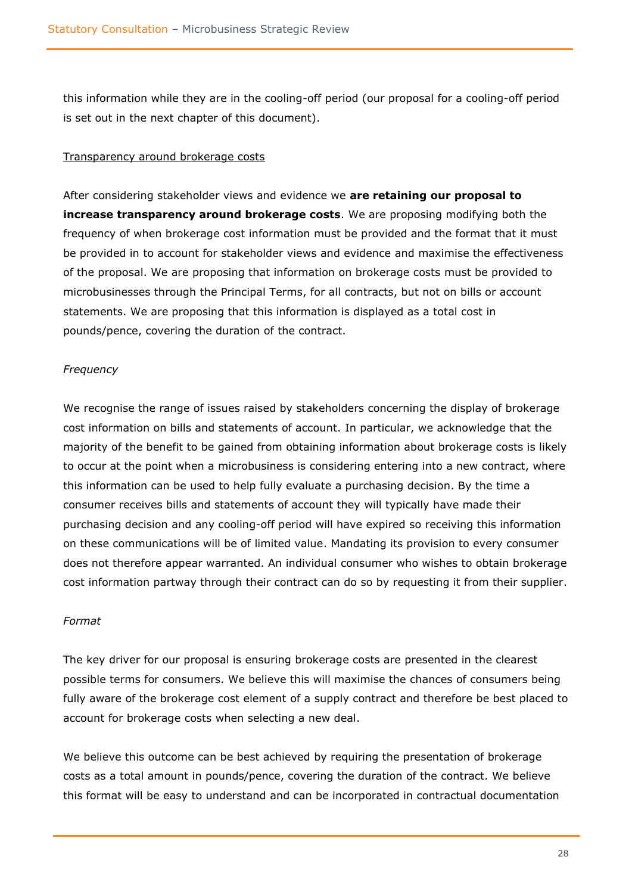this information while they are in the cooling-off period (our proposal for a cooling-off period is set out in the next chapter of this document).

Transparency around brokerage costs

After considering stakeholder views and evidence we **are retaining our proposal to increase transparency around brokerage costs**. We are proposing modifying both the frequency of when brokerage cost information must be provided and the format that it must be provided in to account for stakeholder views and evidence and maximise the effectiveness of the proposal. We are proposing that information on brokerage costs must be provided to microbusinesses through the Principal Terms, for all contracts, but not on bills or account statements. We are proposing that this information is displayed as a total cost in pounds/pence, covering the duration of the contract.

*Frequency*

We recognise the range of issues raised by stakeholders concerning the display of brokerage cost information on bills and statements of account. In particular, we acknowledge that the majority of the benefit to be gained from obtaining information about brokerage costs is likely to occur at the point when a microbusiness is considering entering into a new contract, where this information can be used to help fully evaluate a purchasing decision. By the time a consumer receives bills and statements of account they will typically have made their purchasing decision and any cooling-off period will have expired so receiving this information on these communications will be of limited value. Mandating its provision to every consumer does not therefore appear warranted. An individual consumer who wishes to obtain brokerage cost information partway through their contract can do so by requesting it from their supplier.

*Format*

The key driver for our proposal is ensuring brokerage costs are presented in the clearest possible terms for consumers. We believe this will maximise the chances of consumers being fully aware of the brokerage cost element of a supply contract and therefore be best placed to account for brokerage costs when selecting a new deal.

We believe this outcome can be best achieved by requiring the presentation of brokerage costs as a total amount in pounds/pence, covering the duration of the contract. We believe this format will be easy to understand and can be incorporated in contractual documentation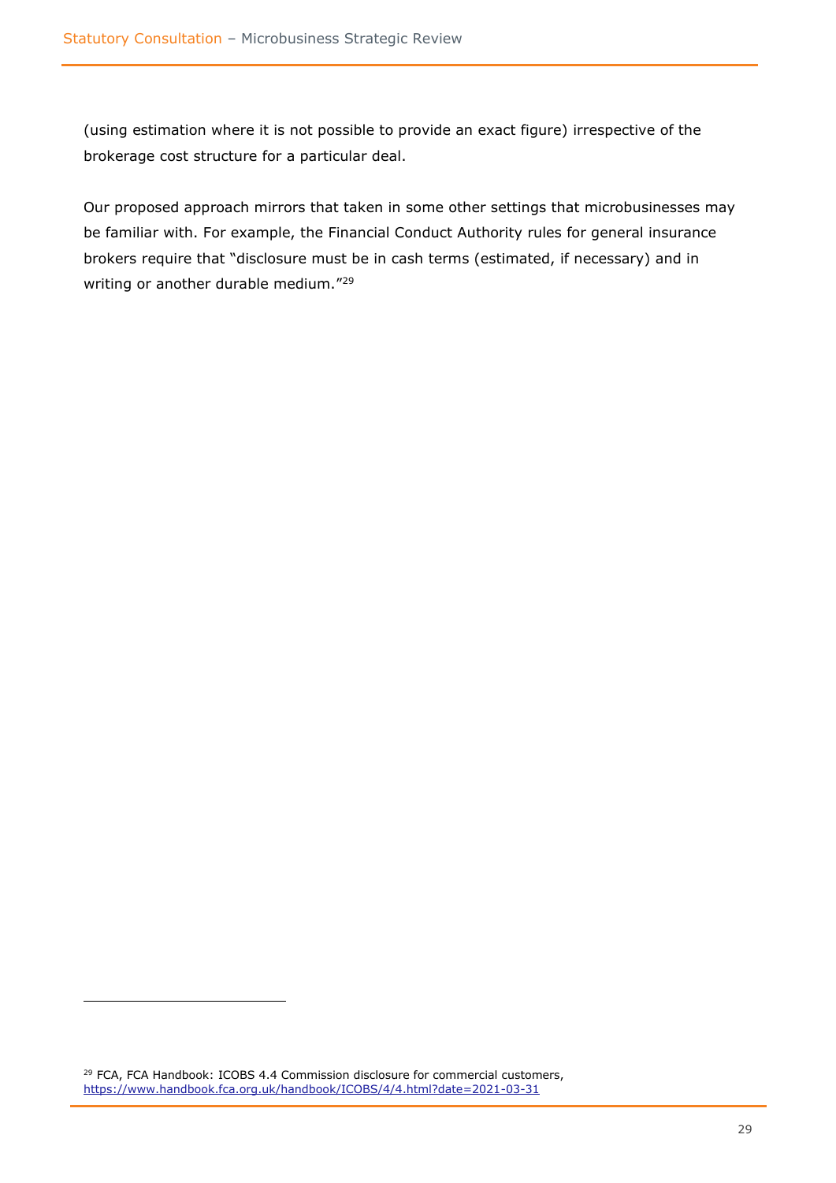(using estimation where it is not possible to provide an exact figure) irrespective of the brokerage cost structure for a particular deal.

Our proposed approach mirrors that taken in some other settings that microbusinesses may be familiar with. For example, the Financial Conduct Authority rules for general insurance brokers require that "disclosure must be in cash terms (estimated, if necessary) and in writing or another durable medium."[29]

---

[29] FCA, FCA Handbook: ICOBS 4.4 Commission disclosure for commercial customers, https://www.handbook.fca.org.uk/handbook/ICOBS/4/4.html?date=2021-03-31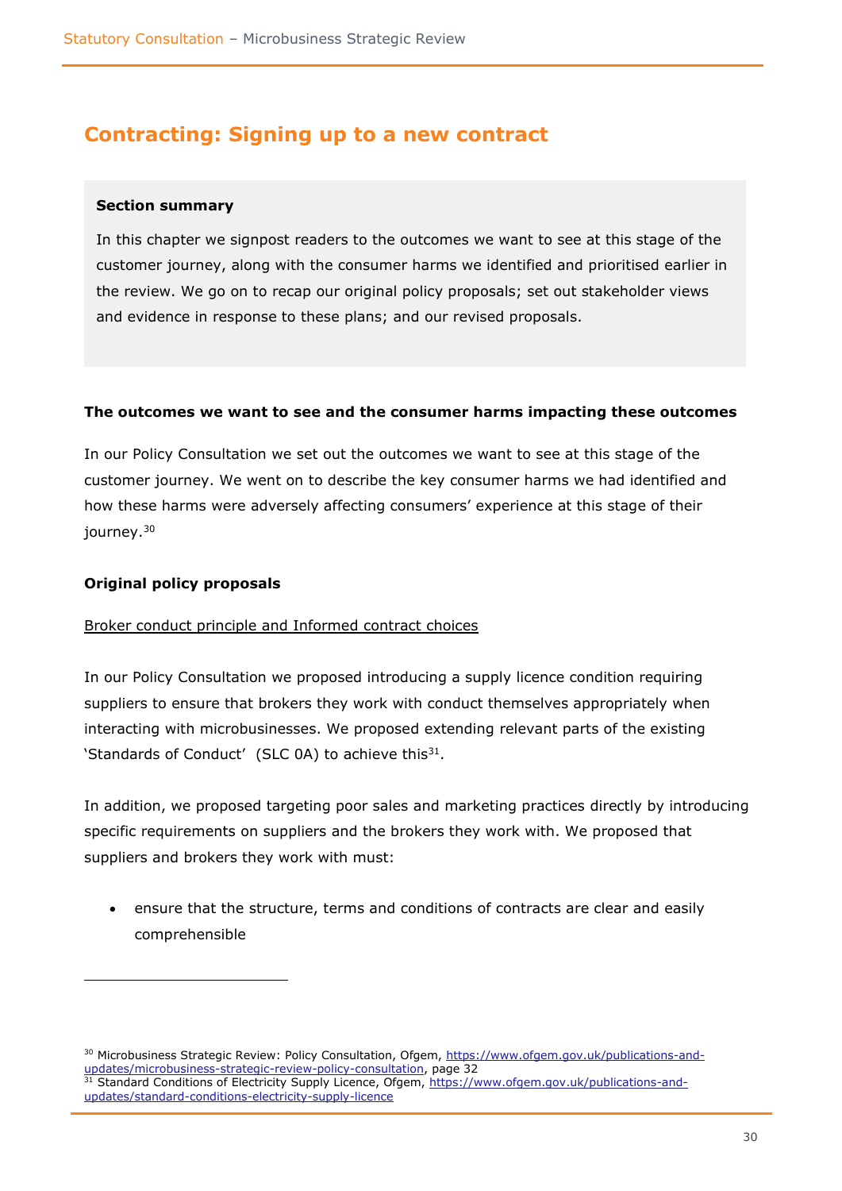## Contracting: Signing up to a new contract

**Section summary**

In this chapter we signpost readers to the outcomes we want to see at this stage of the customer journey, along with the consumer harms we identified and prioritised earlier in the review. We go on to recap our original policy proposals; set out stakeholder views and evidence in response to these plans; and our revised proposals.

**The outcomes we want to see and the consumer harms impacting these outcomes**

In our Policy Consultation we set out the outcomes we want to see at this stage of the customer journey. We went on to describe the key consumer harms we had identified and how these harms were adversely affecting consumers' experience at this stage of their journey.[30]

**Original policy proposals**

Broker conduct principle and Informed contract choices

In our Policy Consultation we proposed introducing a supply licence condition requiring suppliers to ensure that brokers they work with conduct themselves appropriately when interacting with microbusinesses. We proposed extending relevant parts of the existing 'Standards of Conduct' (SLC 0A) to achieve this[31].

In addition, we proposed targeting poor sales and marketing practices directly by introducing specific requirements on suppliers and the brokers they work with. We proposed that suppliers and brokers they work with must:

- ensure that the structure, terms and conditions of contracts are clear and easily comprehensible

---

[30] Microbusiness Strategic Review: Policy Consultation, Ofgem, https://www.ofgem.gov.uk/publications-and-updates/microbusiness-strategic-review-policy-consultation, page 32

[31] Standard Conditions of Electricity Supply Licence, Ofgem, https://www.ofgem.gov.uk/publications-and-updates/standard-conditions-electricity-supply-licence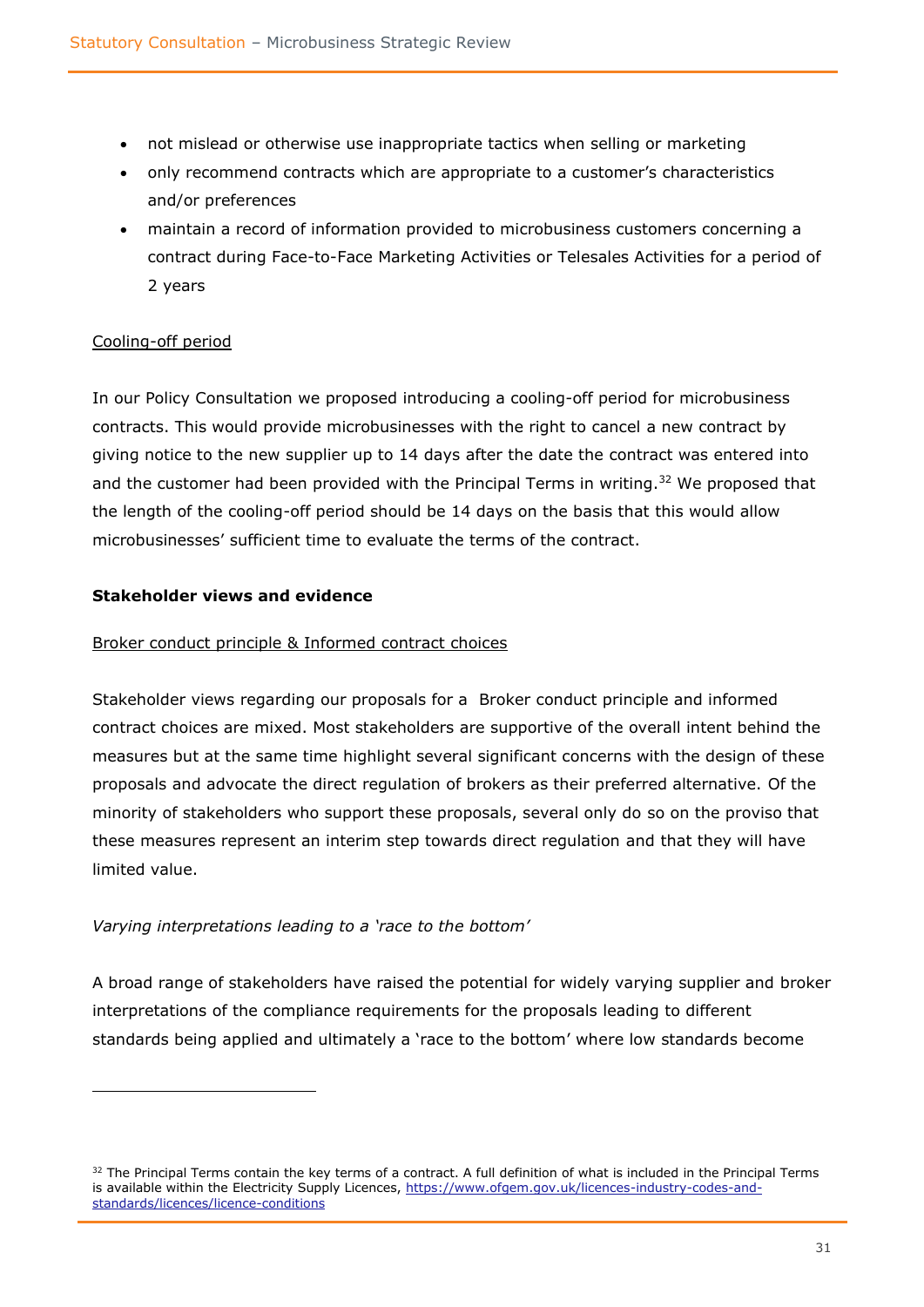- not mislead or otherwise use inappropriate tactics when selling or marketing
- only recommend contracts which are appropriate to a customer's characteristics and/or preferences
- maintain a record of information provided to microbusiness customers concerning a contract during Face-to-Face Marketing Activities or Telesales Activities for a period of 2 years

Cooling-off period

In our Policy Consultation we proposed introducing a cooling-off period for microbusiness contracts. This would provide microbusinesses with the right to cancel a new contract by giving notice to the new supplier up to 14 days after the date the contract was entered into and the customer had been provided with the Principal Terms in writing.[32] We proposed that the length of the cooling-off period should be 14 days on the basis that this would allow microbusinesses' sufficient time to evaluate the terms of the contract.

**Stakeholder views and evidence**

Broker conduct principle & Informed contract choices

Stakeholder views regarding our proposals for a Broker conduct principle and informed contract choices are mixed. Most stakeholders are supportive of the overall intent behind the measures but at the same time highlight several significant concerns with the design of these proposals and advocate the direct regulation of brokers as their preferred alternative. Of the minority of stakeholders who support these proposals, several only do so on the proviso that these measures represent an interim step towards direct regulation and that they will have limited value.

*Varying interpretations leading to a 'race to the bottom'*

A broad range of stakeholders have raised the potential for widely varying supplier and broker interpretations of the compliance requirements for the proposals leading to different standards being applied and ultimately a 'race to the bottom' where low standards become

[32] The Principal Terms contain the key terms of a contract. A full definition of what is included in the Principal Terms is available within the Electricity Supply Licences, https://www.ofgem.gov.uk/licences-industry-codes-and-standards/licences/licence-conditions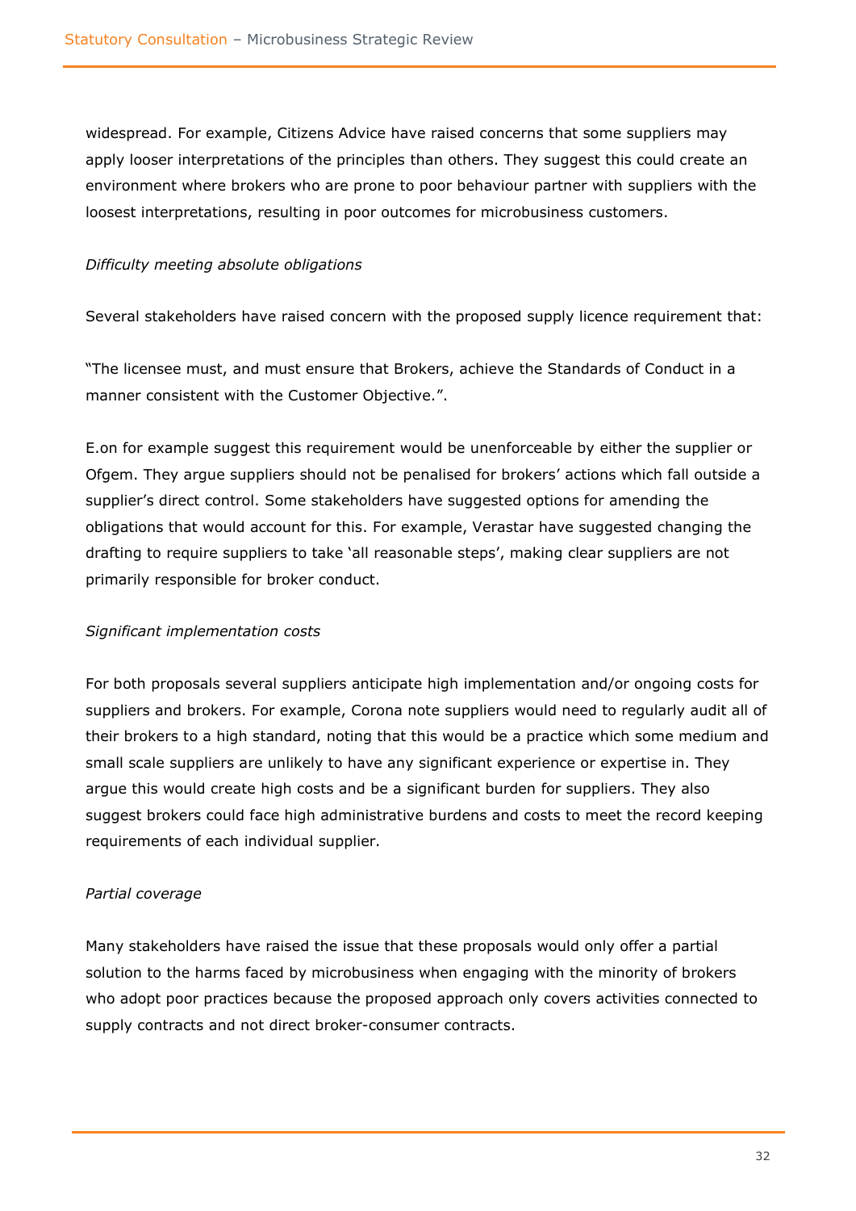widespread. For example, Citizens Advice have raised concerns that some suppliers may apply looser interpretations of the principles than others. They suggest this could create an environment where brokers who are prone to poor behaviour partner with suppliers with the loosest interpretations, resulting in poor outcomes for microbusiness customers.

*Difficulty meeting absolute obligations*

Several stakeholders have raised concern with the proposed supply licence requirement that:

"The licensee must, and must ensure that Brokers, achieve the Standards of Conduct in a manner consistent with the Customer Objective.".

E.on for example suggest this requirement would be unenforceable by either the supplier or Ofgem. They argue suppliers should not be penalised for brokers' actions which fall outside a supplier's direct control. Some stakeholders have suggested options for amending the obligations that would account for this. For example, Verastar have suggested changing the drafting to require suppliers to take 'all reasonable steps', making clear suppliers are not primarily responsible for broker conduct.

*Significant implementation costs*

For both proposals several suppliers anticipate high implementation and/or ongoing costs for suppliers and brokers. For example, Corona note suppliers would need to regularly audit all of their brokers to a high standard, noting that this would be a practice which some medium and small scale suppliers are unlikely to have any significant experience or expertise in. They argue this would create high costs and be a significant burden for suppliers. They also suggest brokers could face high administrative burdens and costs to meet the record keeping requirements of each individual supplier.

*Partial coverage*

Many stakeholders have raised the issue that these proposals would only offer a partial solution to the harms faced by microbusiness when engaging with the minority of brokers who adopt poor practices because the proposed approach only covers activities connected to supply contracts and not direct broker-consumer contracts.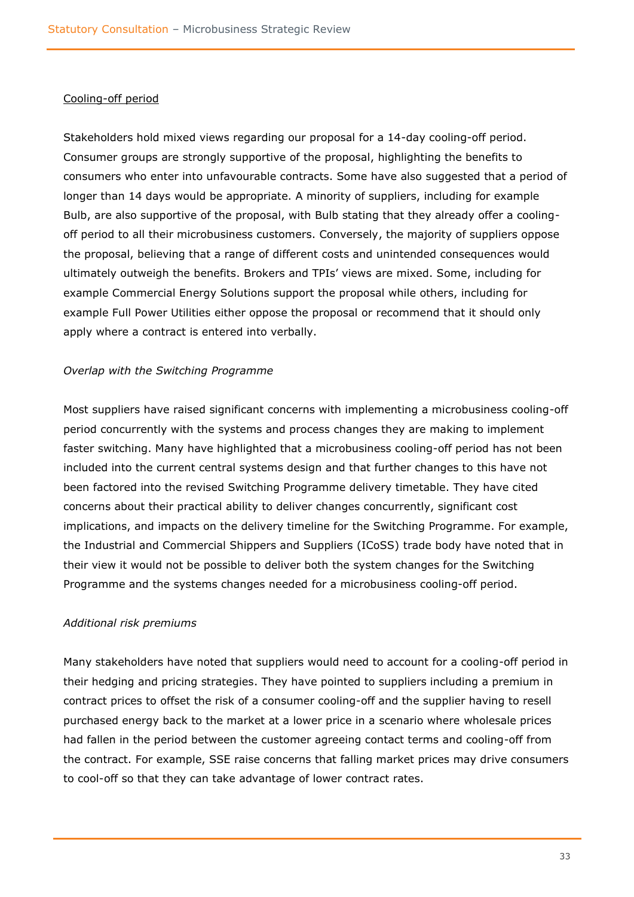Cooling-off period

Stakeholders hold mixed views regarding our proposal for a 14-day cooling-off period. Consumer groups are strongly supportive of the proposal, highlighting the benefits to consumers who enter into unfavourable contracts. Some have also suggested that a period of longer than 14 days would be appropriate. A minority of suppliers, including for example Bulb, are also supportive of the proposal, with Bulb stating that they already offer a cooling-off period to all their microbusiness customers. Conversely, the majority of suppliers oppose the proposal, believing that a range of different costs and unintended consequences would ultimately outweigh the benefits. Brokers and TPIs' views are mixed. Some, including for example Commercial Energy Solutions support the proposal while others, including for example Full Power Utilities either oppose the proposal or recommend that it should only apply where a contract is entered into verbally.

*Overlap with the Switching Programme*

Most suppliers have raised significant concerns with implementing a microbusiness cooling-off period concurrently with the systems and process changes they are making to implement faster switching. Many have highlighted that a microbusiness cooling-off period has not been included into the current central systems design and that further changes to this have not been factored into the revised Switching Programme delivery timetable. They have cited concerns about their practical ability to deliver changes concurrently, significant cost implications, and impacts on the delivery timeline for the Switching Programme. For example, the Industrial and Commercial Shippers and Suppliers (ICoSS) trade body have noted that in their view it would not be possible to deliver both the system changes for the Switching Programme and the systems changes needed for a microbusiness cooling-off period.

*Additional risk premiums*

Many stakeholders have noted that suppliers would need to account for a cooling-off period in their hedging and pricing strategies. They have pointed to suppliers including a premium in contract prices to offset the risk of a consumer cooling-off and the supplier having to resell purchased energy back to the market at a lower price in a scenario where wholesale prices had fallen in the period between the customer agreeing contact terms and cooling-off from the contract. For example, SSE raise concerns that falling market prices may drive consumers to cool-off so that they can take advantage of lower contract rates.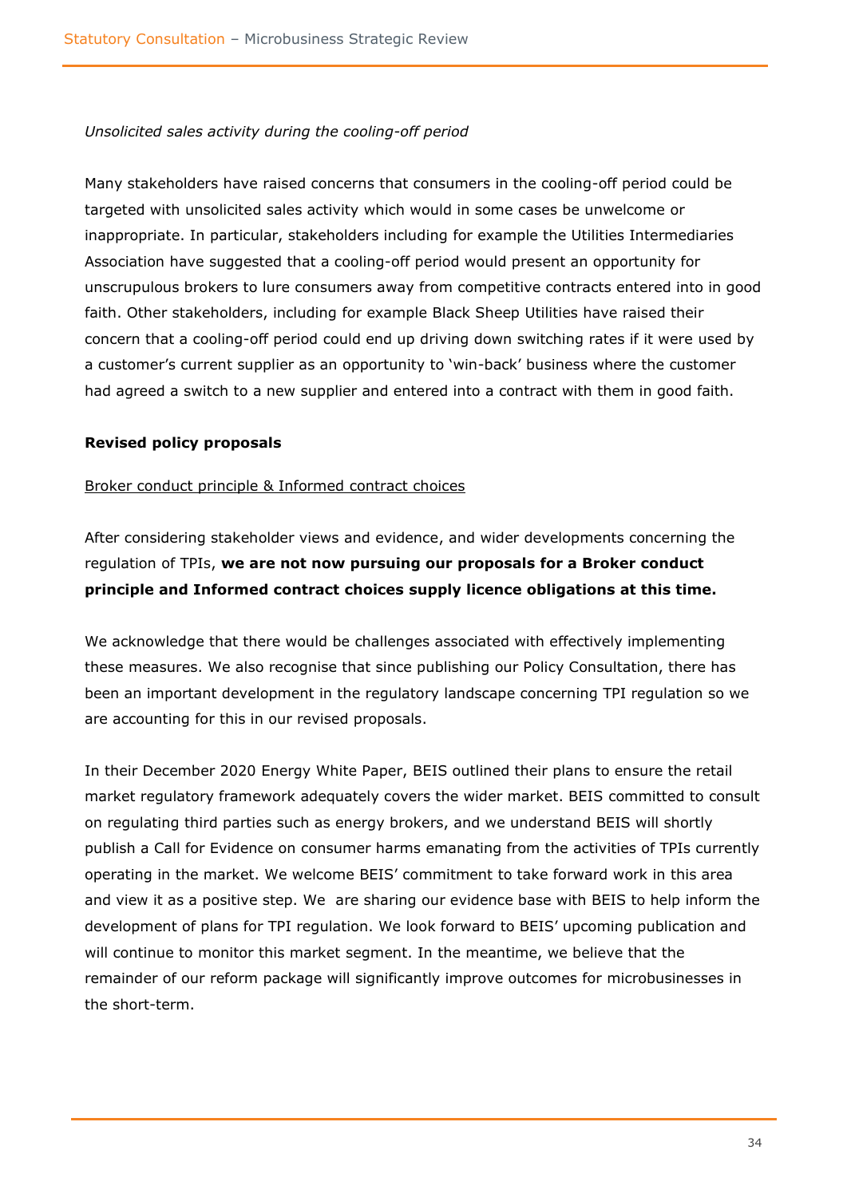*Unsolicited sales activity during the cooling-off period*

Many stakeholders have raised concerns that consumers in the cooling-off period could be targeted with unsolicited sales activity which would in some cases be unwelcome or inappropriate. In particular, stakeholders including for example the Utilities Intermediaries Association have suggested that a cooling-off period would present an opportunity for unscrupulous brokers to lure consumers away from competitive contracts entered into in good faith. Other stakeholders, including for example Black Sheep Utilities have raised their concern that a cooling-off period could end up driving down switching rates if it were used by a customer's current supplier as an opportunity to 'win-back' business where the customer had agreed a switch to a new supplier and entered into a contract with them in good faith.

**Revised policy proposals**

<u>Broker conduct principle & Informed contract choices</u>

After considering stakeholder views and evidence, and wider developments concerning the regulation of TPIs, **we are not now pursuing our proposals for a Broker conduct principle and Informed contract choices supply licence obligations at this time.**

We acknowledge that there would be challenges associated with effectively implementing these measures. We also recognise that since publishing our Policy Consultation, there has been an important development in the regulatory landscape concerning TPI regulation so we are accounting for this in our revised proposals.

In their December 2020 Energy White Paper, BEIS outlined their plans to ensure the retail market regulatory framework adequately covers the wider market. BEIS committed to consult on regulating third parties such as energy brokers, and we understand BEIS will shortly publish a Call for Evidence on consumer harms emanating from the activities of TPIs currently operating in the market. We welcome BEIS' commitment to take forward work in this area and view it as a positive step. We are sharing our evidence base with BEIS to help inform the development of plans for TPI regulation. We look forward to BEIS' upcoming publication and will continue to monitor this market segment. In the meantime, we believe that the remainder of our reform package will significantly improve outcomes for microbusinesses in the short-term.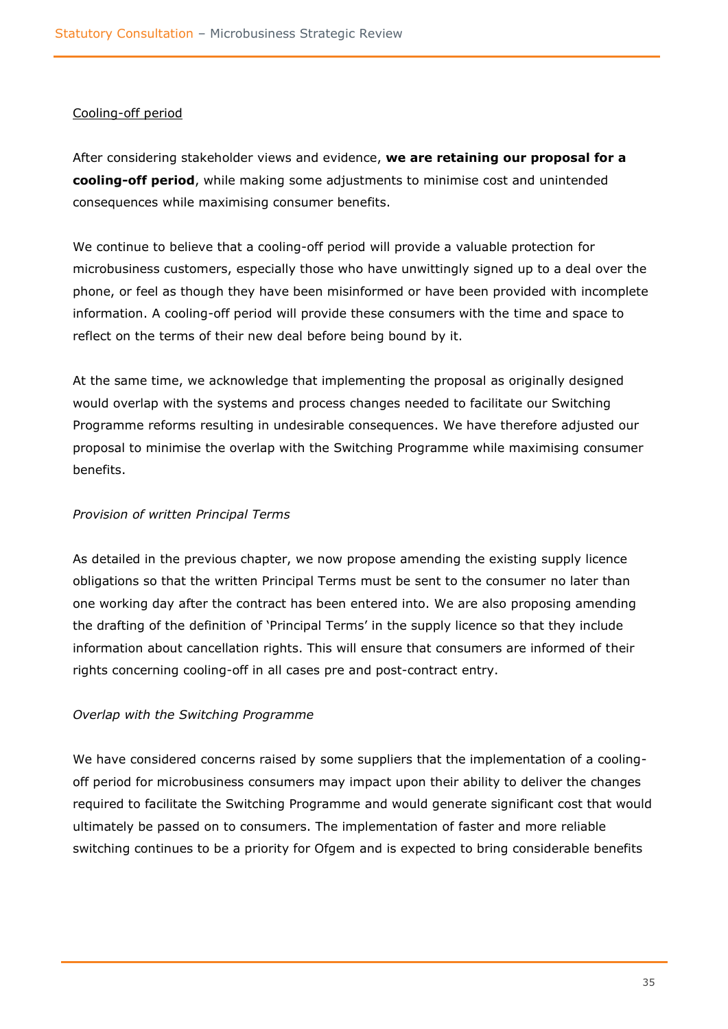Cooling-off period

After considering stakeholder views and evidence, **we are retaining our proposal for a cooling-off period**, while making some adjustments to minimise cost and unintended consequences while maximising consumer benefits.

We continue to believe that a cooling-off period will provide a valuable protection for microbusiness customers, especially those who have unwittingly signed up to a deal over the phone, or feel as though they have been misinformed or have been provided with incomplete information. A cooling-off period will provide these consumers with the time and space to reflect on the terms of their new deal before being bound by it.

At the same time, we acknowledge that implementing the proposal as originally designed would overlap with the systems and process changes needed to facilitate our Switching Programme reforms resulting in undesirable consequences. We have therefore adjusted our proposal to minimise the overlap with the Switching Programme while maximising consumer benefits.

*Provision of written Principal Terms*

As detailed in the previous chapter, we now propose amending the existing supply licence obligations so that the written Principal Terms must be sent to the consumer no later than one working day after the contract has been entered into. We are also proposing amending the drafting of the definition of 'Principal Terms' in the supply licence so that they include information about cancellation rights. This will ensure that consumers are informed of their rights concerning cooling-off in all cases pre and post-contract entry.

*Overlap with the Switching Programme*

We have considered concerns raised by some suppliers that the implementation of a cooling-off period for microbusiness consumers may impact upon their ability to deliver the changes required to facilitate the Switching Programme and would generate significant cost that would ultimately be passed on to consumers. The implementation of faster and more reliable switching continues to be a priority for Ofgem and is expected to bring considerable benefits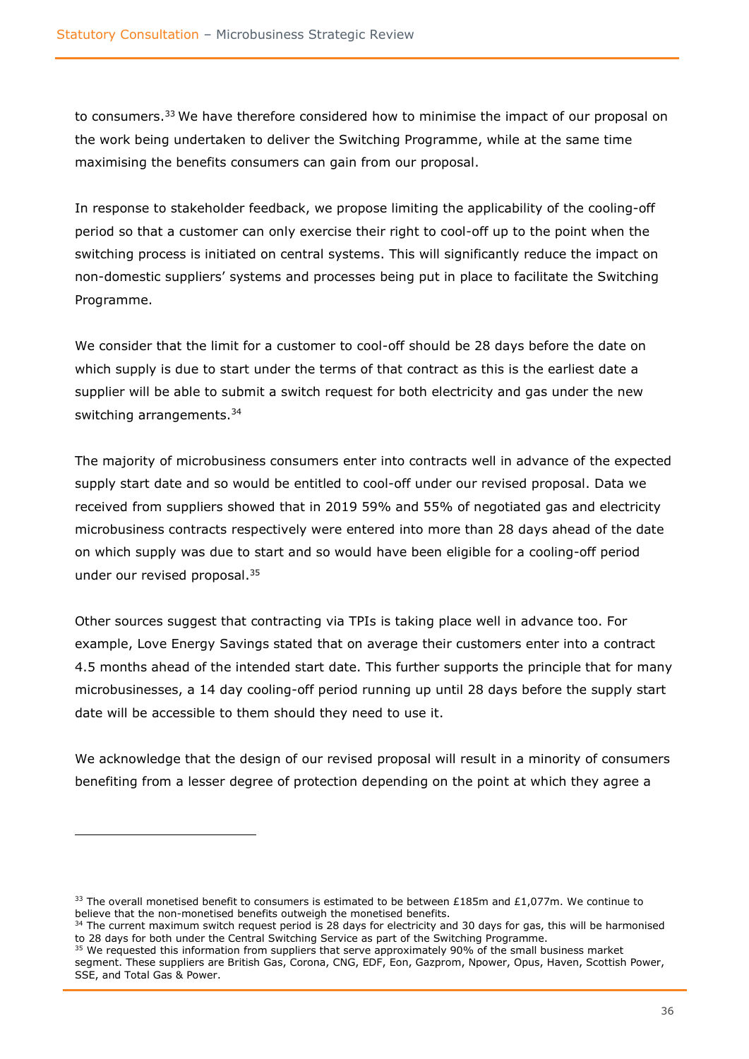to consumers.[33] We have therefore considered how to minimise the impact of our proposal on the work being undertaken to deliver the Switching Programme, while at the same time maximising the benefits consumers can gain from our proposal.

In response to stakeholder feedback, we propose limiting the applicability of the cooling-off period so that a customer can only exercise their right to cool-off up to the point when the switching process is initiated on central systems. This will significantly reduce the impact on non-domestic suppliers' systems and processes being put in place to facilitate the Switching Programme.

We consider that the limit for a customer to cool-off should be 28 days before the date on which supply is due to start under the terms of that contract as this is the earliest date a supplier will be able to submit a switch request for both electricity and gas under the new switching arrangements.[34]

The majority of microbusiness consumers enter into contracts well in advance of the expected supply start date and so would be entitled to cool-off under our revised proposal. Data we received from suppliers showed that in 2019 59% and 55% of negotiated gas and electricity microbusiness contracts respectively were entered into more than 28 days ahead of the date on which supply was due to start and so would have been eligible for a cooling-off period under our revised proposal.[35]

Other sources suggest that contracting via TPIs is taking place well in advance too. For example, Love Energy Savings stated that on average their customers enter into a contract 4.5 months ahead of the intended start date. This further supports the principle that for many microbusinesses, a 14 day cooling-off period running up until 28 days before the supply start date will be accessible to them should they need to use it.

We acknowledge that the design of our revised proposal will result in a minority of consumers benefiting from a lesser degree of protection depending on the point at which they agree a

---

[33] The overall monetised benefit to consumers is estimated to be between £185m and £1,077m. We continue to believe that the non-monetised benefits outweigh the monetised benefits.

[34] The current maximum switch request period is 28 days for electricity and 30 days for gas, this will be harmonised to 28 days for both under the Central Switching Service as part of the Switching Programme.

[35] We requested this information from suppliers that serve approximately 90% of the small business market segment. These suppliers are British Gas, Corona, CNG, EDF, Eon, Gazprom, Npower, Opus, Haven, Scottish Power, SSE, and Total Gas & Power.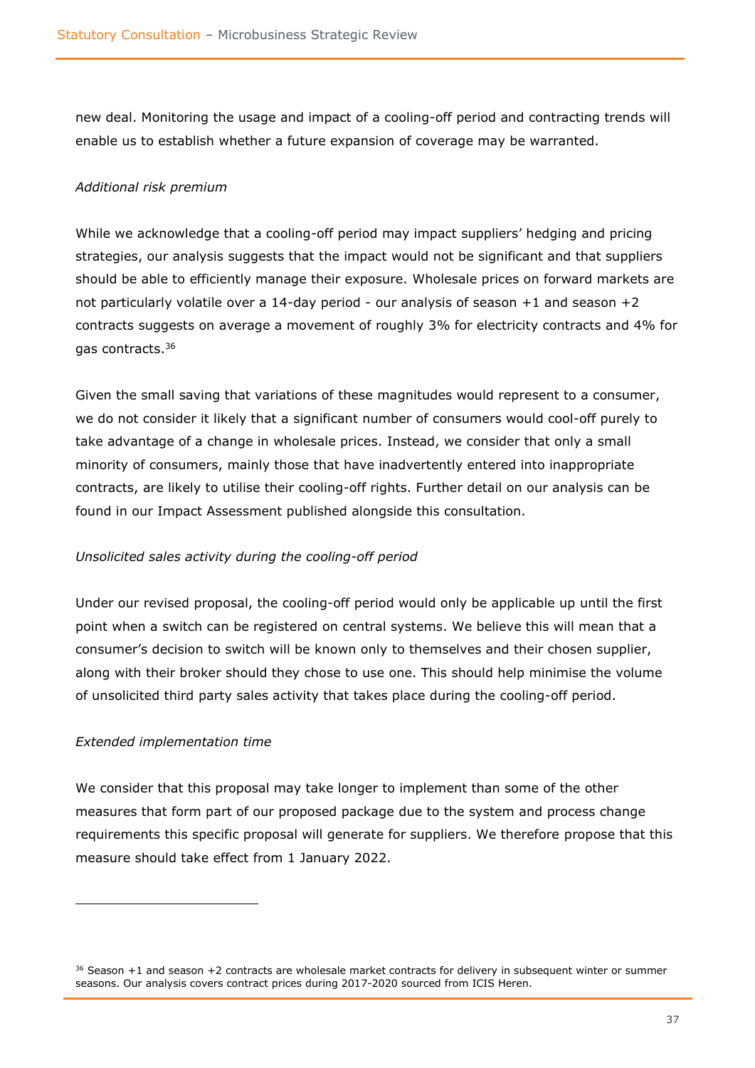new deal. Monitoring the usage and impact of a cooling-off period and contracting trends will enable us to establish whether a future expansion of coverage may be warranted.

*Additional risk premium*

While we acknowledge that a cooling-off period may impact suppliers' hedging and pricing strategies, our analysis suggests that the impact would not be significant and that suppliers should be able to efficiently manage their exposure. Wholesale prices on forward markets are not particularly volatile over a 14-day period - our analysis of season +1 and season +2 contracts suggests on average a movement of roughly 3% for electricity contracts and 4% for gas contracts.[36]

Given the small saving that variations of these magnitudes would represent to a consumer, we do not consider it likely that a significant number of consumers would cool-off purely to take advantage of a change in wholesale prices. Instead, we consider that only a small minority of consumers, mainly those that have inadvertently entered into inappropriate contracts, are likely to utilise their cooling-off rights. Further detail on our analysis can be found in our Impact Assessment published alongside this consultation.

*Unsolicited sales activity during the cooling-off period*

Under our revised proposal, the cooling-off period would only be applicable up until the first point when a switch can be registered on central systems. We believe this will mean that a consumer's decision to switch will be known only to themselves and their chosen supplier, along with their broker should they chose to use one. This should help minimise the volume of unsolicited third party sales activity that takes place during the cooling-off period.

*Extended implementation time*

We consider that this proposal may take longer to implement than some of the other measures that form part of our proposed package due to the system and process change requirements this specific proposal will generate for suppliers. We therefore propose that this measure should take effect from 1 January 2022.

---

[36] Season +1 and season +2 contracts are wholesale market contracts for delivery in subsequent winter or summer seasons. Our analysis covers contract prices during 2017-2020 sourced from ICIS Heren.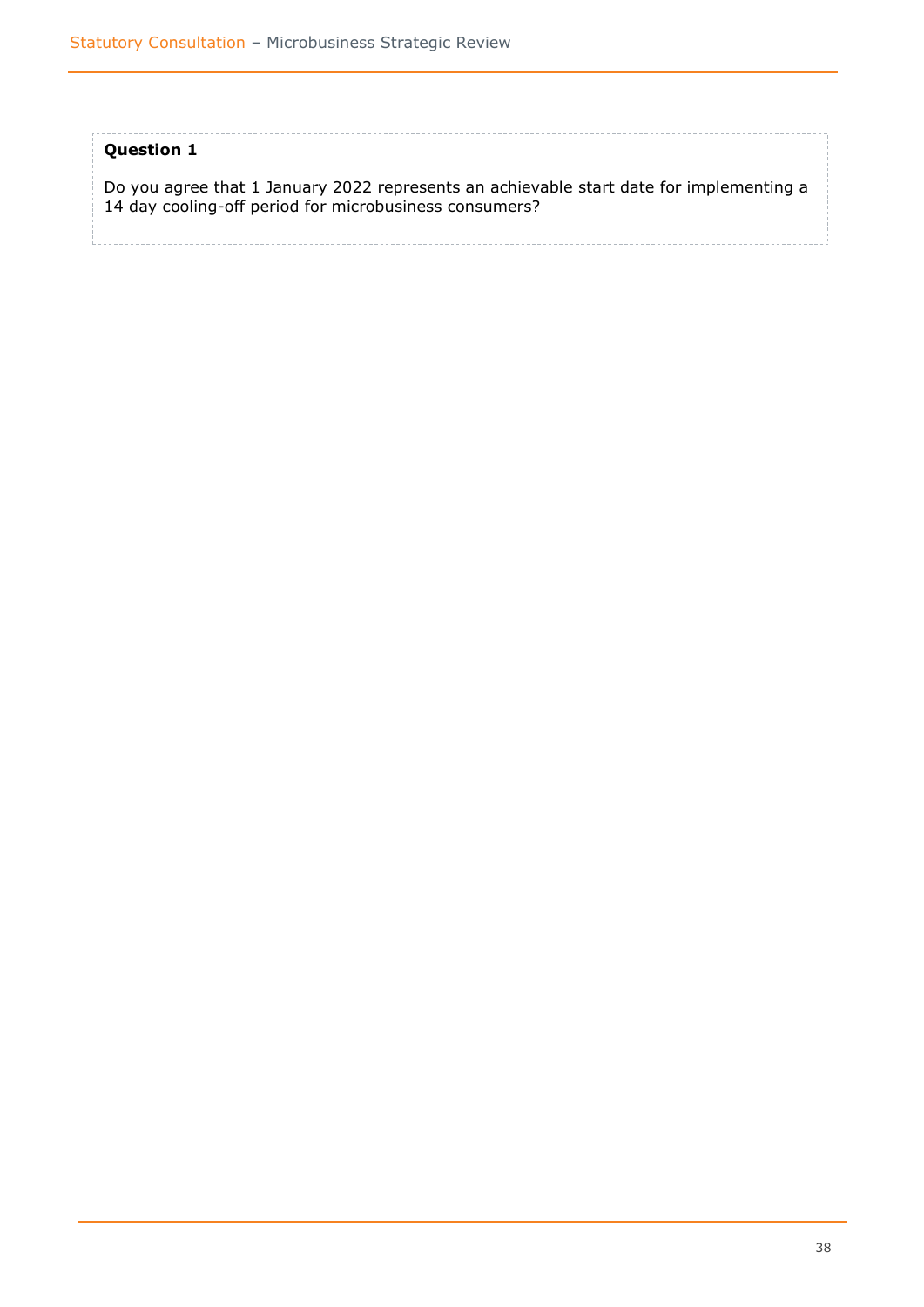**Question 1**

Do you agree that 1 January 2022 represents an achievable start date for implementing a 14 day cooling-off period for microbusiness consumers?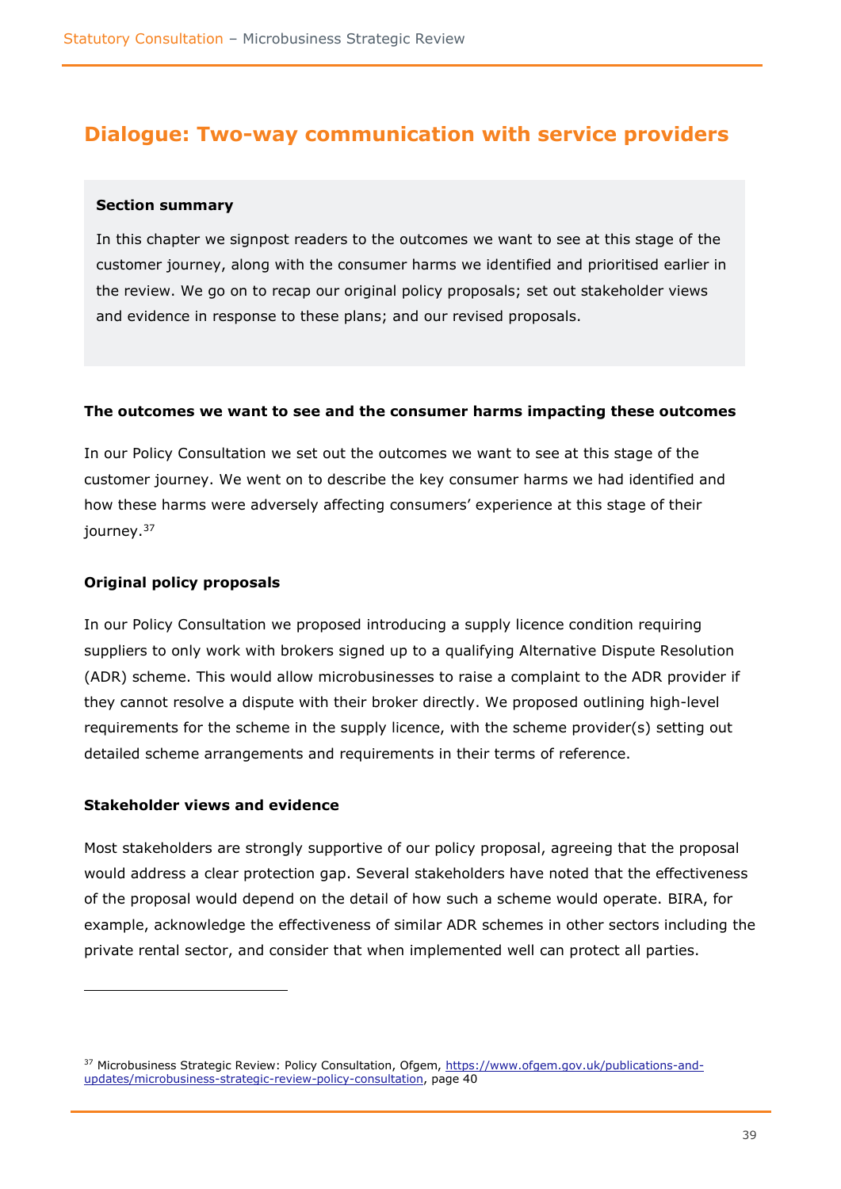## Dialogue: Two-way communication with service providers

**Section summary**

In this chapter we signpost readers to the outcomes we want to see at this stage of the customer journey, along with the consumer harms we identified and prioritised earlier in the review. We go on to recap our original policy proposals; set out stakeholder views and evidence in response to these plans; and our revised proposals.

**The outcomes we want to see and the consumer harms impacting these outcomes**

In our Policy Consultation we set out the outcomes we want to see at this stage of the customer journey. We went on to describe the key consumer harms we had identified and how these harms were adversely affecting consumers' experience at this stage of their journey.[37]

**Original policy proposals**

In our Policy Consultation we proposed introducing a supply licence condition requiring suppliers to only work with brokers signed up to a qualifying Alternative Dispute Resolution (ADR) scheme. This would allow microbusinesses to raise a complaint to the ADR provider if they cannot resolve a dispute with their broker directly. We proposed outlining high-level requirements for the scheme in the supply licence, with the scheme provider(s) setting out detailed scheme arrangements and requirements in their terms of reference.

**Stakeholder views and evidence**

Most stakeholders are strongly supportive of our policy proposal, agreeing that the proposal would address a clear protection gap. Several stakeholders have noted that the effectiveness of the proposal would depend on the detail of how such a scheme would operate. BIRA, for example, acknowledge the effectiveness of similar ADR schemes in other sectors including the private rental sector, and consider that when implemented well can protect all parties.

---

[37] Microbusiness Strategic Review: Policy Consultation, Ofgem, https://www.ofgem.gov.uk/publications-and-updates/microbusiness-strategic-review-policy-consultation, page 40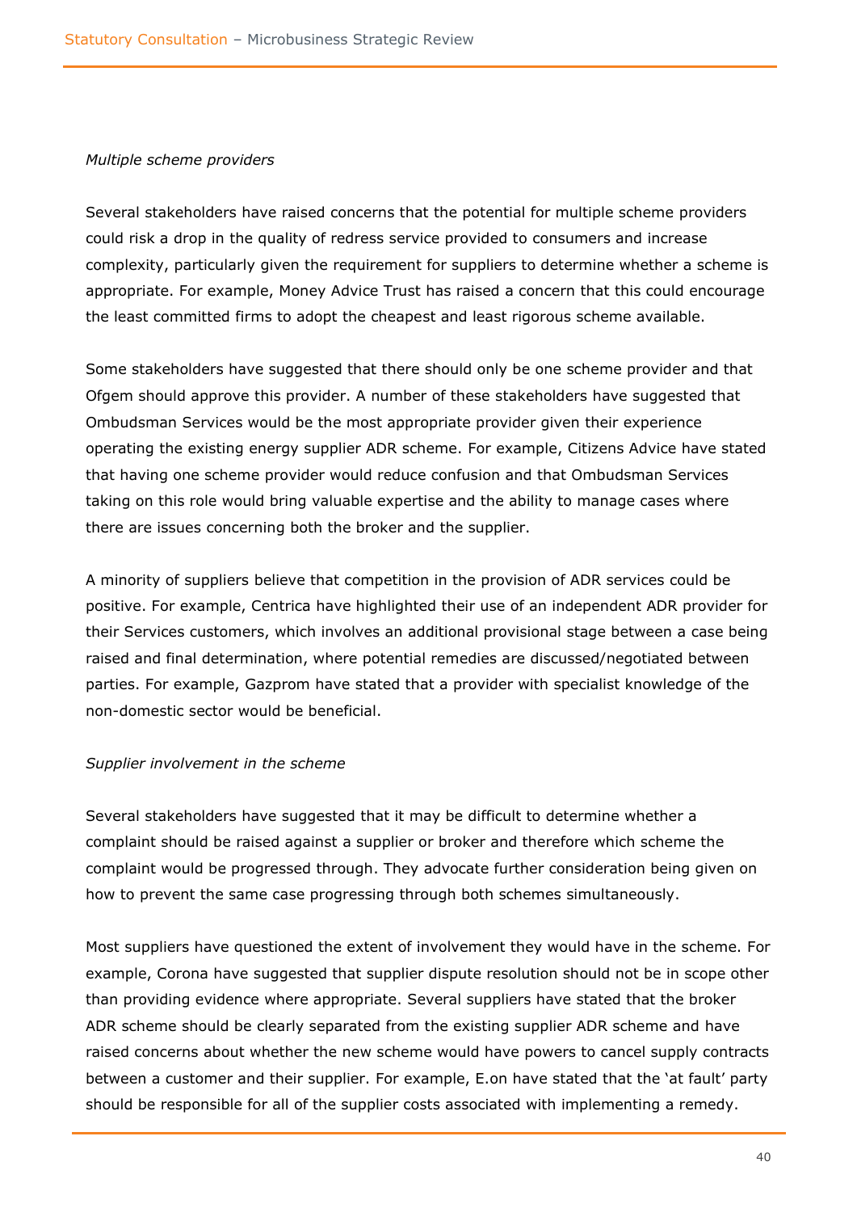*Multiple scheme providers*

Several stakeholders have raised concerns that the potential for multiple scheme providers could risk a drop in the quality of redress service provided to consumers and increase complexity, particularly given the requirement for suppliers to determine whether a scheme is appropriate. For example, Money Advice Trust has raised a concern that this could encourage the least committed firms to adopt the cheapest and least rigorous scheme available.

Some stakeholders have suggested that there should only be one scheme provider and that Ofgem should approve this provider. A number of these stakeholders have suggested that Ombudsman Services would be the most appropriate provider given their experience operating the existing energy supplier ADR scheme. For example, Citizens Advice have stated that having one scheme provider would reduce confusion and that Ombudsman Services taking on this role would bring valuable expertise and the ability to manage cases where there are issues concerning both the broker and the supplier.

A minority of suppliers believe that competition in the provision of ADR services could be positive. For example, Centrica have highlighted their use of an independent ADR provider for their Services customers, which involves an additional provisional stage between a case being raised and final determination, where potential remedies are discussed/negotiated between parties. For example, Gazprom have stated that a provider with specialist knowledge of the non-domestic sector would be beneficial.

*Supplier involvement in the scheme*

Several stakeholders have suggested that it may be difficult to determine whether a complaint should be raised against a supplier or broker and therefore which scheme the complaint would be progressed through. They advocate further consideration being given on how to prevent the same case progressing through both schemes simultaneously.

Most suppliers have questioned the extent of involvement they would have in the scheme. For example, Corona have suggested that supplier dispute resolution should not be in scope other than providing evidence where appropriate. Several suppliers have stated that the broker ADR scheme should be clearly separated from the existing supplier ADR scheme and have raised concerns about whether the new scheme would have powers to cancel supply contracts between a customer and their supplier. For example, E.on have stated that the 'at fault' party should be responsible for all of the supplier costs associated with implementing a remedy.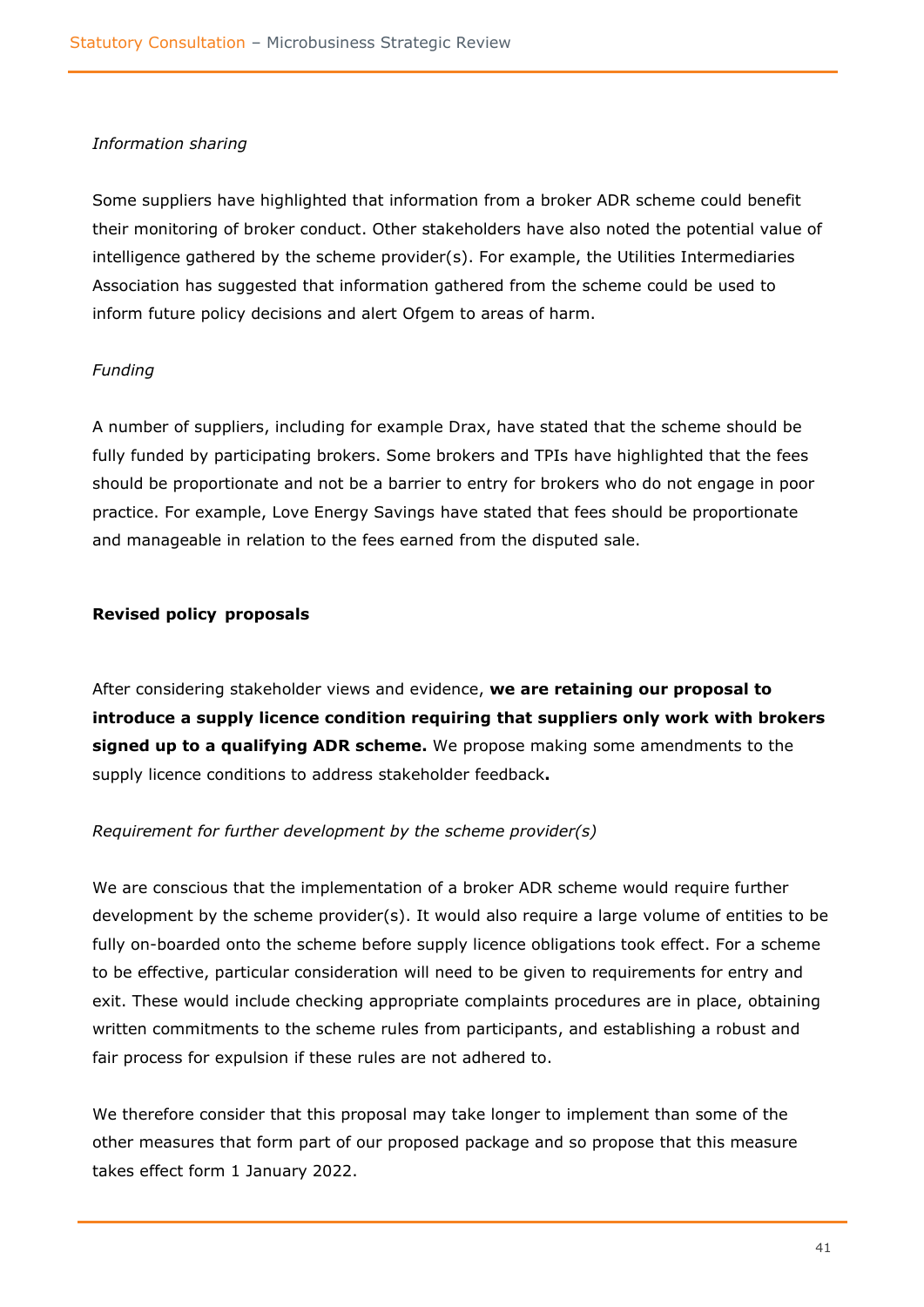*Information sharing*

Some suppliers have highlighted that information from a broker ADR scheme could benefit their monitoring of broker conduct. Other stakeholders have also noted the potential value of intelligence gathered by the scheme provider(s). For example, the Utilities Intermediaries Association has suggested that information gathered from the scheme could be used to inform future policy decisions and alert Ofgem to areas of harm.

*Funding*

A number of suppliers, including for example Drax, have stated that the scheme should be fully funded by participating brokers. Some brokers and TPIs have highlighted that the fees should be proportionate and not be a barrier to entry for brokers who do not engage in poor practice. For example, Love Energy Savings have stated that fees should be proportionate and manageable in relation to the fees earned from the disputed sale.

**Revised policy proposals**

After considering stakeholder views and evidence, **we are retaining our proposal to introduce a supply licence condition requiring that suppliers only work with brokers signed up to a qualifying ADR scheme.** We propose making some amendments to the supply licence conditions to address stakeholder feedback**.**

*Requirement for further development by the scheme provider(s)*

We are conscious that the implementation of a broker ADR scheme would require further development by the scheme provider(s). It would also require a large volume of entities to be fully on-boarded onto the scheme before supply licence obligations took effect. For a scheme to be effective, particular consideration will need to be given to requirements for entry and exit. These would include checking appropriate complaints procedures are in place, obtaining written commitments to the scheme rules from participants, and establishing a robust and fair process for expulsion if these rules are not adhered to.

We therefore consider that this proposal may take longer to implement than some of the other measures that form part of our proposed package and so propose that this measure takes effect form 1 January 2022.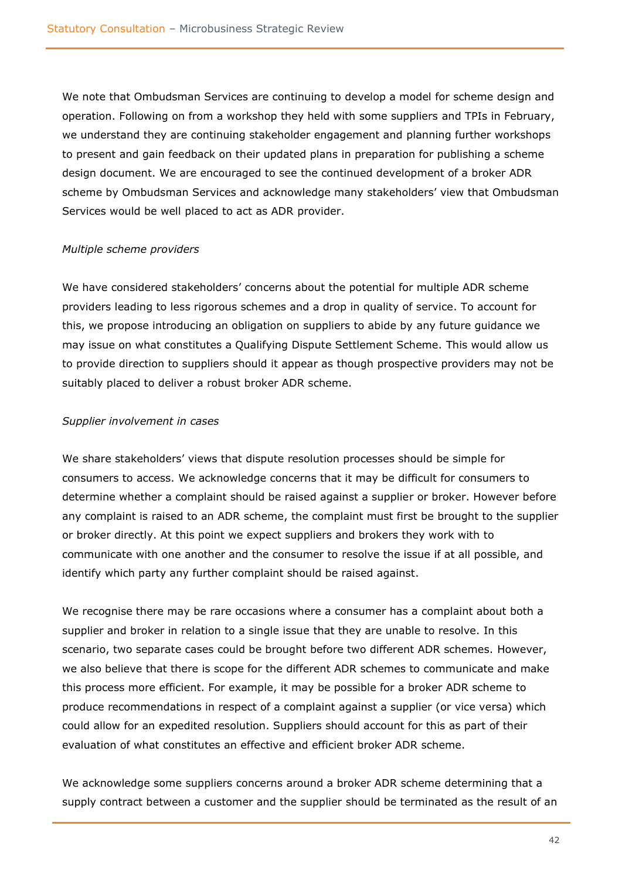We note that Ombudsman Services are continuing to develop a model for scheme design and operation. Following on from a workshop they held with some suppliers and TPIs in February, we understand they are continuing stakeholder engagement and planning further workshops to present and gain feedback on their updated plans in preparation for publishing a scheme design document. We are encouraged to see the continued development of a broker ADR scheme by Ombudsman Services and acknowledge many stakeholders' view that Ombudsman Services would be well placed to act as ADR provider.

*Multiple scheme providers*

We have considered stakeholders' concerns about the potential for multiple ADR scheme providers leading to less rigorous schemes and a drop in quality of service. To account for this, we propose introducing an obligation on suppliers to abide by any future guidance we may issue on what constitutes a Qualifying Dispute Settlement Scheme. This would allow us to provide direction to suppliers should it appear as though prospective providers may not be suitably placed to deliver a robust broker ADR scheme.

*Supplier involvement in cases*

We share stakeholders' views that dispute resolution processes should be simple for consumers to access. We acknowledge concerns that it may be difficult for consumers to determine whether a complaint should be raised against a supplier or broker. However before any complaint is raised to an ADR scheme, the complaint must first be brought to the supplier or broker directly. At this point we expect suppliers and brokers they work with to communicate with one another and the consumer to resolve the issue if at all possible, and identify which party any further complaint should be raised against.

We recognise there may be rare occasions where a consumer has a complaint about both a supplier and broker in relation to a single issue that they are unable to resolve. In this scenario, two separate cases could be brought before two different ADR schemes. However, we also believe that there is scope for the different ADR schemes to communicate and make this process more efficient. For example, it may be possible for a broker ADR scheme to produce recommendations in respect of a complaint against a supplier (or vice versa) which could allow for an expedited resolution. Suppliers should account for this as part of their evaluation of what constitutes an effective and efficient broker ADR scheme.

We acknowledge some suppliers concerns around a broker ADR scheme determining that a supply contract between a customer and the supplier should be terminated as the result of an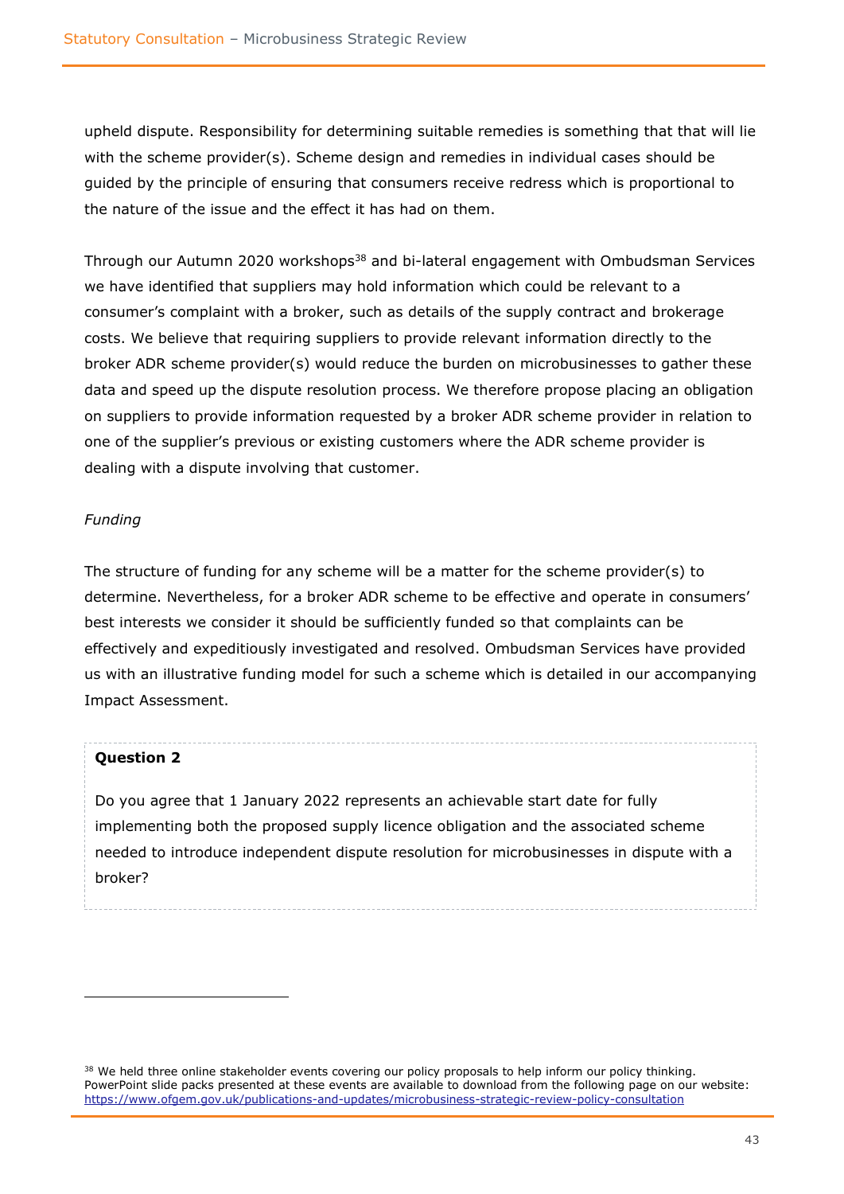upheld dispute. Responsibility for determining suitable remedies is something that that will lie with the scheme provider(s). Scheme design and remedies in individual cases should be guided by the principle of ensuring that consumers receive redress which is proportional to the nature of the issue and the effect it has had on them.

Through our Autumn 2020 workshops[38] and bi-lateral engagement with Ombudsman Services we have identified that suppliers may hold information which could be relevant to a consumer's complaint with a broker, such as details of the supply contract and brokerage costs. We believe that requiring suppliers to provide relevant information directly to the broker ADR scheme provider(s) would reduce the burden on microbusinesses to gather these data and speed up the dispute resolution process. We therefore propose placing an obligation on suppliers to provide information requested by a broker ADR scheme provider in relation to one of the supplier's previous or existing customers where the ADR scheme provider is dealing with a dispute involving that customer.

*Funding*

The structure of funding for any scheme will be a matter for the scheme provider(s) to determine. Nevertheless, for a broker ADR scheme to be effective and operate in consumers' best interests we consider it should be sufficiently funded so that complaints can be effectively and expeditiously investigated and resolved. Ombudsman Services have provided us with an illustrative funding model for such a scheme which is detailed in our accompanying Impact Assessment.

**Question 2**

Do you agree that 1 January 2022 represents an achievable start date for fully implementing both the proposed supply licence obligation and the associated scheme needed to introduce independent dispute resolution for microbusinesses in dispute with a broker?

---

[38] We held three online stakeholder events covering our policy proposals to help inform our policy thinking. PowerPoint slide packs presented at these events are available to download from the following page on our website: https://www.ofgem.gov.uk/publications-and-updates/microbusiness-strategic-review-policy-consultation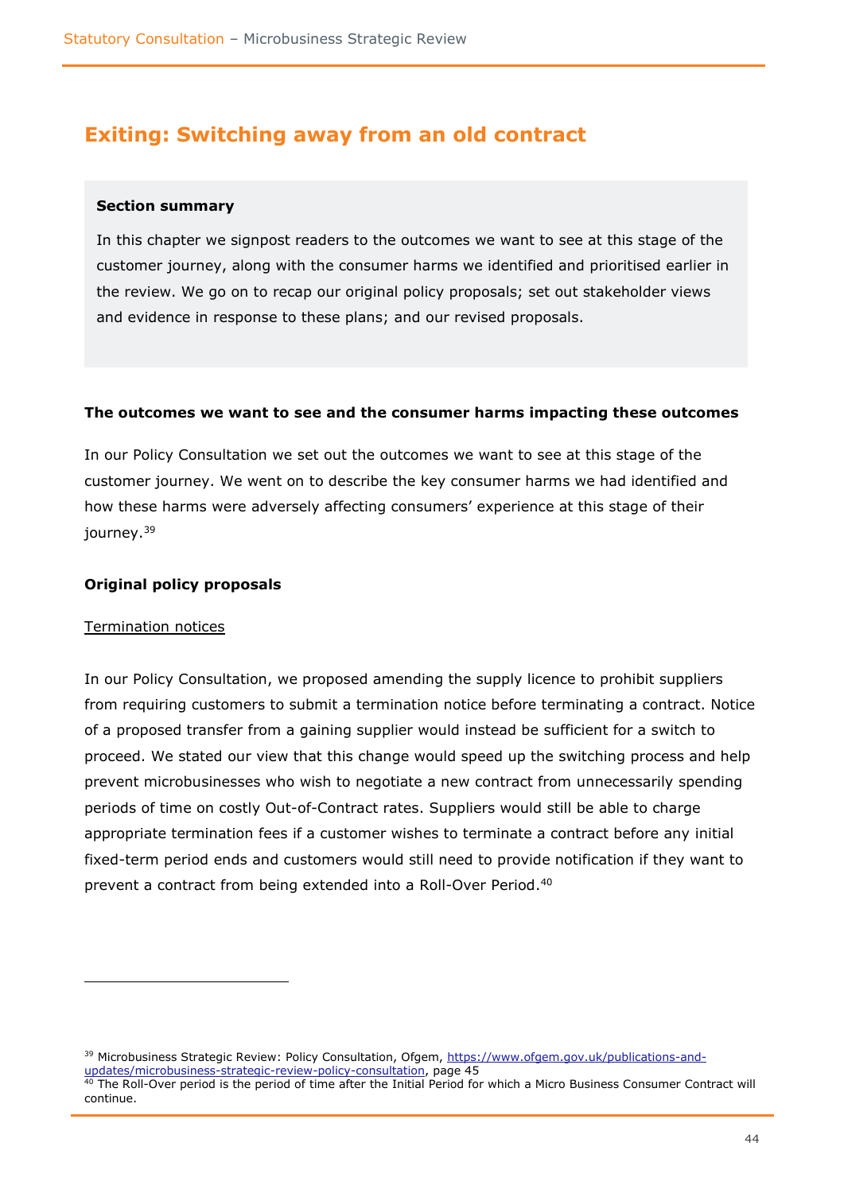## Exiting: Switching away from an old contract

**Section summary**

In this chapter we signpost readers to the outcomes we want to see at this stage of the customer journey, along with the consumer harms we identified and prioritised earlier in the review. We go on to recap our original policy proposals; set out stakeholder views and evidence in response to these plans; and our revised proposals.

**The outcomes we want to see and the consumer harms impacting these outcomes**

In our Policy Consultation we set out the outcomes we want to see at this stage of the customer journey. We went on to describe the key consumer harms we had identified and how these harms were adversely affecting consumers' experience at this stage of their journey.[39]

**Original policy proposals**

Termination notices

In our Policy Consultation, we proposed amending the supply licence to prohibit suppliers from requiring customers to submit a termination notice before terminating a contract. Notice of a proposed transfer from a gaining supplier would instead be sufficient for a switch to proceed. We stated our view that this change would speed up the switching process and help prevent microbusinesses who wish to negotiate a new contract from unnecessarily spending periods of time on costly Out-of-Contract rates. Suppliers would still be able to charge appropriate termination fees if a customer wishes to terminate a contract before any initial fixed-term period ends and customers would still need to provide notification if they want to prevent a contract from being extended into a Roll-Over Period.[40]

[39] Microbusiness Strategic Review: Policy Consultation, Ofgem, https://www.ofgem.gov.uk/publications-and-updates/microbusiness-strategic-review-policy-consultation, page 45

[40] The Roll-Over period is the period of time after the Initial Period for which a Micro Business Consumer Contract will continue.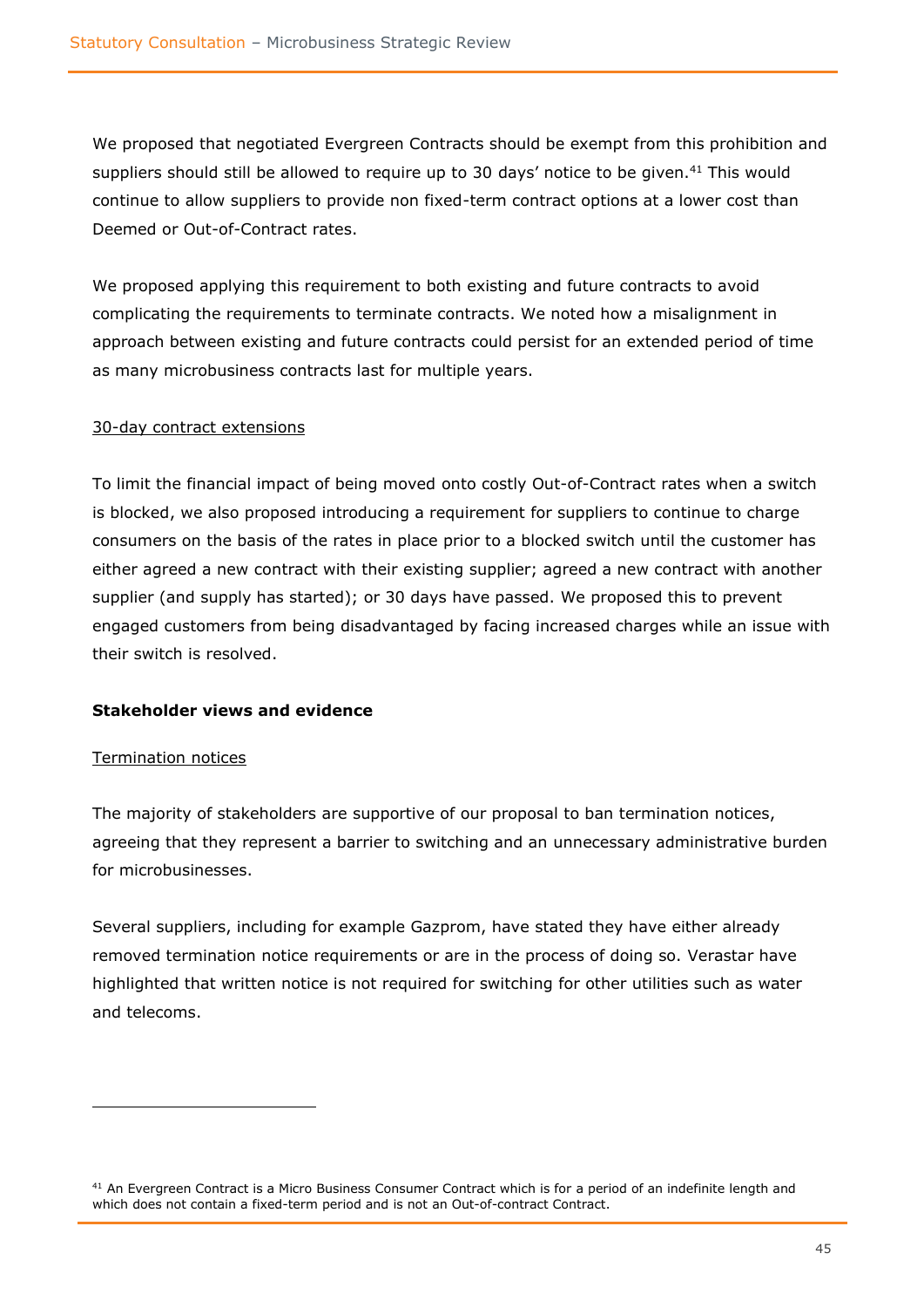We proposed that negotiated Evergreen Contracts should be exempt from this prohibition and suppliers should still be allowed to require up to 30 days' notice to be given.[41] This would continue to allow suppliers to provide non fixed-term contract options at a lower cost than Deemed or Out-of-Contract rates.

We proposed applying this requirement to both existing and future contracts to avoid complicating the requirements to terminate contracts. We noted how a misalignment in approach between existing and future contracts could persist for an extended period of time as many microbusiness contracts last for multiple years.

<u>30-day contract extensions</u>

To limit the financial impact of being moved onto costly Out-of-Contract rates when a switch is blocked, we also proposed introducing a requirement for suppliers to continue to charge consumers on the basis of the rates in place prior to a blocked switch until the customer has either agreed a new contract with their existing supplier; agreed a new contract with another supplier (and supply has started); or 30 days have passed. We proposed this to prevent engaged customers from being disadvantaged by facing increased charges while an issue with their switch is resolved.

**Stakeholder views and evidence**

<u>Termination notices</u>

The majority of stakeholders are supportive of our proposal to ban termination notices, agreeing that they represent a barrier to switching and an unnecessary administrative burden for microbusinesses.

Several suppliers, including for example Gazprom, have stated they have either already removed termination notice requirements or are in the process of doing so. Verastar have highlighted that written notice is not required for switching for other utilities such as water and telecoms.

---

[41] An Evergreen Contract is a Micro Business Consumer Contract which is for a period of an indefinite length and which does not contain a fixed-term period and is not an Out-of-contract Contract.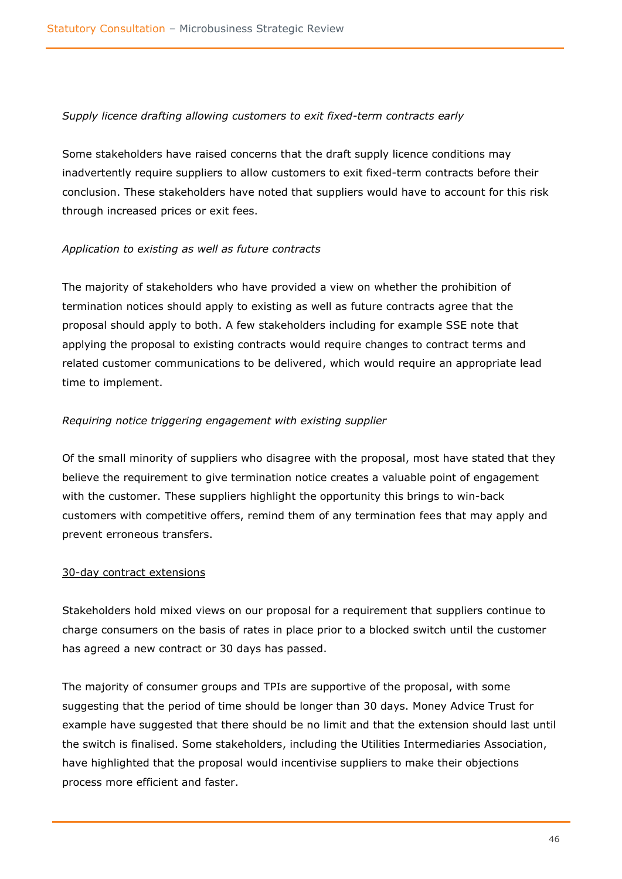*Supply licence drafting allowing customers to exit fixed-term contracts early*

Some stakeholders have raised concerns that the draft supply licence conditions may inadvertently require suppliers to allow customers to exit fixed-term contracts before their conclusion. These stakeholders have noted that suppliers would have to account for this risk through increased prices or exit fees.

*Application to existing as well as future contracts*

The majority of stakeholders who have provided a view on whether the prohibition of termination notices should apply to existing as well as future contracts agree that the proposal should apply to both. A few stakeholders including for example SSE note that applying the proposal to existing contracts would require changes to contract terms and related customer communications to be delivered, which would require an appropriate lead time to implement.

*Requiring notice triggering engagement with existing supplier*

Of the small minority of suppliers who disagree with the proposal, most have stated that they believe the requirement to give termination notice creates a valuable point of engagement with the customer. These suppliers highlight the opportunity this brings to win-back customers with competitive offers, remind them of any termination fees that may apply and prevent erroneous transfers.

<u>30-day contract extensions</u>

Stakeholders hold mixed views on our proposal for a requirement that suppliers continue to charge consumers on the basis of rates in place prior to a blocked switch until the customer has agreed a new contract or 30 days has passed.

The majority of consumer groups and TPIs are supportive of the proposal, with some suggesting that the period of time should be longer than 30 days. Money Advice Trust for example have suggested that there should be no limit and that the extension should last until the switch is finalised. Some stakeholders, including the Utilities Intermediaries Association, have highlighted that the proposal would incentivise suppliers to make their objections process more efficient and faster.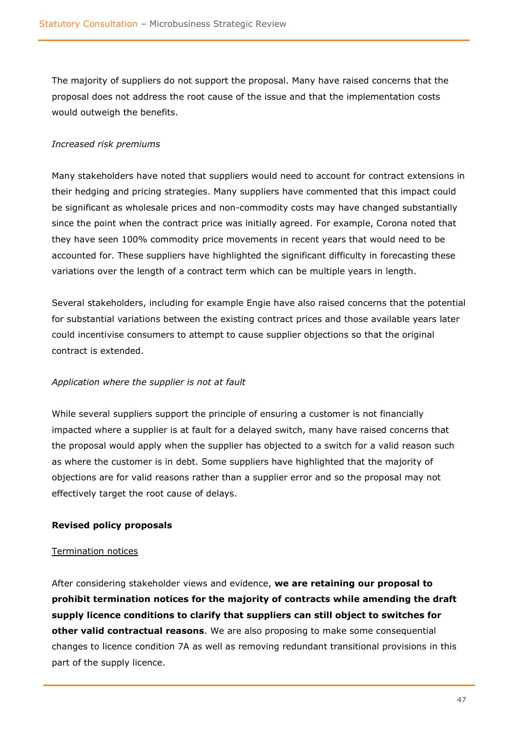The majority of suppliers do not support the proposal. Many have raised concerns that the proposal does not address the root cause of the issue and that the implementation costs would outweigh the benefits.

*Increased risk premiums*

Many stakeholders have noted that suppliers would need to account for contract extensions in their hedging and pricing strategies. Many suppliers have commented that this impact could be significant as wholesale prices and non-commodity costs may have changed substantially since the point when the contract price was initially agreed. For example, Corona noted that they have seen 100% commodity price movements in recent years that would need to be accounted for. These suppliers have highlighted the significant difficulty in forecasting these variations over the length of a contract term which can be multiple years in length.

Several stakeholders, including for example Engie have also raised concerns that the potential for substantial variations between the existing contract prices and those available years later could incentivise consumers to attempt to cause supplier objections so that the original contract is extended.

*Application where the supplier is not at fault*

While several suppliers support the principle of ensuring a customer is not financially impacted where a supplier is at fault for a delayed switch, many have raised concerns that the proposal would apply when the supplier has objected to a switch for a valid reason such as where the customer is in debt. Some suppliers have highlighted that the majority of objections are for valid reasons rather than a supplier error and so the proposal may not effectively target the root cause of delays.

**Revised policy proposals**

<u>Termination notices</u>

After considering stakeholder views and evidence, **we are retaining our proposal to prohibit termination notices for the majority of contracts while amending the draft supply licence conditions to clarify that suppliers can still object to switches for other valid contractual reasons**. We are also proposing to make some consequential changes to licence condition 7A as well as removing redundant transitional provisions in this part of the supply licence.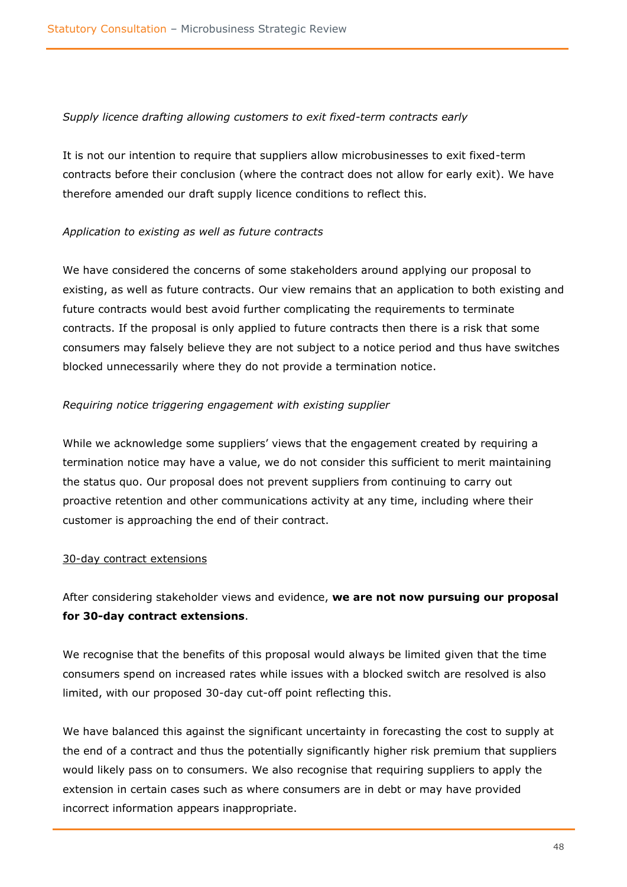*Supply licence drafting allowing customers to exit fixed-term contracts early*

It is not our intention to require that suppliers allow microbusinesses to exit fixed-term contracts before their conclusion (where the contract does not allow for early exit). We have therefore amended our draft supply licence conditions to reflect this.

*Application to existing as well as future contracts*

We have considered the concerns of some stakeholders around applying our proposal to existing, as well as future contracts. Our view remains that an application to both existing and future contracts would best avoid further complicating the requirements to terminate contracts. If the proposal is only applied to future contracts then there is a risk that some consumers may falsely believe they are not subject to a notice period and thus have switches blocked unnecessarily where they do not provide a termination notice.

*Requiring notice triggering engagement with existing supplier*

While we acknowledge some suppliers' views that the engagement created by requiring a termination notice may have a value, we do not consider this sufficient to merit maintaining the status quo. Our proposal does not prevent suppliers from continuing to carry out proactive retention and other communications activity at any time, including where their customer is approaching the end of their contract.

<u>30-day contract extensions</u>

After considering stakeholder views and evidence, **we are not now pursuing our proposal for 30-day contract extensions**.

We recognise that the benefits of this proposal would always be limited given that the time consumers spend on increased rates while issues with a blocked switch are resolved is also limited, with our proposed 30-day cut-off point reflecting this.

We have balanced this against the significant uncertainty in forecasting the cost to supply at the end of a contract and thus the potentially significantly higher risk premium that suppliers would likely pass on to consumers. We also recognise that requiring suppliers to apply the extension in certain cases such as where consumers are in debt or may have provided incorrect information appears inappropriate.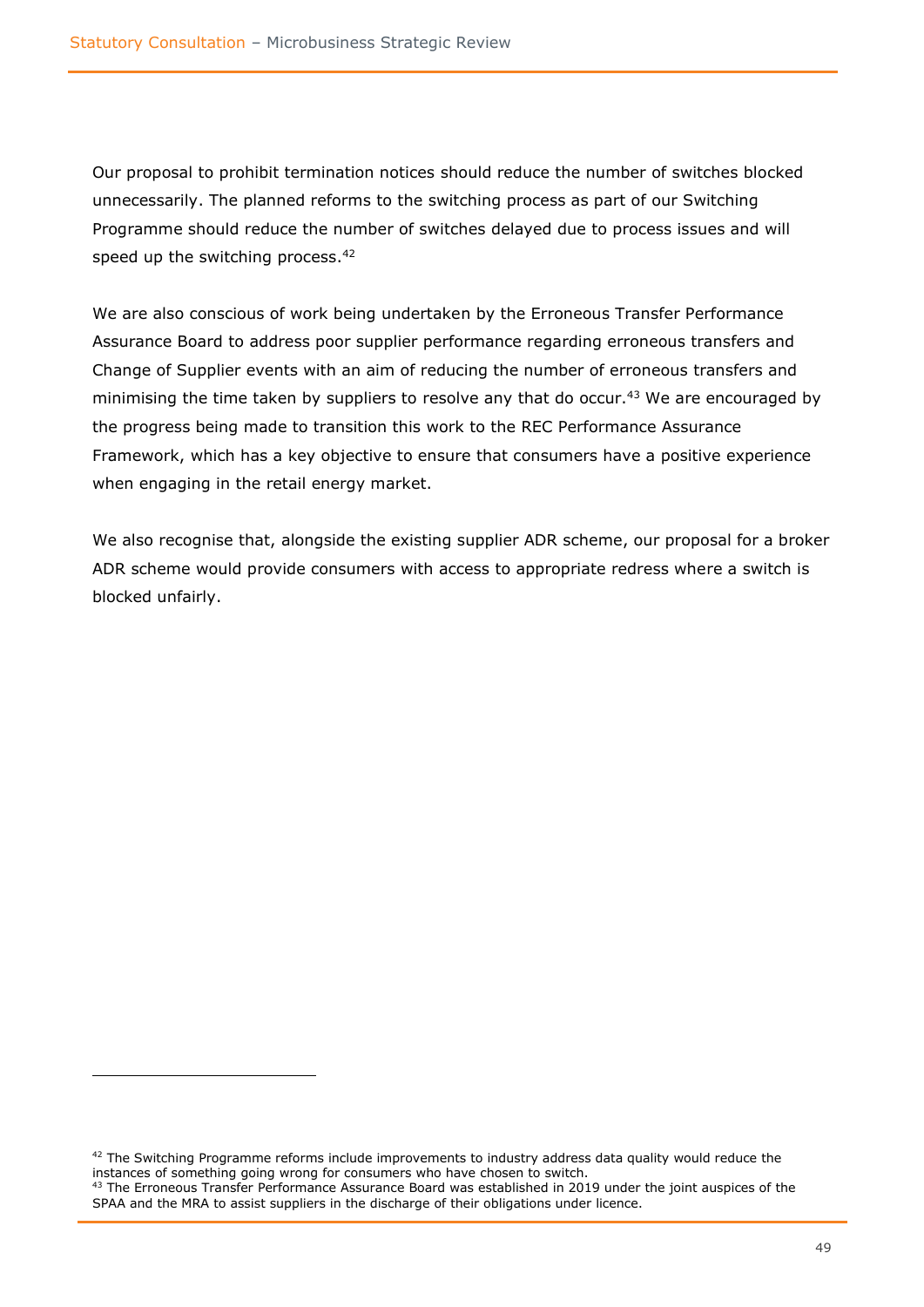Our proposal to prohibit termination notices should reduce the number of switches blocked unnecessarily. The planned reforms to the switching process as part of our Switching Programme should reduce the number of switches delayed due to process issues and will speed up the switching process.[42]

We are also conscious of work being undertaken by the Erroneous Transfer Performance Assurance Board to address poor supplier performance regarding erroneous transfers and Change of Supplier events with an aim of reducing the number of erroneous transfers and minimising the time taken by suppliers to resolve any that do occur.[43] We are encouraged by the progress being made to transition this work to the REC Performance Assurance Framework, which has a key objective to ensure that consumers have a positive experience when engaging in the retail energy market.

We also recognise that, alongside the existing supplier ADR scheme, our proposal for a broker ADR scheme would provide consumers with access to appropriate redress where a switch is blocked unfairly.

---

[42] The Switching Programme reforms include improvements to industry address data quality would reduce the instances of something going wrong for consumers who have chosen to switch.

[43] The Erroneous Transfer Performance Assurance Board was established in 2019 under the joint auspices of the SPAA and the MRA to assist suppliers in the discharge of their obligations under licence.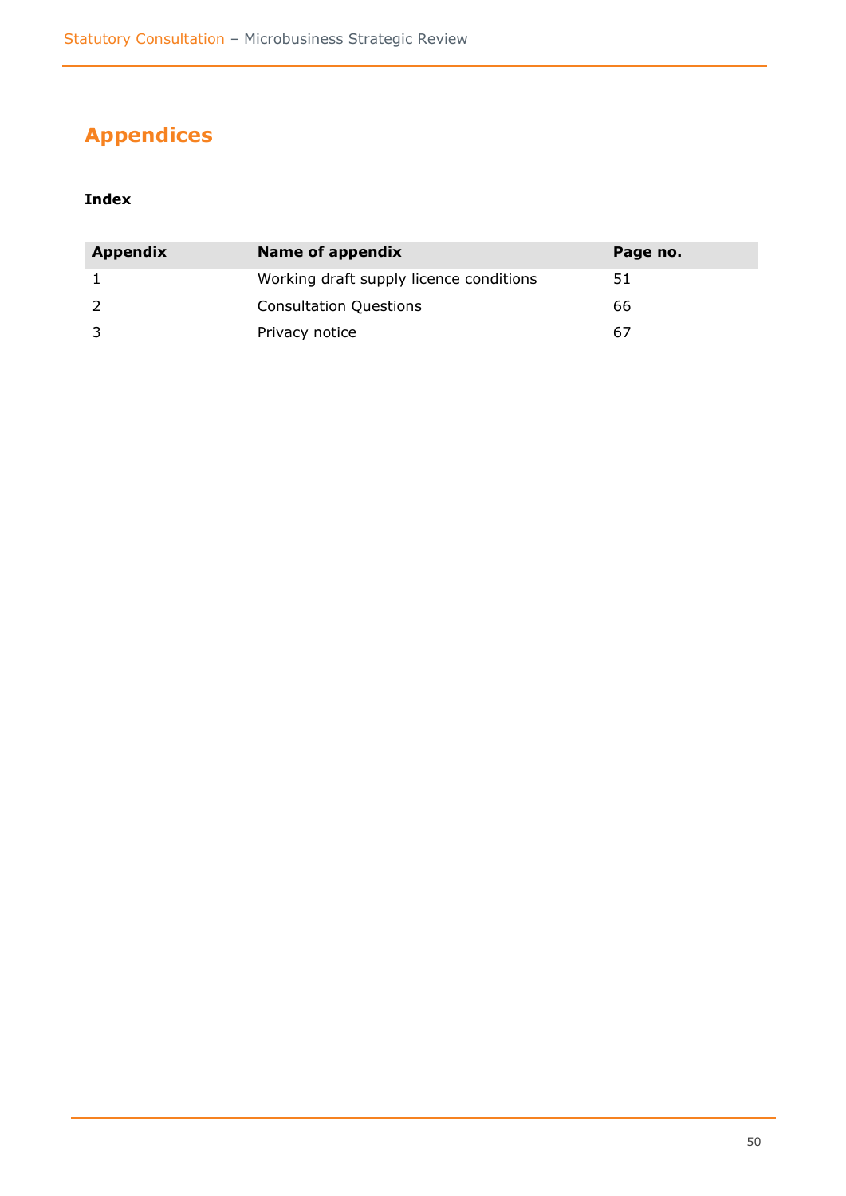## Appendices

**Index**

| Appendix | Name of appendix | Page no. |
| --- | --- | --- |
| 1 | Working draft supply licence conditions | 51 |
| 2 | Consultation Questions | 66 |
| 3 | Privacy notice | 67 |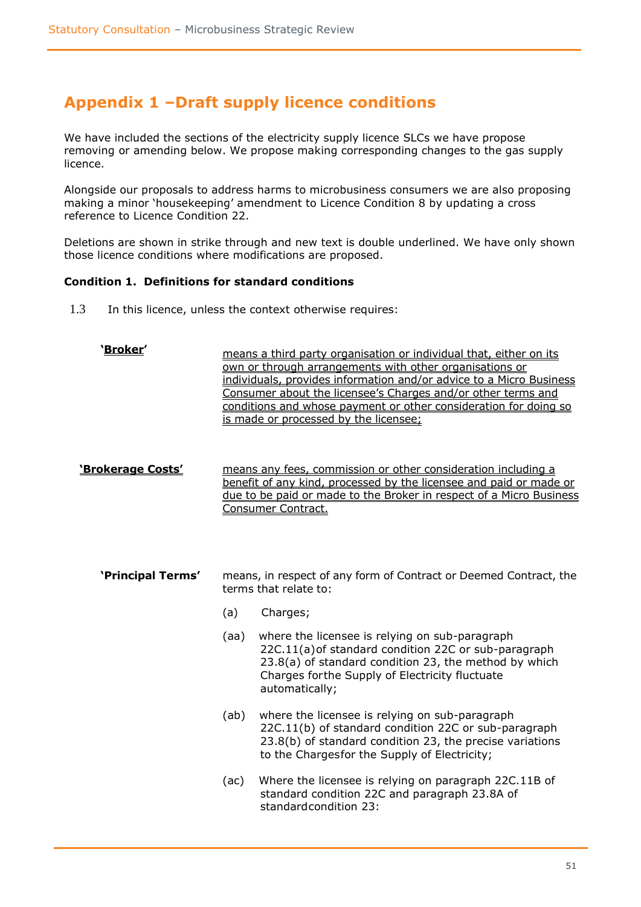## Appendix 1 –Draft supply licence conditions

We have included the sections of the electricity supply licence SLCs we have propose removing or amending below. We propose making corresponding changes to the gas supply licence.

Alongside our proposals to address harms to microbusiness consumers we are also proposing making a minor 'housekeeping' amendment to Licence Condition 8 by updating a cross reference to Licence Condition 22.

Deletions are shown in strike through and new text is double underlined. We have only shown those licence conditions where modifications are proposed.

**Condition 1. Definitions for standard conditions**

1.3 In this licence, unless the context otherwise requires:

**'<u>Broker</u>'** <u>means a third party organisation or individual that, either on its own or through arrangements with other organisations or individuals, provides information and/or advice to a Micro Business Consumer about the licensee's Charges and/or other terms and conditions and whose payment or other consideration for doing so is made or processed by the licensee;</u>

**<u>'Brokerage Costs'</u>** <u>means any fees, commission or other consideration including a benefit of any kind, processed by the licensee and paid or made or due to be paid or made to the Broker in respect of a Micro Business Consumer Contract.</u>

**'Principal Terms'** means, in respect of any form of Contract or Deemed Contract, the terms that relate to:

(a) Charges;

(aa) where the licensee is relying on sub-paragraph 22C.11(a)of standard condition 22C or sub-paragraph 23.8(a) of standard condition 23, the method by which Charges forthe Supply of Electricity fluctuate automatically;

(ab) where the licensee is relying on sub-paragraph 22C.11(b) of standard condition 22C or sub-paragraph 23.8(b) of standard condition 23, the precise variations to the Chargesfor the Supply of Electricity;

(ac) Where the licensee is relying on paragraph 22C.11B of standard condition 22C and paragraph 23.8A of standardcondition 23: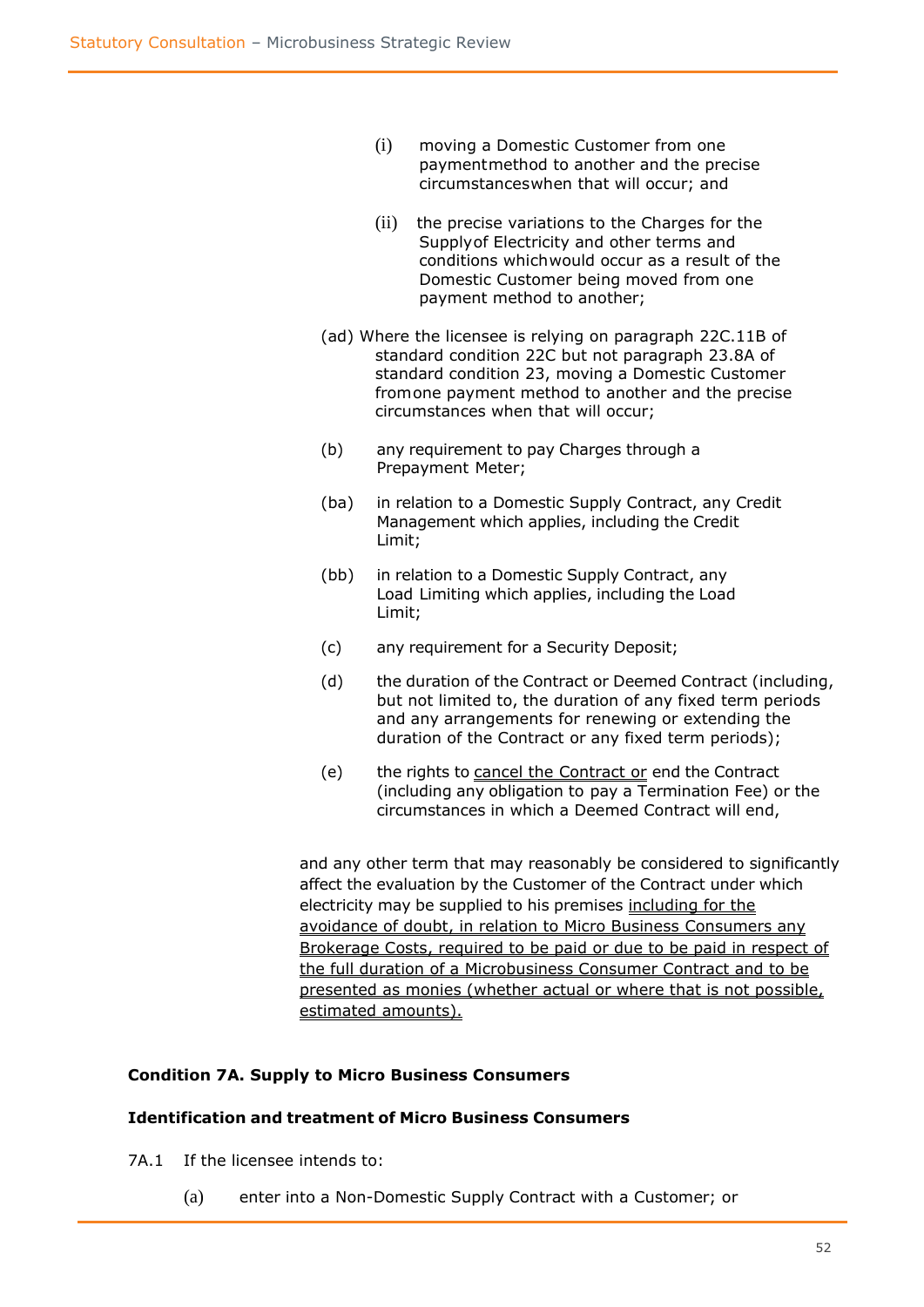(i) moving a Domestic Customer from one payment method to another and the precise circumstances when that will occur; and

(ii) the precise variations to the Charges for the Supply of Electricity and other terms and conditions which would occur as a result of the Domestic Customer being moved from one payment method to another;

(ad) Where the licensee is relying on paragraph 22C.11B of standard condition 22C but not paragraph 23.8A of standard condition 23, moving a Domestic Customer from one payment method to another and the precise circumstances when that will occur;

(b) any requirement to pay Charges through a Prepayment Meter;

(ba) in relation to a Domestic Supply Contract, any Credit Management which applies, including the Credit Limit;

(bb) in relation to a Domestic Supply Contract, any Load Limiting which applies, including the Load Limit;

(c) any requirement for a Security Deposit;

(d) the duration of the Contract or Deemed Contract (including, but not limited to, the duration of any fixed term periods and any arrangements for renewing or extending the duration of the Contract or any fixed term periods);

(e) the rights to <u>cancel the Contract or</u> end the Contract (including any obligation to pay a Termination Fee) or the circumstances in which a Deemed Contract will end,

and any other term that may reasonably be considered to significantly affect the evaluation by the Customer of the Contract under which electricity may be supplied to his premises <u>including for the avoidance of doubt, in relation to Micro Business Consumers any Brokerage Costs, required to be paid or due to be paid in respect of the full duration of a Microbusiness Consumer Contract and to be presented as monies (whether actual or where that is not possible, estimated amounts).</u>

**Condition 7A. Supply to Micro Business Consumers**

**Identification and treatment of Micro Business Consumers**

7A.1 If the licensee intends to:

(a) enter into a Non-Domestic Supply Contract with a Customer; or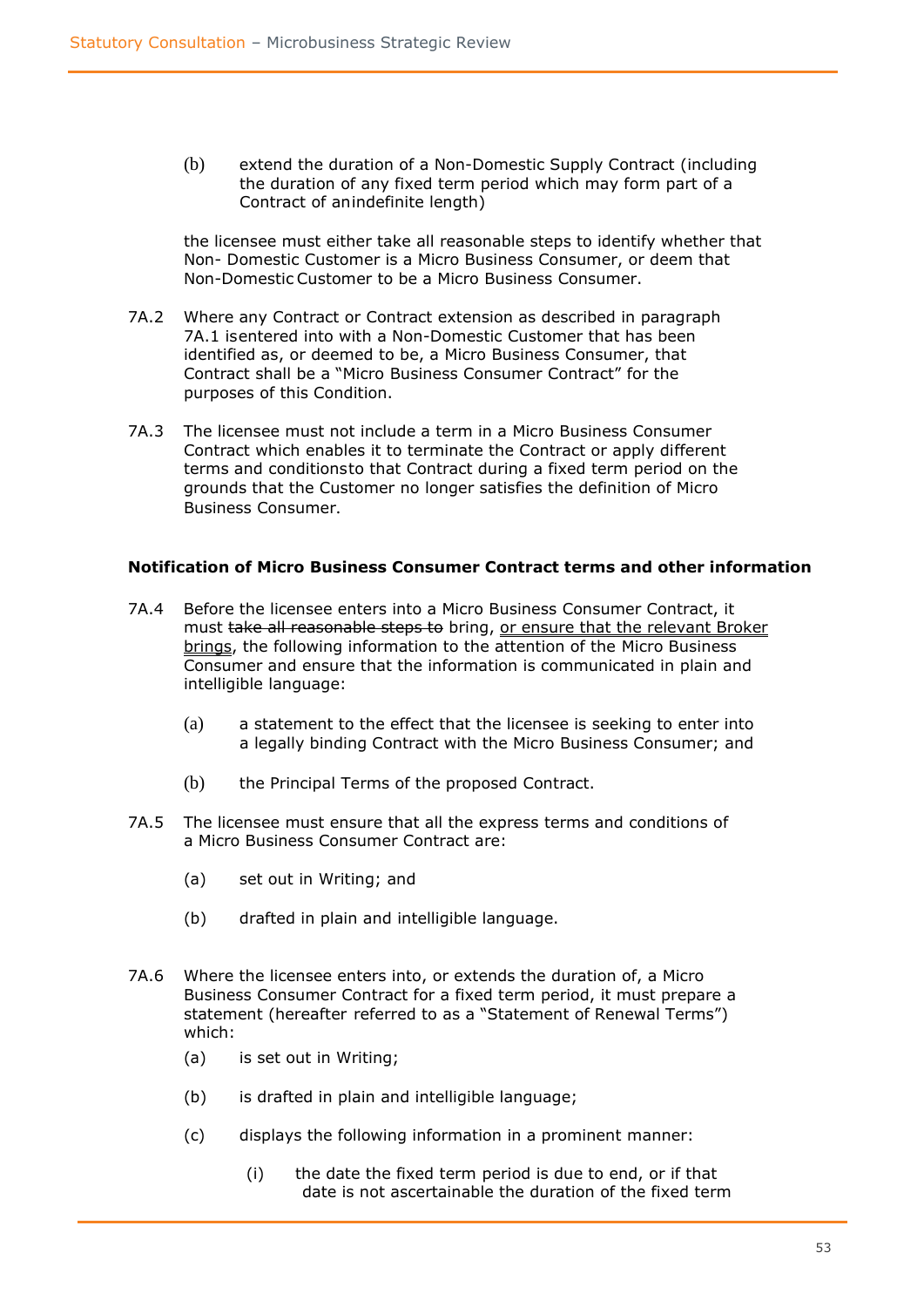(b) extend the duration of a Non-Domestic Supply Contract (including the duration of any fixed term period which may form part of a Contract of an indefinite length)

the licensee must either take all reasonable steps to identify whether that Non- Domestic Customer is a Micro Business Consumer, or deem that Non-Domestic Customer to be a Micro Business Consumer.

7A.2 Where any Contract or Contract extension as described in paragraph 7A.1 is entered into with a Non-Domestic Customer that has been identified as, or deemed to be, a Micro Business Consumer, that Contract shall be a "Micro Business Consumer Contract" for the purposes of this Condition.

7A.3 The licensee must not include a term in a Micro Business Consumer Contract which enables it to terminate the Contract or apply different terms and conditions to that Contract during a fixed term period on the grounds that the Customer no longer satisfies the definition of Micro Business Consumer.

**Notification of Micro Business Consumer Contract terms and other information**

7A.4 Before the licensee enters into a Micro Business Consumer Contract, it must ~~take all reasonable steps to~~ bring, <u>or ensure that the relevant Broker brings</u>, the following information to the attention of the Micro Business Consumer and ensure that the information is communicated in plain and intelligible language:

(a) a statement to the effect that the licensee is seeking to enter into a legally binding Contract with the Micro Business Consumer; and

(b) the Principal Terms of the proposed Contract.

7A.5 The licensee must ensure that all the express terms and conditions of a Micro Business Consumer Contract are:

(a) set out in Writing; and

(b) drafted in plain and intelligible language.

7A.6 Where the licensee enters into, or extends the duration of, a Micro Business Consumer Contract for a fixed term period, it must prepare a statement (hereafter referred to as a "Statement of Renewal Terms") which:

(a) is set out in Writing;

(b) is drafted in plain and intelligible language;

(c) displays the following information in a prominent manner:

(i) the date the fixed term period is due to end, or if that date is not ascertainable the duration of the fixed term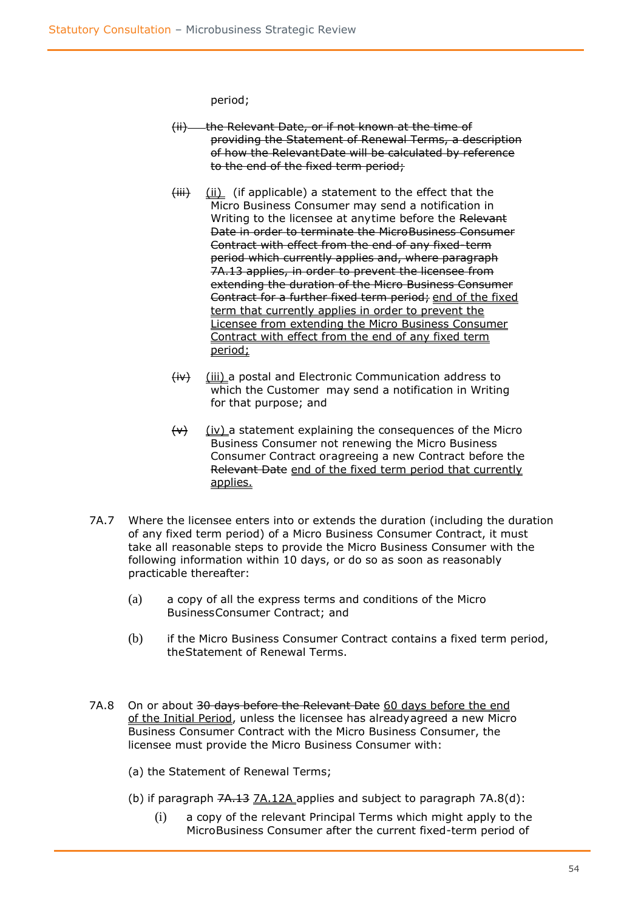period;

~~(ii) the Relevant Date, or if not known at the time of providing the Statement of Renewal Terms, a description of how the Relevant Date will be calculated by reference to the end of the fixed term period;~~

~~(iii)~~ <u>(ii)</u> (if applicable) a statement to the effect that the Micro Business Consumer may send a notification in Writing to the licensee at anytime before the ~~Relevant Date in order to terminate the Micro Business Consumer Contract with effect from the end of any fixed-term period which currently applies and, where paragraph 7A.13 applies, in order to prevent the licensee from extending the duration of the Micro Business Consumer Contract for a further fixed term period;~~ <u>end of the fixed term that currently applies in order to prevent the Licensee from extending the Micro Business Consumer Contract with effect from the end of any fixed term period;</u>

~~(iv)~~ <u>(iii)</u> a postal and Electronic Communication address to which the Customer may send a notification in Writing for that purpose; and

~~(v)~~ <u>(iv)</u> a statement explaining the consequences of the Micro Business Consumer not renewing the Micro Business Consumer Contract oragreeing a new Contract before the ~~Relevant Date~~ <u>end of the fixed term period that currently applies.</u>

7A.7 Where the licensee enters into or extends the duration (including the duration of any fixed term period) of a Micro Business Consumer Contract, it must take all reasonable steps to provide the Micro Business Consumer with the following information within 10 days, or do so as soon as reasonably practicable thereafter:

(a) a copy of all the express terms and conditions of the Micro BusinessConsumer Contract; and

(b) if the Micro Business Consumer Contract contains a fixed term period, theStatement of Renewal Terms.

7A.8 On or about ~~30 days before the Relevant Date~~ <u>60 days before the end of the Initial Period</u>, unless the licensee has alreadyagreed a new Micro Business Consumer Contract with the Micro Business Consumer, the licensee must provide the Micro Business Consumer with:

(a) the Statement of Renewal Terms;

(b) if paragraph ~~7A.13~~ <u>7A.12A</u> applies and subject to paragraph 7A.8(d):

(i) a copy of the relevant Principal Terms which might apply to the MicroBusiness Consumer after the current fixed-term period of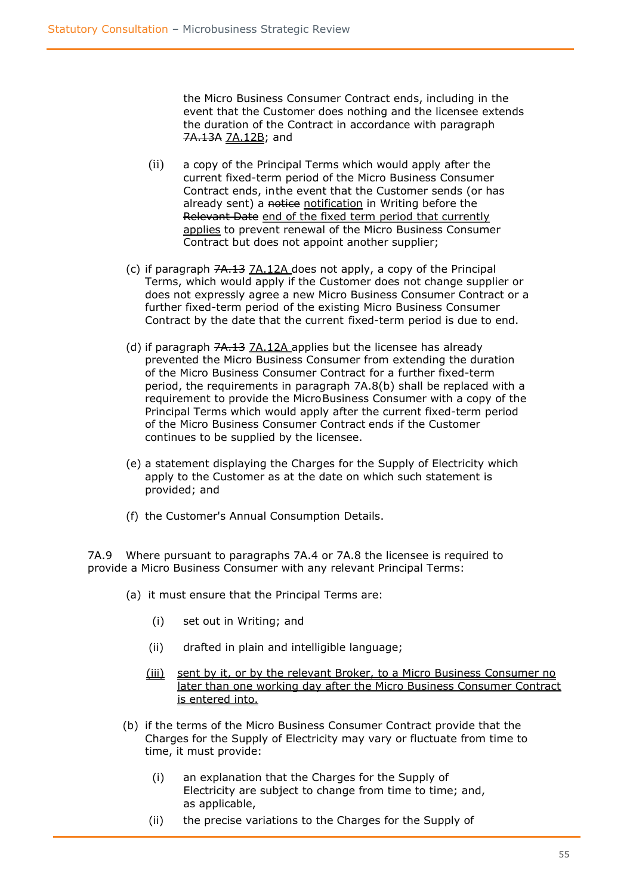the Micro Business Consumer Contract ends, including in the event that the Customer does nothing and the licensee extends the duration of the Contract in accordance with paragraph ~~7A.13A~~ <u>7A.12B</u>; and

(ii) a copy of the Principal Terms which would apply after the current fixed-term period of the Micro Business Consumer Contract ends, inthe event that the Customer sends (or has already sent) a ~~notice~~ <u>notification</u> in Writing before the ~~Relevant Date~~ <u>end of the fixed term period that currently applies</u> to prevent renewal of the Micro Business Consumer Contract but does not appoint another supplier;

(c) if paragraph ~~7A.13~~ <u>7A.12A</u> does not apply, a copy of the Principal Terms, which would apply if the Customer does not change supplier or does not expressly agree a new Micro Business Consumer Contract or a further fixed-term period of the existing Micro Business Consumer Contract by the date that the current fixed-term period is due to end.

(d) if paragraph ~~7A.13~~ <u>7A.12A</u> applies but the licensee has already prevented the Micro Business Consumer from extending the duration of the Micro Business Consumer Contract for a further fixed-term period, the requirements in paragraph 7A.8(b) shall be replaced with a requirement to provide the MicroBusiness Consumer with a copy of the Principal Terms which would apply after the current fixed-term period of the Micro Business Consumer Contract ends if the Customer continues to be supplied by the licensee.

(e) a statement displaying the Charges for the Supply of Electricity which apply to the Customer as at the date on which such statement is provided; and

(f) the Customer's Annual Consumption Details.

7A.9 Where pursuant to paragraphs 7A.4 or 7A.8 the licensee is required to provide a Micro Business Consumer with any relevant Principal Terms:

(a) it must ensure that the Principal Terms are:

(i) set out in Writing; and

(ii) drafted in plain and intelligible language;

<u>(iii) sent by it, or by the relevant Broker, to a Micro Business Consumer no later than one working day after the Micro Business Consumer Contract is entered into.</u>

(b) if the terms of the Micro Business Consumer Contract provide that the Charges for the Supply of Electricity may vary or fluctuate from time to time, it must provide:

(i) an explanation that the Charges for the Supply of Electricity are subject to change from time to time; and, as applicable,

(ii) the precise variations to the Charges for the Supply of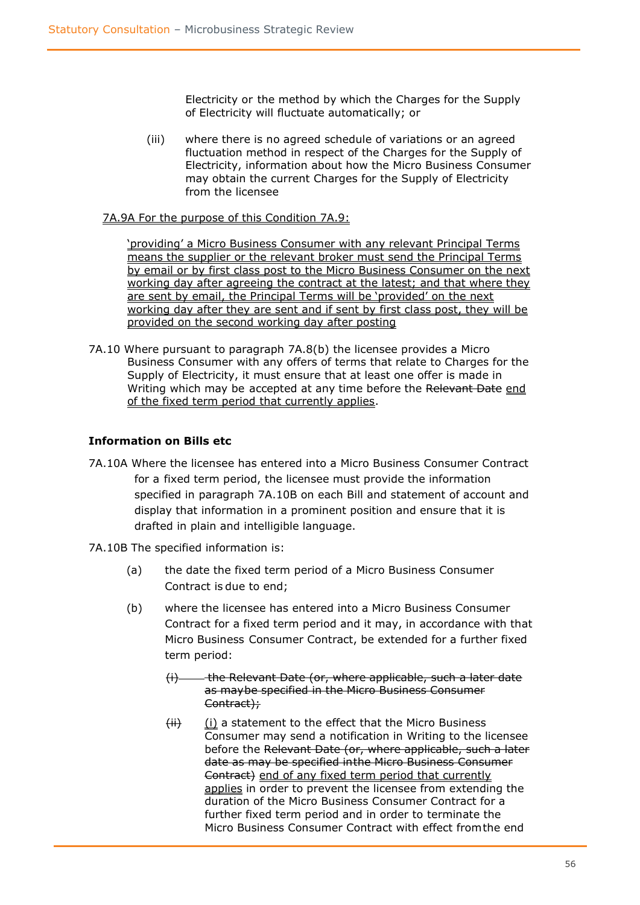Electricity or the method by which the Charges for the Supply of Electricity will fluctuate automatically; or

(iii) where there is no agreed schedule of variations or an agreed fluctuation method in respect of the Charges for the Supply of Electricity, information about how the Micro Business Consumer may obtain the current Charges for the Supply of Electricity from the licensee

<u>7A.9A For the purpose of this Condition 7A.9:</u>

<u>'providing' a Micro Business Consumer with any relevant Principal Terms means the supplier or the relevant broker must send the Principal Terms by email or by first class post to the Micro Business Consumer on the next working day after agreeing the contract at the latest; and that where they are sent by email, the Principal Terms will be 'provided' on the next working day after they are sent and if sent by first class post, they will be provided on the second working day after posting</u>

7A.10 Where pursuant to paragraph 7A.8(b) the licensee provides a Micro Business Consumer with any offers of terms that relate to Charges for the Supply of Electricity, it must ensure that at least one offer is made in Writing which may be accepted at any time before the ~~Relevant Date~~ <u>end of the fixed term period that currently applies</u>.

**Information on Bills etc**

7A.10A Where the licensee has entered into a Micro Business Consumer Contract for a fixed term period, the licensee must provide the information specified in paragraph 7A.10B on each Bill and statement of account and display that information in a prominent position and ensure that it is drafted in plain and intelligible language.

7A.10B The specified information is:

(a) the date the fixed term period of a Micro Business Consumer Contract is due to end;

(b) where the licensee has entered into a Micro Business Consumer Contract for a fixed term period and it may, in accordance with that Micro Business Consumer Contract, be extended for a further fixed term period:

~~(i) the Relevant Date (or, where applicable, such a later date as maybe specified in the Micro Business Consumer Contract);~~

~~(ii)~~ <u>(i)</u> a statement to the effect that the Micro Business Consumer may send a notification in Writing to the licensee before the ~~Relevant Date (or, where applicable, such a later date as may be specified inthe Micro Business Consumer Contract)~~ <u>end of any fixed term period that currently applies</u> in order to prevent the licensee from extending the duration of the Micro Business Consumer Contract for a further fixed term period and in order to terminate the Micro Business Consumer Contract with effect fromthe end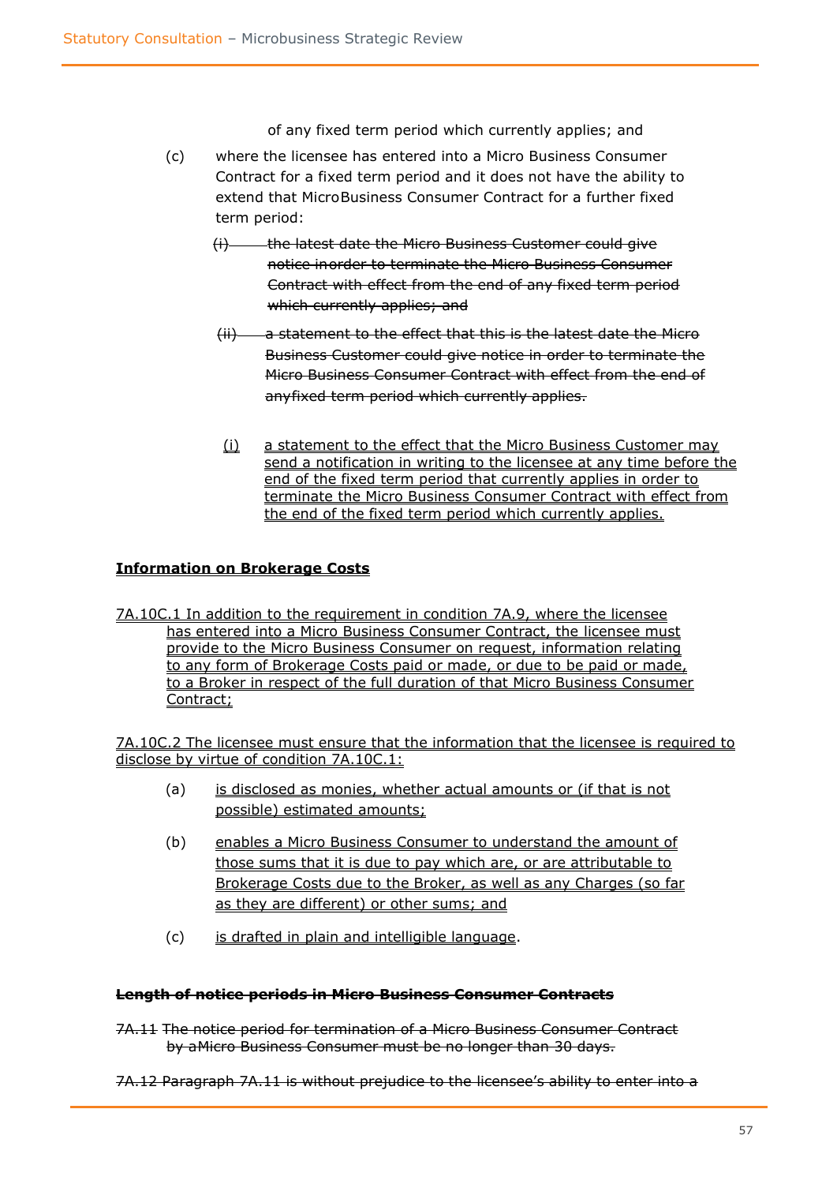of any fixed term period which currently applies; and

(c) where the licensee has entered into a Micro Business Consumer Contract for a fixed term period and it does not have the ability to extend that MicroBusiness Consumer Contract for a further fixed term period:

~~(i) the latest date the Micro Business Customer could give notice inorder to terminate the Micro Business Consumer Contract with effect from the end of any fixed term period which currently applies; and~~

~~(ii) a statement to the effect that this is the latest date the Micro Business Customer could give notice in order to terminate the Micro Business Consumer Contract with effect from the end of anyfixed term period which currently applies.~~

<u>(i) a statement to the effect that the Micro Business Customer may send a notification in writing to the licensee at any time before the end of the fixed term period that currently applies in order to terminate the Micro Business Consumer Contract with effect from the end of the fixed term period which currently applies.</u>

<u>**Information on Brokerage Costs**</u>

<u>7A.10C.1 In addition to the requirement in condition 7A.9, where the licensee has entered into a Micro Business Consumer Contract, the licensee must provide to the Micro Business Consumer on request, information relating to any form of Brokerage Costs paid or made, or due to be paid or made, to a Broker in respect of the full duration of that Micro Business Consumer Contract;</u>

<u>7A.10C.2 The licensee must ensure that the information that the licensee is required to disclose by virtue of condition 7A.10C.1:</u>

(a) <u>is disclosed as monies, whether actual amounts or (if that is not possible) estimated amounts;</u>

(b) <u>enables a Micro Business Consumer to understand the amount of those sums that it is due to pay which are, or are attributable to Brokerage Costs due to the Broker, as well as any Charges (so far as they are different) or other sums; and</u>

(c) <u>is drafted in plain and intelligible language</u>.

~~**Length of notice periods in Micro Business Consumer Contracts**~~

~~7A.11 The notice period for termination of a Micro Business Consumer Contract by aMicro Business Consumer must be no longer than 30 days.~~

~~7A.12 Paragraph 7A.11 is without prejudice to the licensee's ability to enter into a~~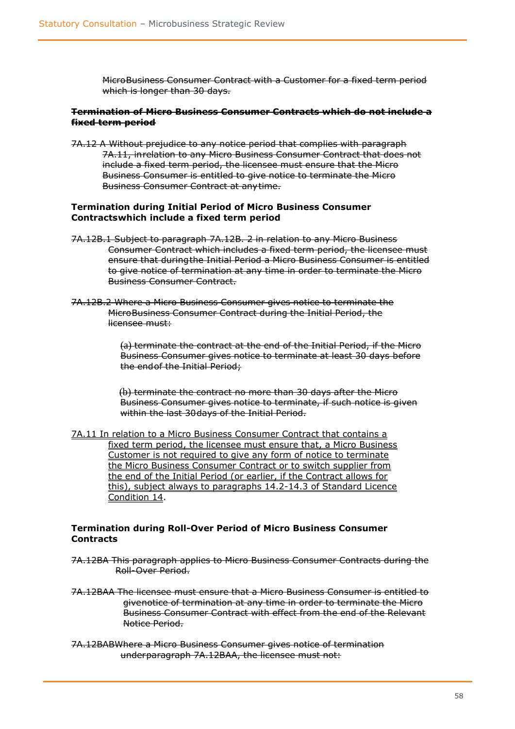~~MicroBusiness Consumer Contract with a Customer for a fixed term period which is longer than 30 days.~~

**~~Termination of Micro Business Consumer Contracts which do not include a fixed term period~~**

~~7A.12 A Without prejudice to any notice period that complies with paragraph 7A.11, inrelation to any Micro Business Consumer Contract that does not include a fixed term period, the licensee must ensure that the Micro Business Consumer is entitled to give notice to terminate the Micro Business Consumer Contract at anytime.~~

**Termination during Initial Period of Micro Business Consumer Contractswhich include a fixed term period**

~~7A.12B.1 Subject to paragraph 7A.12B. 2 in relation to any Micro Business Consumer Contract which includes a fixed term period, the licensee must ensure that duringthe Initial Period a Micro Business Consumer is entitled to give notice of termination at any time in order to terminate the Micro Business Consumer Contract.~~

~~7A.12B.2 Where a Micro Business Consumer gives notice to terminate the MicroBusiness Consumer Contract during the Initial Period, the licensee must:~~

> ~~(a) terminate the contract at the end of the Initial Period, if the Micro Business Consumer gives notice to terminate at least 30 days before the endof the Initial Period;~~
>
> ~~(b) terminate the contract no more than 30 days after the Micro Business Consumer gives notice to terminate, if such notice is given within the last 30days of the Initial Period.~~

<u>7A.11 In relation to a Micro Business Consumer Contract that contains a fixed term period, the licensee must ensure that, a Micro Business Customer is not required to give any form of notice to terminate the Micro Business Consumer Contract or to switch supplier from the end of the Initial Period (or earlier, if the Contract allows for this), subject always to paragraphs 14.2-14.3 of Standard Licence Condition 14</u>.

**Termination during Roll-Over Period of Micro Business Consumer Contracts**

~~7A.12BA This paragraph applies to Micro Business Consumer Contracts during the Roll-Over Period.~~

~~7A.12BAA The licensee must ensure that a Micro Business Consumer is entitled to givenotice of termination at any time in order to terminate the Micro Business Consumer Contract with effect from the end of the Relevant Notice Period.~~

~~7A.12BABWhere a Micro Business Consumer gives notice of termination underparagraph 7A.12BAA, the licensee must not:~~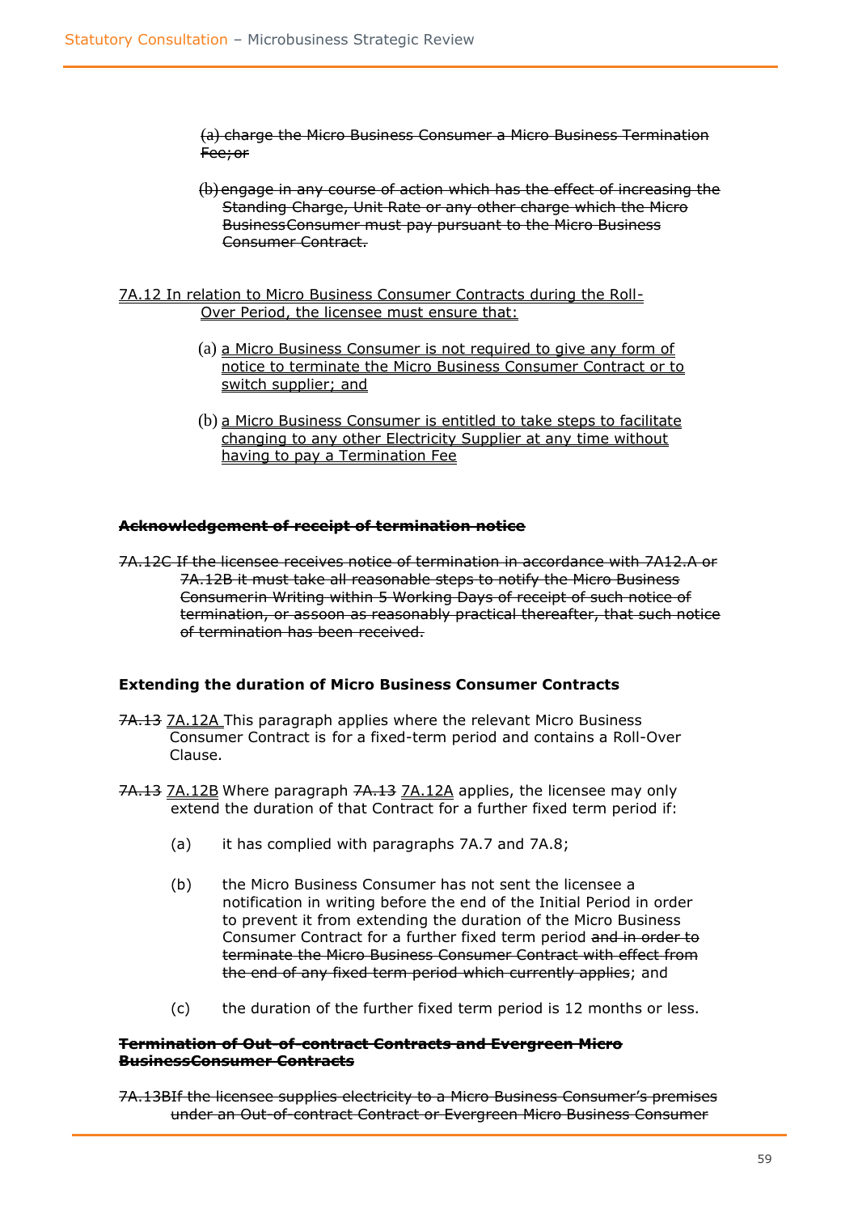~~(a) charge the Micro Business Consumer a Micro Business Termination Fee; or~~

~~(b) engage in any course of action which has the effect of increasing the Standing Charge, Unit Rate or any other charge which the Micro BusinessConsumer must pay pursuant to the Micro Business Consumer Contract.~~

<u>7A.12 In relation to Micro Business Consumer Contracts during the Roll-Over Period, the licensee must ensure that:</u>

(a) <u>a Micro Business Consumer is not required to give any form of notice to terminate the Micro Business Consumer Contract or to switch supplier; and</u>

(b) <u>a Micro Business Consumer is entitled to take steps to facilitate changing to any other Electricity Supplier at any time without having to pay a Termination Fee</u>

**~~Acknowledgement of receipt of termination notice~~**

~~7A.12C If the licensee receives notice of termination in accordance with 7A12.A or 7A.12B it must take all reasonable steps to notify the Micro Business Consumerin Writing within 5 Working Days of receipt of such notice of termination, or assoon as reasonably practical thereafter, that such notice of termination has been received.~~

**Extending the duration of Micro Business Consumer Contracts**

~~7A.13~~ <u>7A.12A</u> This paragraph applies where the relevant Micro Business Consumer Contract is for a fixed-term period and contains a Roll-Over Clause.

~~7A.13~~ <u>7A.12B</u> Where paragraph ~~7A.13~~ <u>7A.12A</u> applies, the licensee may only extend the duration of that Contract for a further fixed term period if:

(a) it has complied with paragraphs 7A.7 and 7A.8;

(b) the Micro Business Consumer has not sent the licensee a notification in writing before the end of the Initial Period in order to prevent it from extending the duration of the Micro Business Consumer Contract for a further fixed term period ~~and in order to terminate the Micro Business Consumer Contract with effect from the end of any fixed term period which currently applies~~; and

(c) the duration of the further fixed term period is 12 months or less.

**~~Termination of Out-of-contract Contracts and Evergreen Micro BusinessConsumer Contracts~~**

~~7A.13BIf the licensee supplies electricity to a Micro Business Consumer's premises under an Out-of-contract Contract or Evergreen Micro Business Consumer~~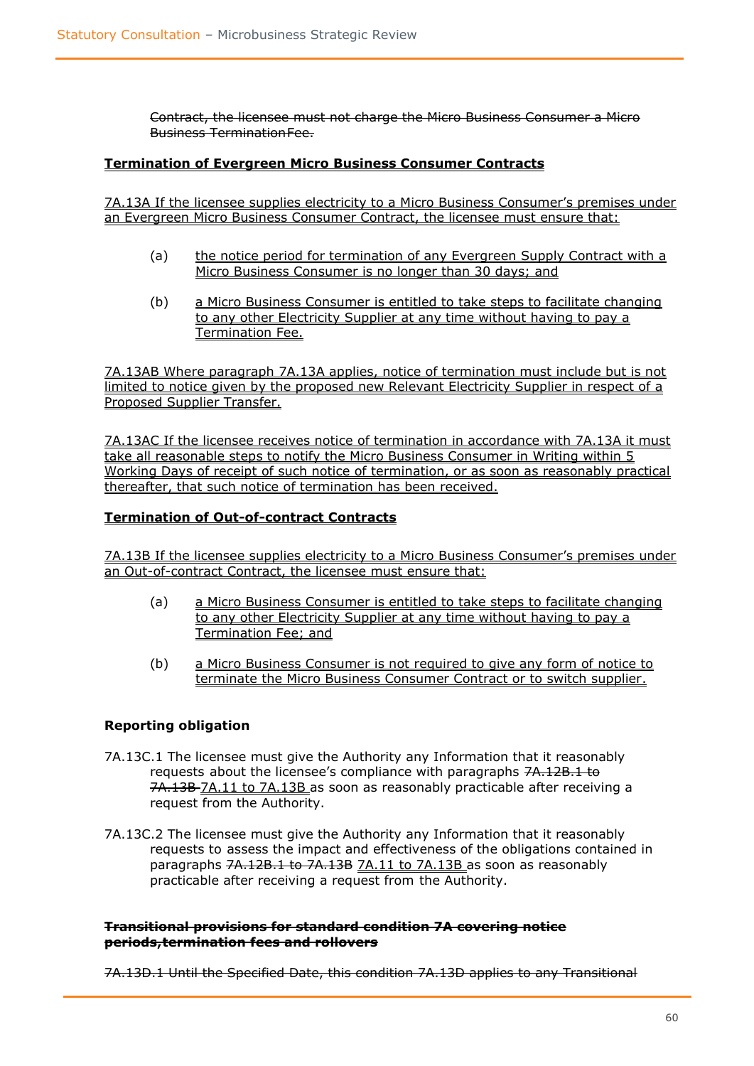~~Contract, the licensee must not charge the Micro Business Consumer a Micro Business Termination Fee.~~

<u>**Termination of Evergreen Micro Business Consumer Contracts**</u>

<u>7A.13A If the licensee supplies electricity to a Micro Business Consumer's premises under an Evergreen Micro Business Consumer Contract, the licensee must ensure that:</u>

(a) <u>the notice period for termination of any Evergreen Supply Contract with a Micro Business Consumer is no longer than 30 days; and</u>

(b) <u>a Micro Business Consumer is entitled to take steps to facilitate changing to any other Electricity Supplier at any time without having to pay a Termination Fee.</u>

<u>7A.13AB Where paragraph 7A.13A applies, notice of termination must include but is not limited to notice given by the proposed new Relevant Electricity Supplier in respect of a Proposed Supplier Transfer.</u>

<u>7A.13AC If the licensee receives notice of termination in accordance with 7A.13A it must take all reasonable steps to notify the Micro Business Consumer in Writing within 5 Working Days of receipt of such notice of termination, or as soon as reasonably practical thereafter, that such notice of termination has been received.</u>

<u>**Termination of Out-of-contract Contracts**</u>

<u>7A.13B If the licensee supplies electricity to a Micro Business Consumer's premises under an Out-of-contract Contract, the licensee must ensure that:</u>

(a) <u>a Micro Business Consumer is entitled to take steps to facilitate changing to any other Electricity Supplier at any time without having to pay a Termination Fee; and</u>

(b) <u>a Micro Business Consumer is not required to give any form of notice to terminate the Micro Business Consumer Contract or to switch supplier.</u>

**Reporting obligation**

7A.13C.1 The licensee must give the Authority any Information that it reasonably requests about the licensee's compliance with paragraphs ~~7A.12B.1 to 7A.13B~~ <u>7A.11 to 7A.13B</u> as soon as reasonably practicable after receiving a request from the Authority.

7A.13C.2 The licensee must give the Authority any Information that it reasonably requests to assess the impact and effectiveness of the obligations contained in paragraphs ~~7A.12B.1 to 7A.13B~~ <u>7A.11 to 7A.13B</u> as soon as reasonably practicable after receiving a request from the Authority.

~~**Transitional provisions for standard condition 7A covering notice periods,termination fees and rollovers**~~

~~7A.13D.1 Until the Specified Date, this condition 7A.13D applies to any Transitional~~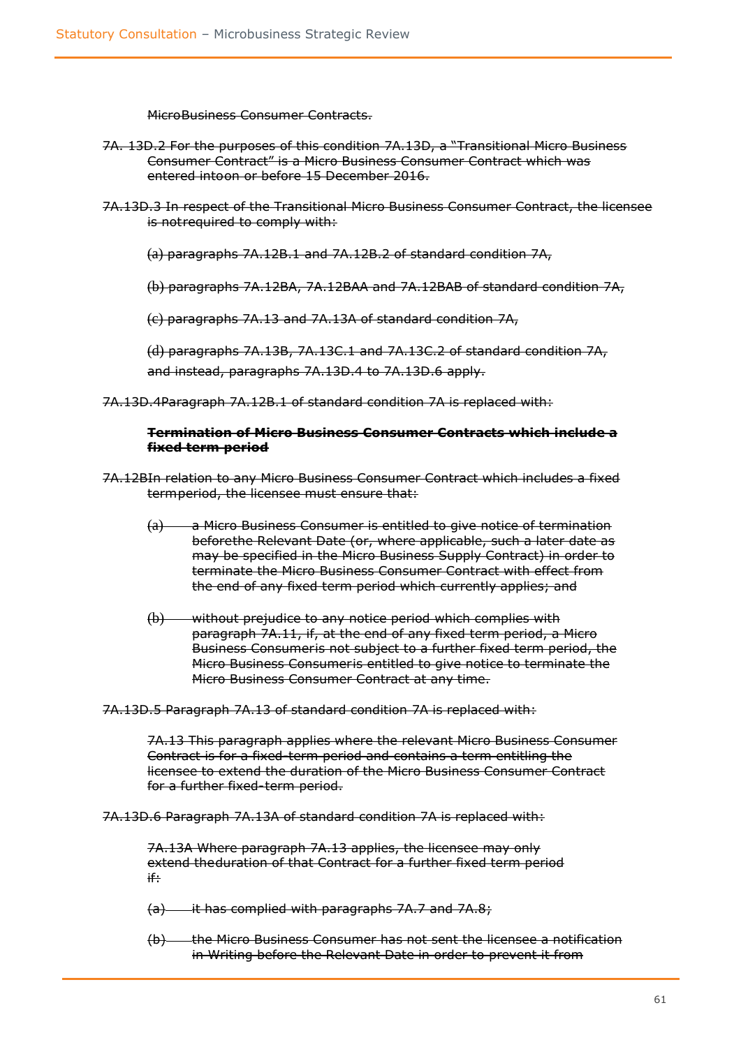~~MicroBusiness Consumer Contracts.~~

~~7A. 13D.2 For the purposes of this condition 7A.13D, a "Transitional Micro Business Consumer Contract" is a Micro Business Consumer Contract which was entered intoon or before 15 December 2016.~~

~~7A.13D.3 In respect of the Transitional Micro Business Consumer Contract, the licensee is notrequired to comply with:~~

~~(a) paragraphs 7A.12B.1 and 7A.12B.2 of standard condition 7A,~~

~~(b) paragraphs 7A.12BA, 7A.12BAA and 7A.12BAB of standard condition 7A,~~

~~(c) paragraphs 7A.13 and 7A.13A of standard condition 7A,~~

~~(d) paragraphs 7A.13B, 7A.13C.1 and 7A.13C.2 of standard condition 7A,~~

~~and instead, paragraphs 7A.13D.4 to 7A.13D.6 apply.~~

~~7A.13D.4Paragraph 7A.12B.1 of standard condition 7A is replaced with:~~

~~**Termination of Micro Business Consumer Contracts which include a fixed term period**~~

~~7A.12BIn relation to any Micro Business Consumer Contract which includes a fixed termperiod, the licensee must ensure that:~~

~~(a) a Micro Business Consumer is entitled to give notice of termination beforethe Relevant Date (or, where applicable, such a later date as may be specified in the Micro Business Supply Contract) in order to terminate the Micro Business Consumer Contract with effect from the end of any fixed term period which currently applies; and~~

~~(b) without prejudice to any notice period which complies with paragraph 7A.11, if, at the end of any fixed term period, a Micro Business Consumeris not subject to a further fixed term period, the Micro Business Consumeris entitled to give notice to terminate the Micro Business Consumer Contract at any time.~~

~~7A.13D.5 Paragraph 7A.13 of standard condition 7A is replaced with:~~

~~7A.13 This paragraph applies where the relevant Micro Business Consumer Contract is for a fixed-term period and contains a term entitling the licensee to extend the duration of the Micro Business Consumer Contract for a further fixed-term period.~~

~~7A.13D.6 Paragraph 7A.13A of standard condition 7A is replaced with:~~

~~7A.13A Where paragraph 7A.13 applies, the licensee may only extend theduration of that Contract for a further fixed term period if:~~

~~(a) it has complied with paragraphs 7A.7 and 7A.8;~~

~~(b) the Micro Business Consumer has not sent the licensee a notification in Writing before the Relevant Date in order to prevent it from~~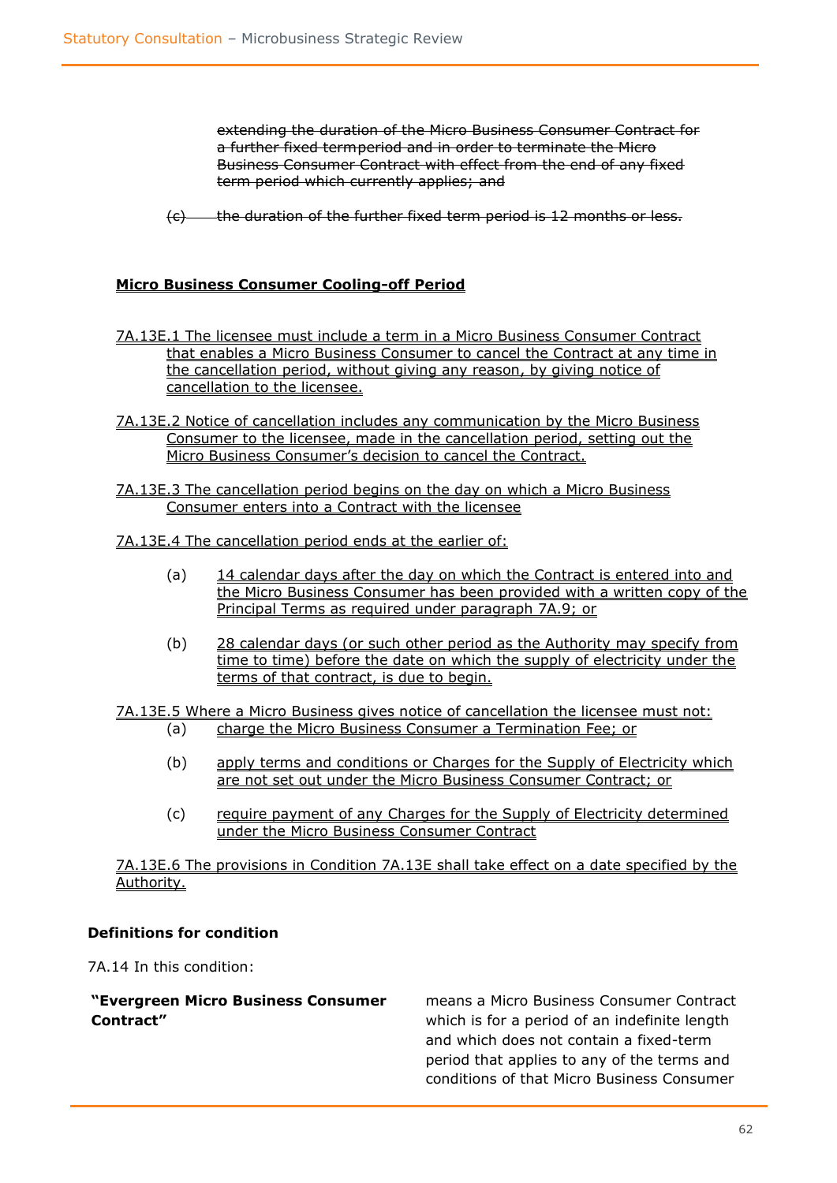~~extending the duration of the Micro Business Consumer Contract for a further fixed termperiod and in order to terminate the Micro Business Consumer Contract with effect from the end of any fixed term period which currently applies; and~~

~~(c) the duration of the further fixed term period is 12 months or less.~~

<u>**Micro Business Consumer Cooling-off Period**</u>

<u>7A.13E.1 The licensee must include a term in a Micro Business Consumer Contract that enables a Micro Business Consumer to cancel the Contract at any time in the cancellation period, without giving any reason, by giving notice of cancellation to the licensee.</u>

<u>7A.13E.2 Notice of cancellation includes any communication by the Micro Business Consumer to the licensee, made in the cancellation period, setting out the Micro Business Consumer's decision to cancel the Contract.</u>

<u>7A.13E.3 The cancellation period begins on the day on which a Micro Business Consumer enters into a Contract with the licensee</u>

<u>7A.13E.4 The cancellation period ends at the earlier of:</u>

(a) <u>14 calendar days after the day on which the Contract is entered into and the Micro Business Consumer has been provided with a written copy of the Principal Terms as required under paragraph 7A.9; or</u>

(b) <u>28 calendar days (or such other period as the Authority may specify from time to time) before the date on which the supply of electricity under the terms of that contract, is due to begin.</u>

<u>7A.13E.5 Where a Micro Business gives notice of cancellation the licensee must not:</u>

(a) <u>charge the Micro Business Consumer a Termination Fee; or</u>

(b) <u>apply terms and conditions or Charges for the Supply of Electricity which are not set out under the Micro Business Consumer Contract; or</u>

(c) <u>require payment of any Charges for the Supply of Electricity determined under the Micro Business Consumer Contract</u>

<u>7A.13E.6 The provisions in Condition 7A.13E shall take effect on a date specified by the Authority.</u>

**Definitions for condition**

7A.14 In this condition:

| | |
|---|---|
| **"Evergreen Micro Business Consumer Contract"** | means a Micro Business Consumer Contract which is for a period of an indefinite length and which does not contain a fixed-term period that applies to any of the terms and conditions of that Micro Business Consumer |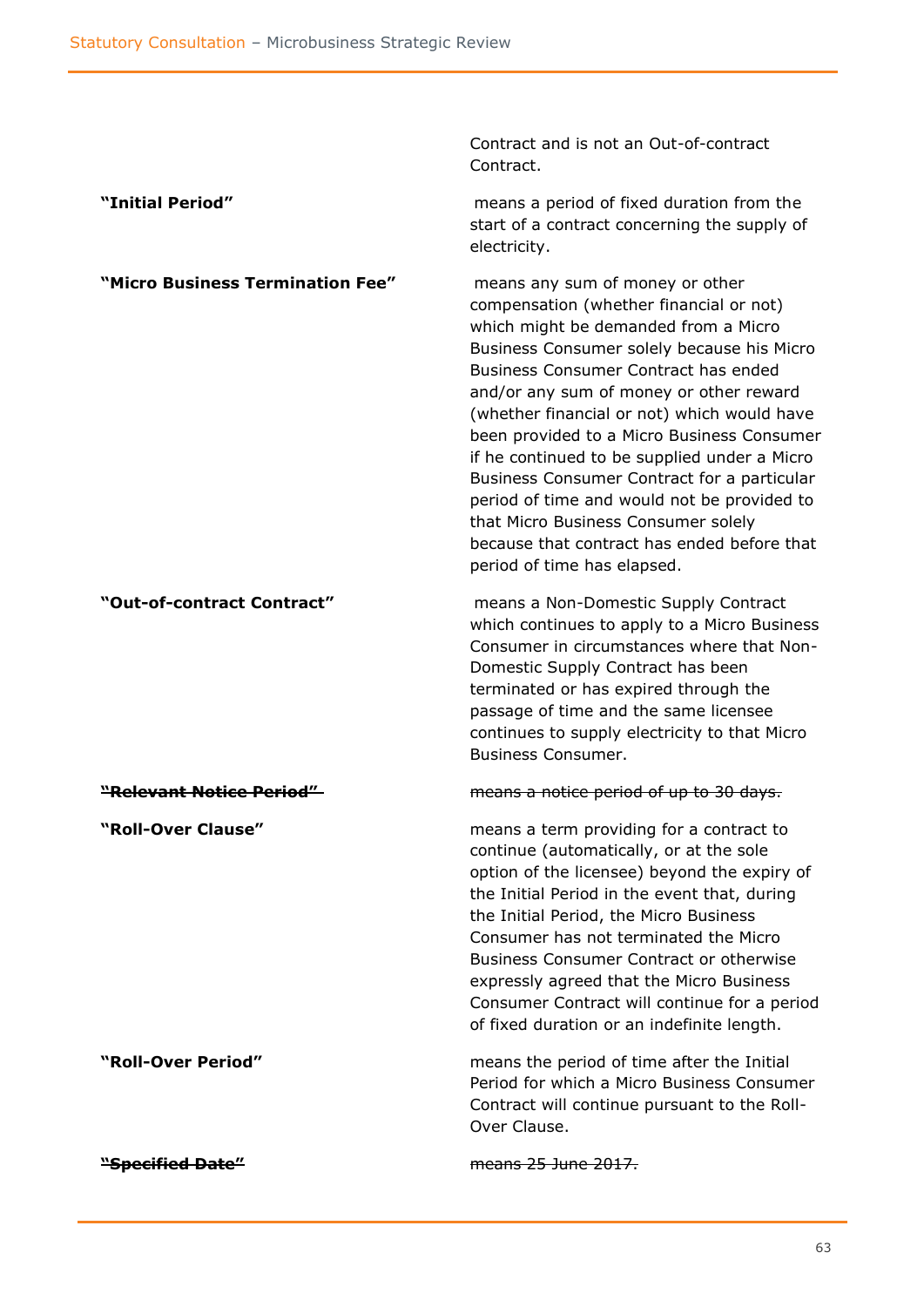| | |
|---|---|
| | Contract and is not an Out-of-contract Contract. |
| **"Initial Period"** | means a period of fixed duration from the start of a contract concerning the supply of electricity. |
| **"Micro Business Termination Fee"** | means any sum of money or other compensation (whether financial or not) which might be demanded from a Micro Business Consumer solely because his Micro Business Consumer Contract has ended and/or any sum of money or other reward (whether financial or not) which would have been provided to a Micro Business Consumer if he continued to be supplied under a Micro Business Consumer Contract for a particular period of time and would not be provided to that Micro Business Consumer solely because that contract has ended before that period of time has elapsed. |
| **"Out-of-contract Contract"** | means a Non-Domestic Supply Contract which continues to apply to a Micro Business Consumer in circumstances where that Non-Domestic Supply Contract has been terminated or has expired through the passage of time and the same licensee continues to supply electricity to that Micro Business Consumer. |
| ~~**"Relevant Notice Period"**~~ | ~~means a notice period of up to 30 days.~~ |
| **"Roll-Over Clause"** | means a term providing for a contract to continue (automatically, or at the sole option of the licensee) beyond the expiry of the Initial Period in the event that, during the Initial Period, the Micro Business Consumer has not terminated the Micro Business Consumer Contract or otherwise expressly agreed that the Micro Business Consumer Contract will continue for a period of fixed duration or an indefinite length. |
| **"Roll-Over Period"** | means the period of time after the Initial Period for which a Micro Business Consumer Contract will continue pursuant to the Roll-Over Clause. |
| ~~**"Specified Date"**~~ | ~~means 25 June 2017.~~ |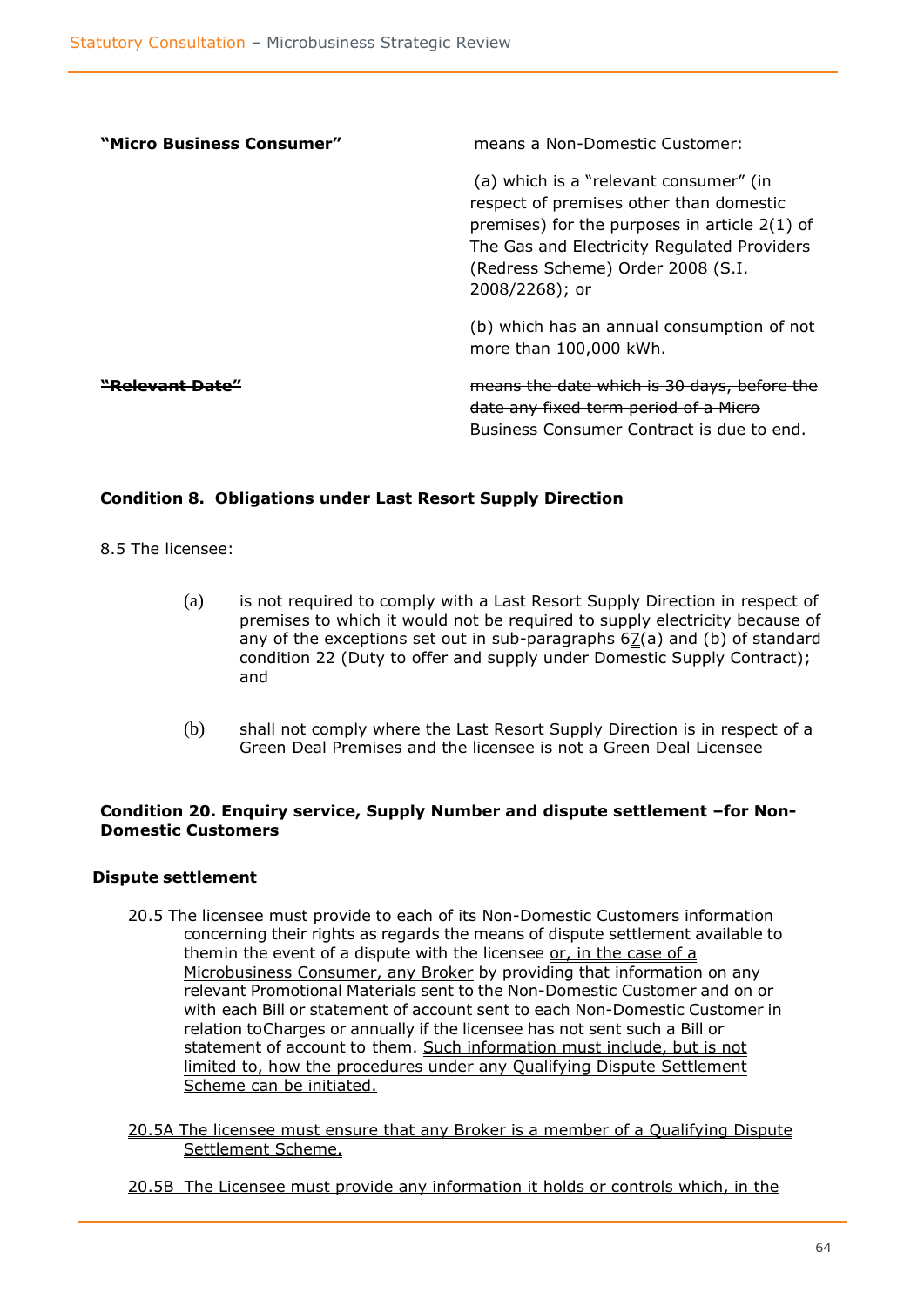| | |
|---|---|
| **"Micro Business Consumer"** | means a Non-Domestic Customer:<br><br>(a) which is a "relevant consumer" (in respect of premises other than domestic premises) for the purposes in article 2(1) of The Gas and Electricity Regulated Providers (Redress Scheme) Order 2008 (S.I. 2008/2268); or<br><br>(b) which has an annual consumption of not more than 100,000 kWh. |
| ~~**"Relevant Date"**~~ | ~~means the date which is 30 days, before the date any fixed term period of a Micro Business Consumer Contract is due to end.~~ |

**Condition 8. Obligations under Last Resort Supply Direction**

8.5 The licensee:

(a) is not required to comply with a Last Resort Supply Direction in respect of premises to which it would not be required to supply electricity because of any of the exceptions set out in sub-paragraphs ~~6~~<u>7</u>(a) and (b) of standard condition 22 (Duty to offer and supply under Domestic Supply Contract); and

(b) shall not comply where the Last Resort Supply Direction is in respect of a Green Deal Premises and the licensee is not a Green Deal Licensee

**Condition 20. Enquiry service, Supply Number and dispute settlement –for Non-Domestic Customers**

**Dispute settlement**

20.5 The licensee must provide to each of its Non-Domestic Customers information concerning their rights as regards the means of dispute settlement available to themin the event of a dispute with the licensee <u>or, in the case of a Microbusiness Consumer, any Broker</u> by providing that information on any relevant Promotional Materials sent to the Non-Domestic Customer and on or with each Bill or statement of account sent to each Non-Domestic Customer in relation toCharges or annually if the licensee has not sent such a Bill or statement of account to them. <u>Such information must include, but is not limited to, how the procedures under any Qualifying Dispute Settlement Scheme can be initiated.</u>

<u>20.5A The licensee must ensure that any Broker is a member of a Qualifying Dispute Settlement Scheme.</u>

<u>20.5B The Licensee must provide any information it holds or controls which, in the</u>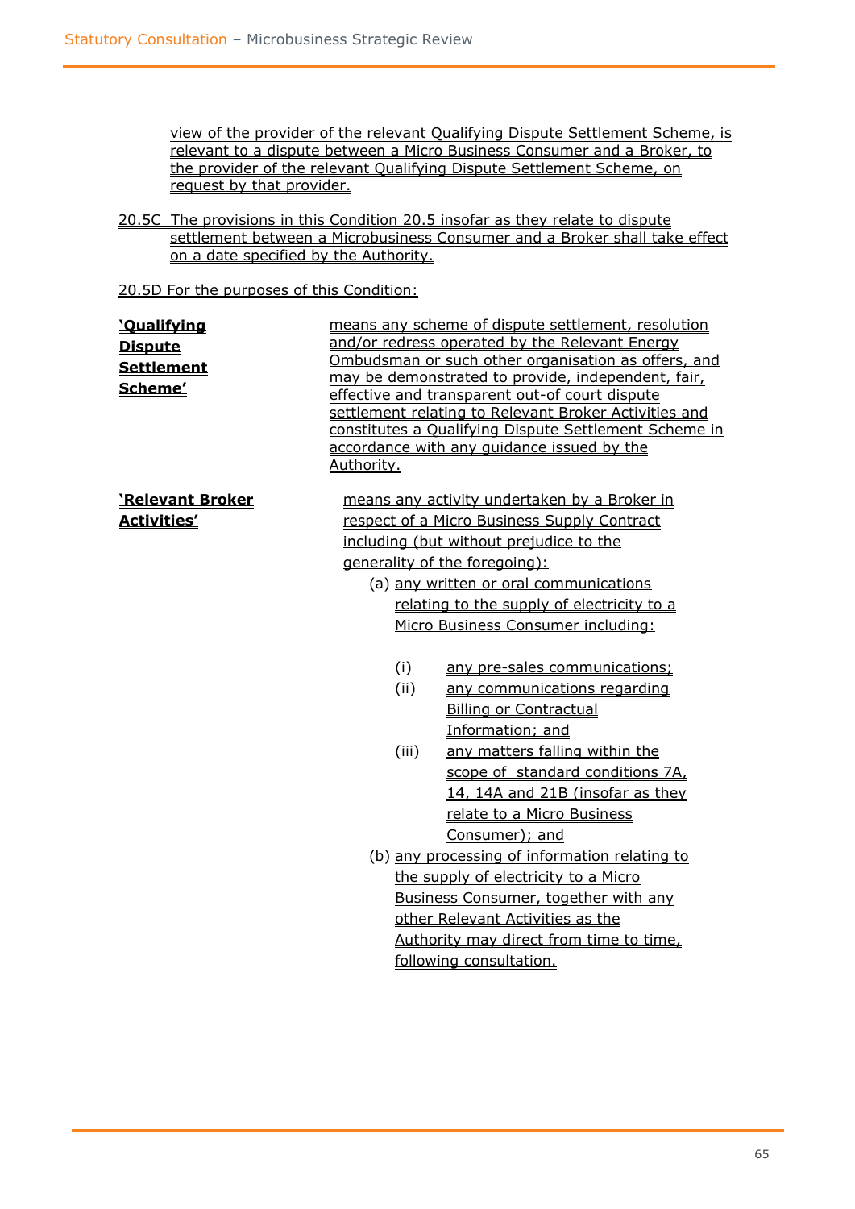view of the provider of the relevant Qualifying Dispute Settlement Scheme, is relevant to a dispute between a Micro Business Consumer and a Broker, to the provider of the relevant Qualifying Dispute Settlement Scheme, on request by that provider.

20.5C The provisions in this Condition 20.5 insofar as they relate to dispute settlement between a Microbusiness Consumer and a Broker shall take effect on a date specified by the Authority.

20.5D For the purposes of this Condition:

| | |
|---|---|
| **'Qualifying Dispute Settlement Scheme'** | means any scheme of dispute settlement, resolution and/or redress operated by the Relevant Energy Ombudsman or such other organisation as offers, and may be demonstrated to provide, independent, fair, effective and transparent out-of court dispute settlement relating to Relevant Broker Activities and constitutes a Qualifying Dispute Settlement Scheme in accordance with any guidance issued by the Authority. |
| **'Relevant Broker Activities'** | means any activity undertaken by a Broker in respect of a Micro Business Supply Contract including (but without prejudice to the generality of the foregoing):<br>(a) any written or oral communications relating to the supply of electricity to a Micro Business Consumer including:<br>(i) any pre-sales communications;<br>(ii) any communications regarding Billing or Contractual Information; and<br>(iii) any matters falling within the scope of standard conditions 7A, 14, 14A and 21B (insofar as they relate to a Micro Business Consumer); and<br>(b) any processing of information relating to the supply of electricity to a Micro Business Consumer, together with any other Relevant Activities as the Authority may direct from time to time, following consultation. |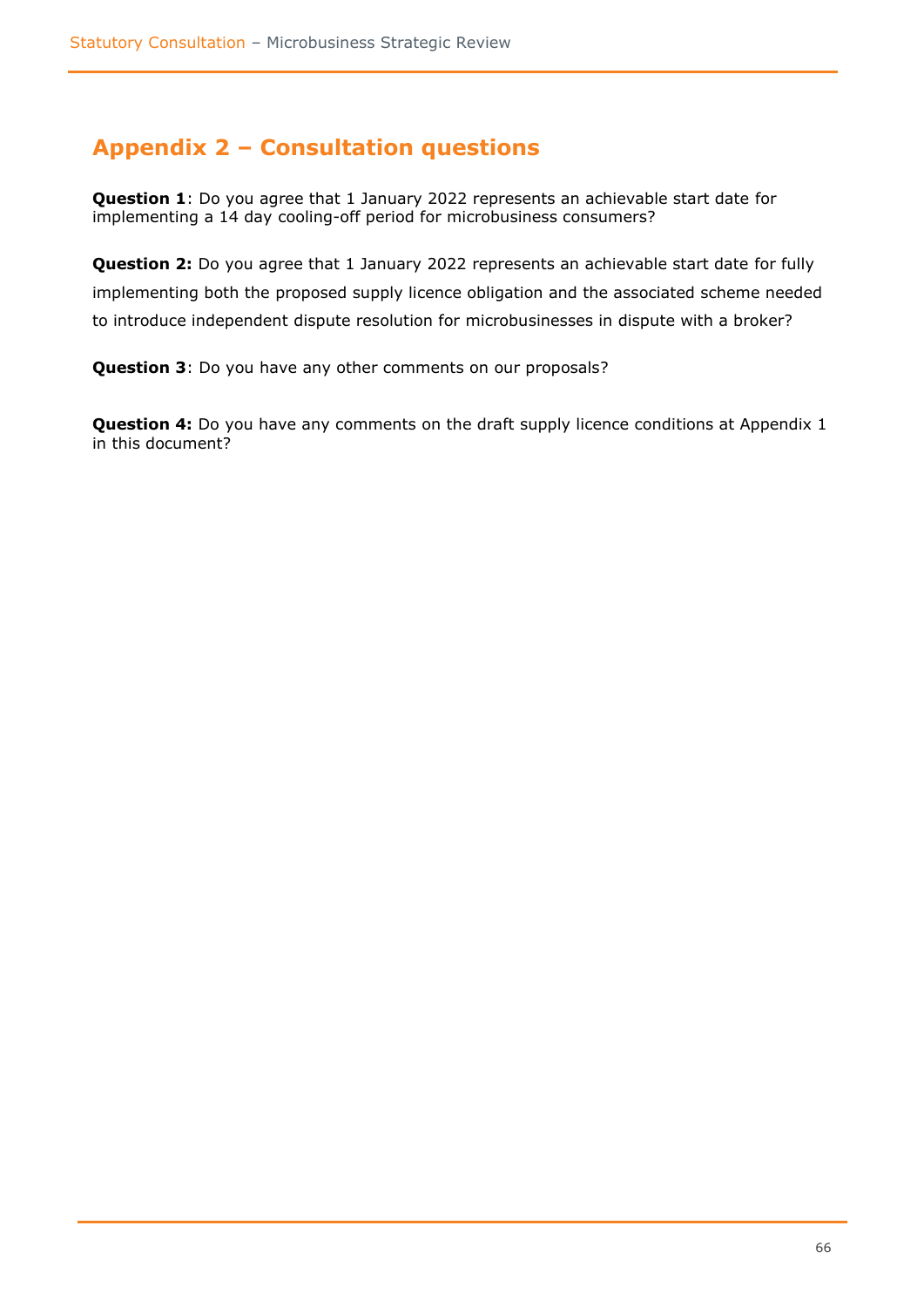## Appendix 2 – Consultation questions

**Question 1**: Do you agree that 1 January 2022 represents an achievable start date for implementing a 14 day cooling-off period for microbusiness consumers?

**Question 2:** Do you agree that 1 January 2022 represents an achievable start date for fully implementing both the proposed supply licence obligation and the associated scheme needed to introduce independent dispute resolution for microbusinesses in dispute with a broker?

**Question 3**: Do you have any other comments on our proposals?

**Question 4:** Do you have any comments on the draft supply licence conditions at Appendix 1 in this document?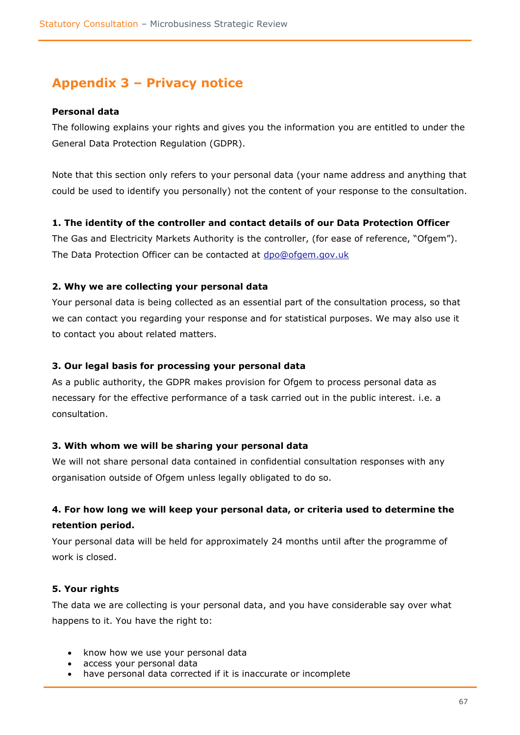## Appendix 3 – Privacy notice

**Personal data**

The following explains your rights and gives you the information you are entitled to under the General Data Protection Regulation (GDPR).

Note that this section only refers to your personal data (your name address and anything that could be used to identify you personally) not the content of your response to the consultation.

**1. The identity of the controller and contact details of our Data Protection Officer**

The Gas and Electricity Markets Authority is the controller, (for ease of reference, "Ofgem"). The Data Protection Officer can be contacted at dpo@ofgem.gov.uk

**2. Why we are collecting your personal data**

Your personal data is being collected as an essential part of the consultation process, so that we can contact you regarding your response and for statistical purposes. We may also use it to contact you about related matters.

**3. Our legal basis for processing your personal data**

As a public authority, the GDPR makes provision for Ofgem to process personal data as necessary for the effective performance of a task carried out in the public interest. i.e. a consultation.

**3. With whom we will be sharing your personal data**

We will not share personal data contained in confidential consultation responses with any organisation outside of Ofgem unless legally obligated to do so.

**4. For how long we will keep your personal data, or criteria used to determine the retention period.**

Your personal data will be held for approximately 24 months until after the programme of work is closed.

**5. Your rights**

The data we are collecting is your personal data, and you have considerable say over what happens to it. You have the right to:

- know how we use your personal data
- access your personal data
- have personal data corrected if it is inaccurate or incomplete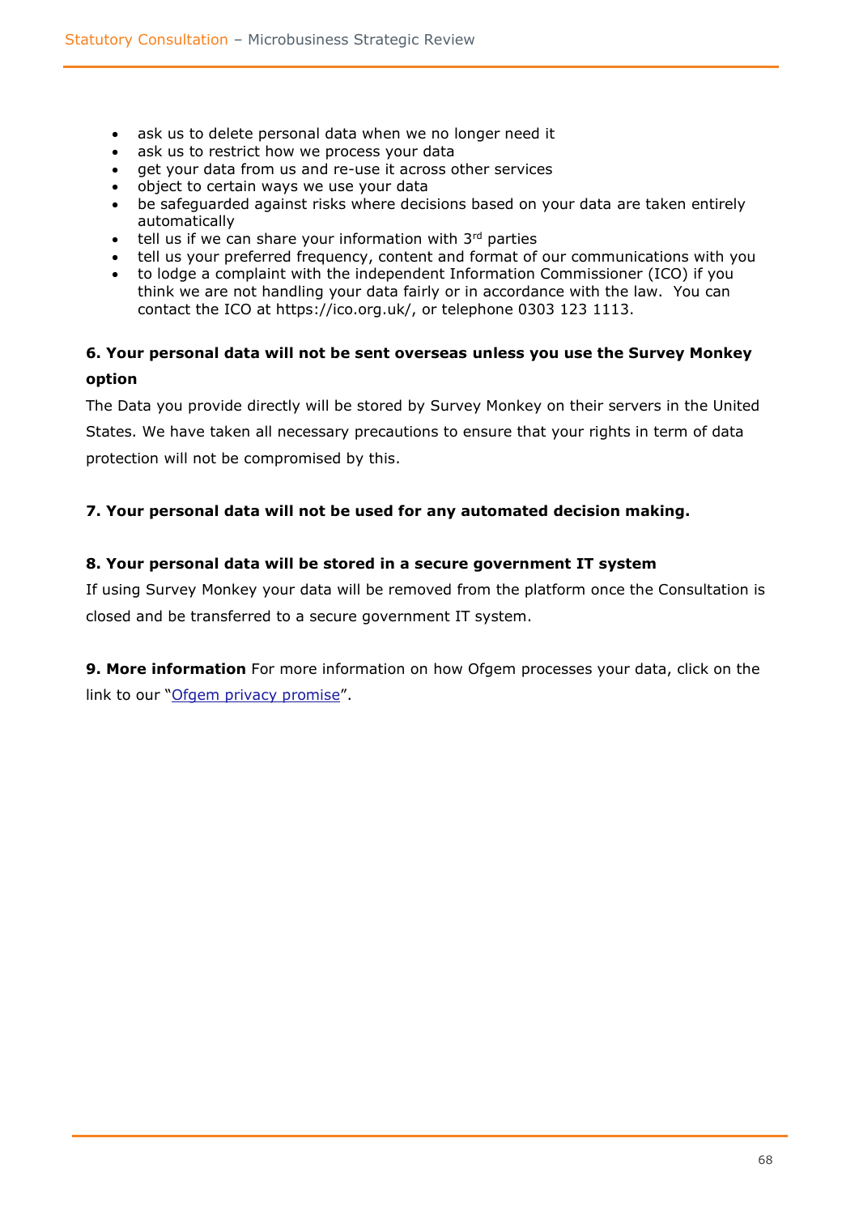- ask us to delete personal data when we no longer need it
- ask us to restrict how we process your data
- get your data from us and re-use it across other services
- object to certain ways we use your data
- be safeguarded against risks where decisions based on your data are taken entirely automatically
- tell us if we can share your information with 3rd parties
- tell us your preferred frequency, content and format of our communications with you
- to lodge a complaint with the independent Information Commissioner (ICO) if you think we are not handling your data fairly or in accordance with the law. You can contact the ICO at https://ico.org.uk/, or telephone 0303 123 1113.

**6. Your personal data will not be sent overseas unless you use the Survey Monkey option**

The Data you provide directly will be stored by Survey Monkey on their servers in the United States. We have taken all necessary precautions to ensure that your rights in term of data protection will not be compromised by this.

**7. Your personal data will not be used for any automated decision making.**

**8. Your personal data will be stored in a secure government IT system**

If using Survey Monkey your data will be removed from the platform once the Consultation is closed and be transferred to a secure government IT system.

**9. More information** For more information on how Ofgem processes your data, click on the link to our "Ofgem privacy promise".